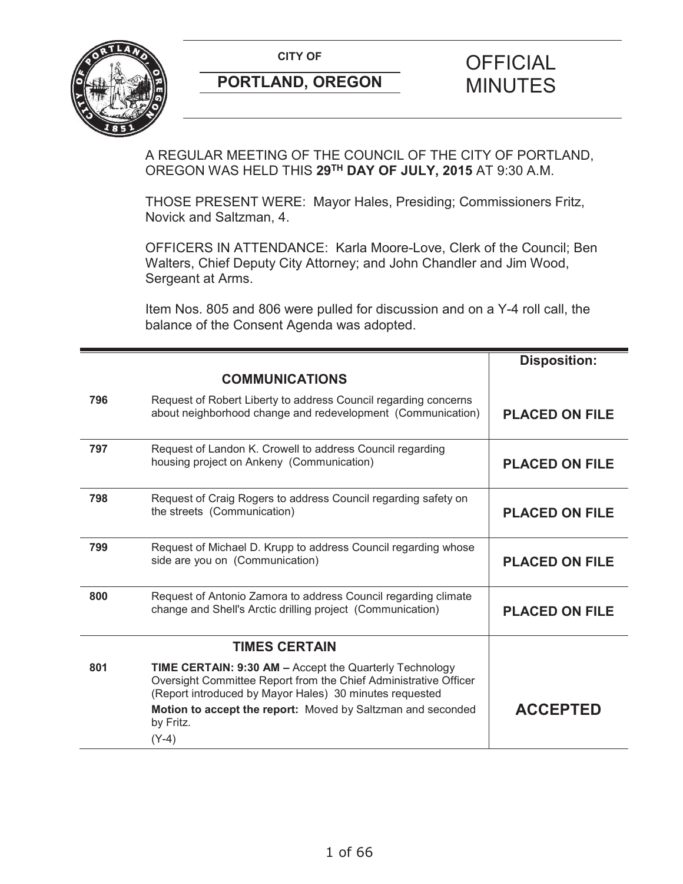**CITY OF**

**PORTLAND, OREGON**

# OFFICIAL MINUTES

A REGULAR MEETING OF THE COUNCIL OF THE CITY OF PORTLAND, OREGON WAS HELD THIS **29TH DAY OF JULY, 2015** AT 9:30 A.M.

THOSE PRESENT WERE: Mayor Hales, Presiding; Commissioners Fritz, Novick and Saltzman, 4.

OFFICERS IN ATTENDANCE: Karla Moore-Love, Clerk of the Council; Ben Walters, Chief Deputy City Attorney; and John Chandler and Jim Wood, Sergeant at Arms.

Item Nos. 805 and 806 were pulled for discussion and on a Y-4 roll call, the balance of the Consent Agenda was adopted.

| | | **Disposition:** |
|---|---|---|
| | **COMMUNICATIONS** | |
| **796** | Request of Robert Liberty to address Council regarding concerns about neighborhood change and redevelopment (Communication) | **PLACED ON FILE** |
| **797** | Request of Landon K. Crowell to address Council regarding housing project on Ankeny (Communication) | **PLACED ON FILE** |
| **798** | Request of Craig Rogers to address Council regarding safety on the streets (Communication) | **PLACED ON FILE** |
| **799** | Request of Michael D. Krupp to address Council regarding whose side are you on (Communication) | **PLACED ON FILE** |
| **800** | Request of Antonio Zamora to address Council regarding climate change and Shell's Arctic drilling project (Communication) | **PLACED ON FILE** |
| | **TIMES CERTAIN** | |
| **801** | **TIME CERTAIN: 9:30 AM –** Accept the Quarterly Technology Oversight Committee Report from the Chief Administrative Officer (Report introduced by Mayor Hales) 30 minutes requested<br>**Motion to accept the report:** Moved by Saltzman and seconded by Fritz.<br>(Y-4) | **ACCEPTED** |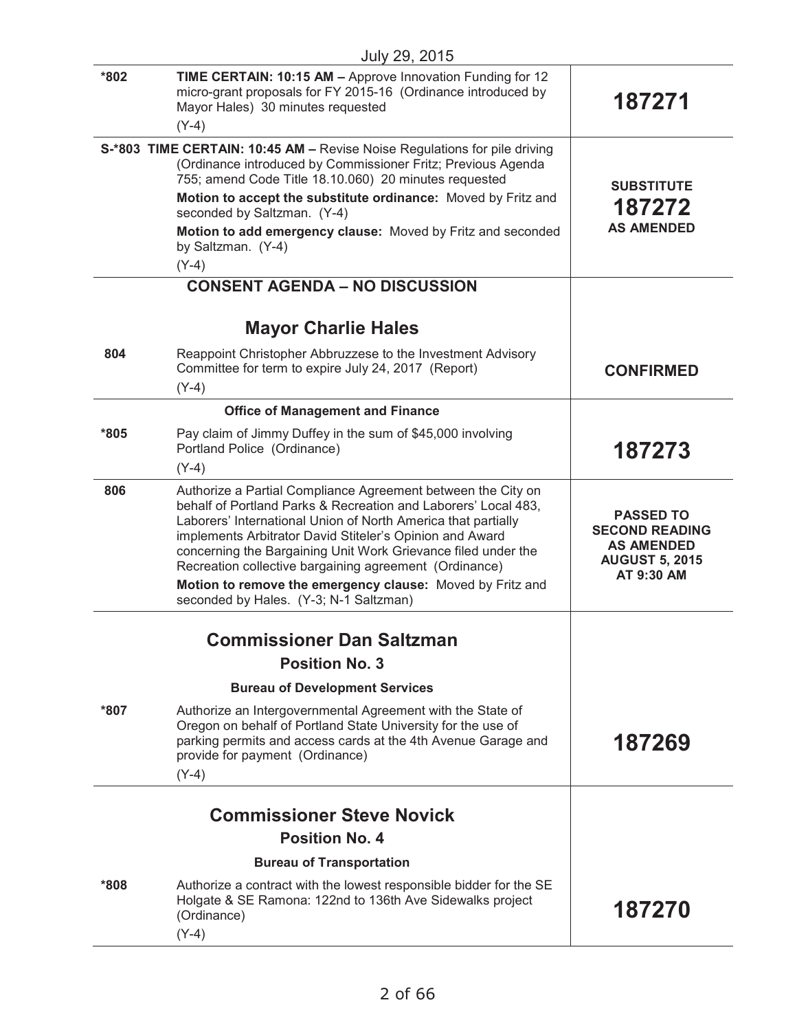July 29, 2015

| | | |
|---|---|---|
| *802 | **TIME CERTAIN: 10:15 AM –** Approve Innovation Funding for 12 micro-grant proposals for FY 2015-16 (Ordinance introduced by Mayor Hales) 30 minutes requested<br>(Y-4) | **187271** |
| S-*803 | **TIME CERTAIN: 10:45 AM –** Revise Noise Regulations for pile driving (Ordinance introduced by Commissioner Fritz; Previous Agenda 755; amend Code Title 18.10.060) 20 minutes requested<br>**Motion to accept the substitute ordinance:** Moved by Fritz and seconded by Saltzman. (Y-4)<br>**Motion to add emergency clause:** Moved by Fritz and seconded by Saltzman. (Y-4)<br>(Y-4) | **SUBSTITUTE 187272 AS AMENDED** |
| | **CONSENT AGENDA – NO DISCUSSION** | |
| | **Mayor Charlie Hales** | |
| 804 | Reappoint Christopher Abbruzzese to the Investment Advisory Committee for term to expire July 24, 2017 (Report)<br>(Y-4) | **CONFIRMED** |
| | **Office of Management and Finance** | |
| *805 | Pay claim of Jimmy Duffey in the sum of $45,000 involving Portland Police (Ordinance)<br>(Y-4) | **187273** |
| 806 | Authorize a Partial Compliance Agreement between the City on behalf of Portland Parks & Recreation and Laborers' Local 483, Laborers' International Union of North America that partially implements Arbitrator David Stiteler's Opinion and Award concerning the Bargaining Unit Work Grievance filed under the Recreation collective bargaining agreement (Ordinance)<br>**Motion to remove the emergency clause:** Moved by Fritz and seconded by Hales. (Y-3; N-1 Saltzman) | **PASSED TO SECOND READING AS AMENDED AUGUST 5, 2015 AT 9:30 AM** |
| | **Commissioner Dan Saltzman**<br>**Position No. 3**<br>**Bureau of Development Services** | |
| *807 | Authorize an Intergovernmental Agreement with the State of Oregon on behalf of Portland State University for the use of parking permits and access cards at the 4th Avenue Garage and provide for payment (Ordinance)<br>(Y-4) | **187269** |
| | **Commissioner Steve Novick**<br>**Position No. 4**<br>**Bureau of Transportation** | |
| *808 | Authorize a contract with the lowest responsible bidder for the SE Holgate & SE Ramona: 122nd to 136th Ave Sidewalks project (Ordinance)<br>(Y-4) | **187270** |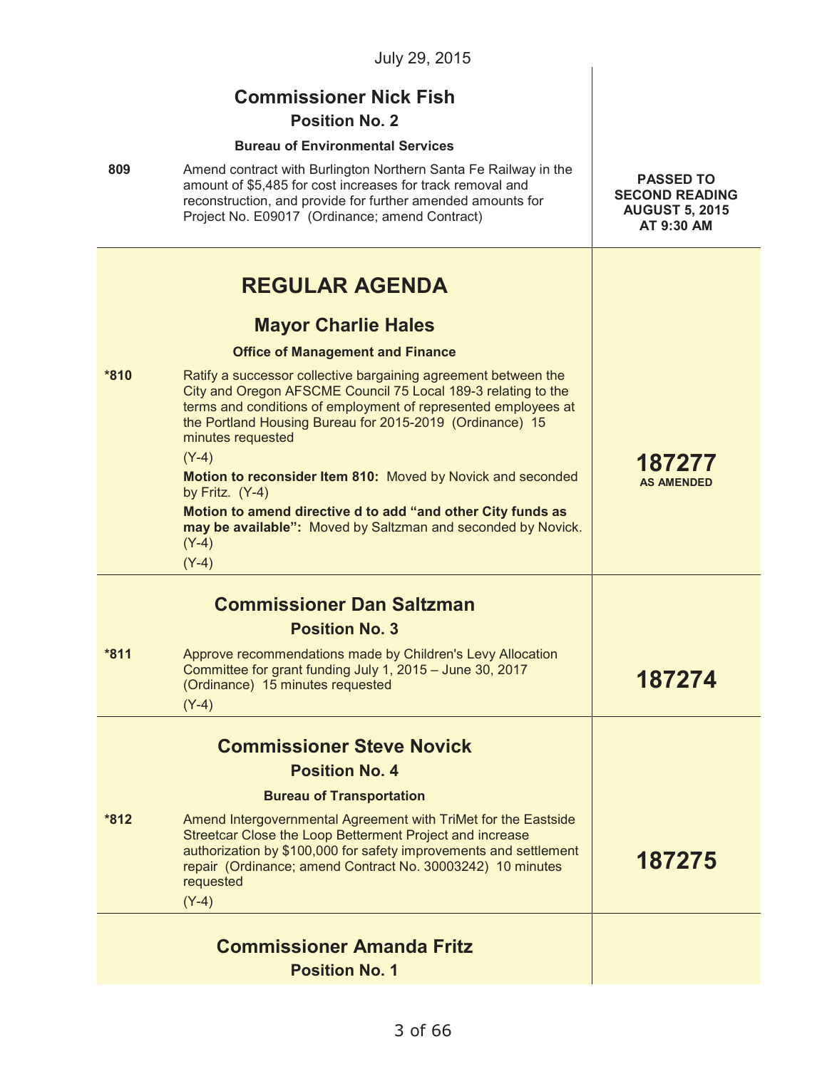July 29, 2015

## Commissioner Nick Fish

### Position No. 2

**Bureau of Environmental Services**

| | | |
|---|---|---|
| 809 | Amend contract with Burlington Northern Santa Fe Railway in the amount of $5,485 for cost increases for track removal and reconstruction, and provide for further amended amounts for Project No. E09017 (Ordinance; amend Contract) | **PASSED TO SECOND READING AUGUST 5, 2015 AT 9:30 AM** |

# REGULAR AGENDA

## Mayor Charlie Hales

**Office of Management and Finance**

| | | |
|---|---|---|
| *810 | Ratify a successor collective bargaining agreement between the City and Oregon AFSCME Council 75 Local 189-3 relating to the terms and conditions of employment of represented employees at the Portland Housing Bureau for 2015-2019 (Ordinance) 15 minutes requested<br>(Y-4)<br>**Motion to reconsider Item 810:** Moved by Novick and seconded by Fritz. (Y-4)<br>**Motion to amend directive d to add "and other City funds as may be available":** Moved by Saltzman and seconded by Novick. (Y-4)<br>(Y-4) | **187277** **AS AMENDED** |

## Commissioner Dan Saltzman

### Position No. 3

| | | |
|---|---|---|
| *811 | Approve recommendations made by Children's Levy Allocation Committee for grant funding July 1, 2015 – June 30, 2017 (Ordinance) 15 minutes requested<br>(Y-4) | **187274** |

## Commissioner Steve Novick

### Position No. 4

**Bureau of Transportation**

| | | |
|---|---|---|
| *812 | Amend Intergovernmental Agreement with TriMet for the Eastside Streetcar Close the Loop Betterment Project and increase authorization by $100,000 for safety improvements and settlement repair (Ordinance; amend Contract No. 30003242) 10 minutes requested<br>(Y-4) | **187275** |

## Commissioner Amanda Fritz

### Position No. 1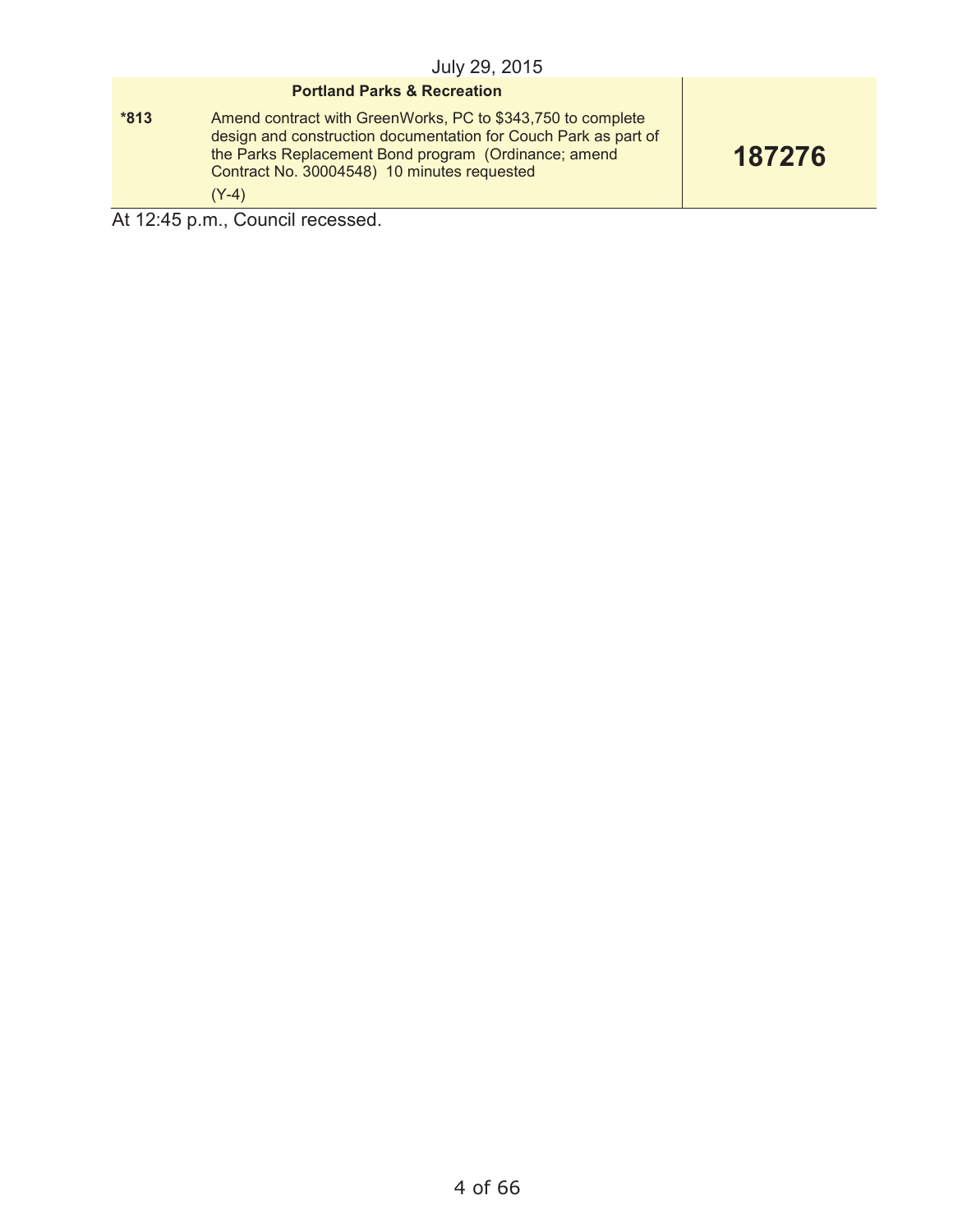July 29, 2015

| | Portland Parks & Recreation | |
|---|---|---|
| *813 | Amend contract with GreenWorks, PC to $343,750 to complete design and construction documentation for Couch Park as part of the Parks Replacement Bond program (Ordinance; amend Contract No. 30004548) 10 minutes requested<br>(Y-4) | **187276** |

At 12:45 p.m., Council recessed.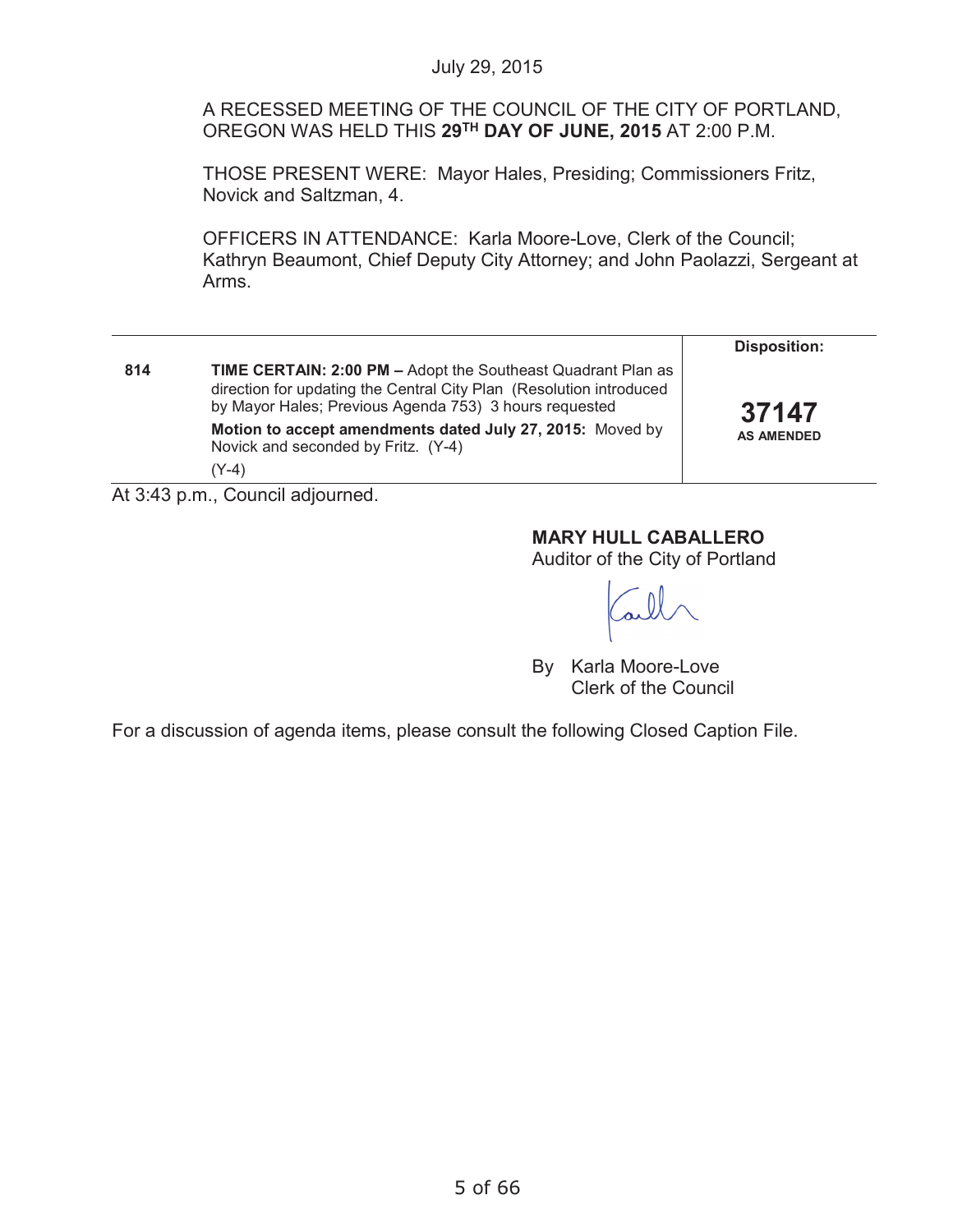July 29, 2015

A RECESSED MEETING OF THE COUNCIL OF THE CITY OF PORTLAND, OREGON WAS HELD THIS **29TH DAY OF JUNE, 2015** AT 2:00 P.M.

THOSE PRESENT WERE: Mayor Hales, Presiding; Commissioners Fritz, Novick and Saltzman, 4.

OFFICERS IN ATTENDANCE: Karla Moore-Love, Clerk of the Council; Kathryn Beaumont, Chief Deputy City Attorney; and John Paolazzi, Sergeant at Arms.

| | | **Disposition:** |
|---|---|---|
| **814** | **TIME CERTAIN: 2:00 PM –** Adopt the Southeast Quadrant Plan as direction for updating the Central City Plan (Resolution introduced by Mayor Hales; Previous Agenda 753) 3 hours requested<br>**Motion to accept amendments dated July 27, 2015:** Moved by Novick and seconded by Fritz. (Y-4)<br>(Y-4) | **37147**<br>**AS AMENDED** |

At 3:43 p.m., Council adjourned.

**MARY HULL CABALLERO**
Auditor of the City of Portland

By Karla Moore-Love
Clerk of the Council

For a discussion of agenda items, please consult the following Closed Caption File.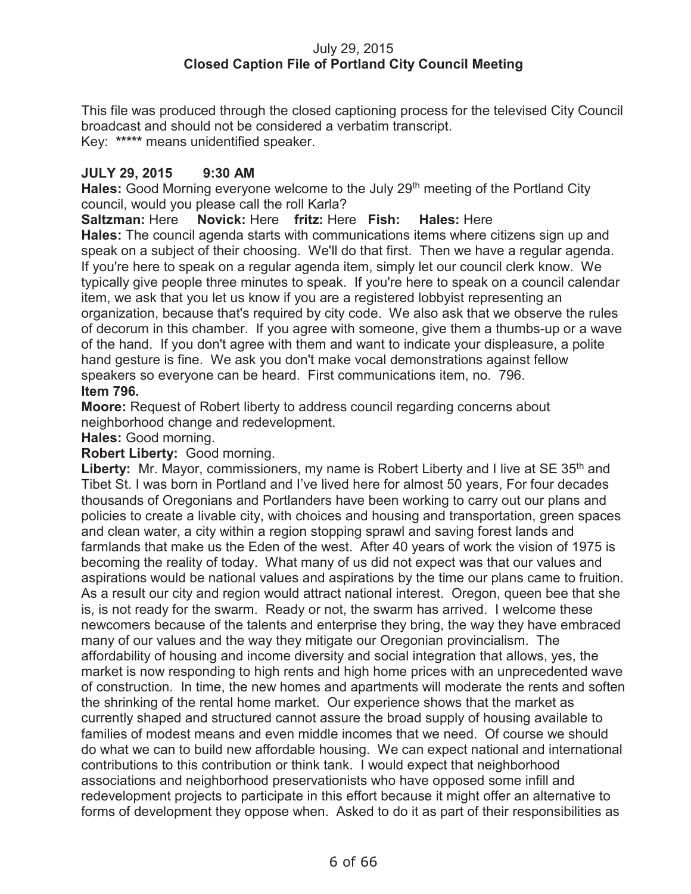July 29, 2015
**Closed Caption File of Portland City Council Meeting**

This file was produced through the closed captioning process for the televised City Council broadcast and should not be considered a verbatim transcript.
Key: ***** means unidentified speaker.

**JULY 29, 2015 9:30 AM**

**Hales:** Good Morning everyone welcome to the July 29th meeting of the Portland City council, would you please call the roll Karla?

**Saltzman:** Here **Novick:** Here **fritz:** Here **Fish:** **Hales:** Here

**Hales:** The council agenda starts with communications items where citizens sign up and speak on a subject of their choosing. We'll do that first. Then we have a regular agenda. If you're here to speak on a regular agenda item, simply let our council clerk know. We typically give people three minutes to speak. If you're here to speak on a council calendar item, we ask that you let us know if you are a registered lobbyist representing an organization, because that's required by city code. We also ask that we observe the rules of decorum in this chamber. If you agree with someone, give them a thumbs-up or a wave of the hand. If you don't agree with them and want to indicate your displeasure, a polite hand gesture is fine. We ask you don't make vocal demonstrations against fellow speakers so everyone can be heard. First communications item, no. 796.

**Item 796.**

**Moore:** Request of Robert liberty to address council regarding concerns about neighborhood change and redevelopment.

**Hales:** Good morning.

**Robert Liberty:** Good morning.

**Liberty:** Mr. Mayor, commissioners, my name is Robert Liberty and I live at SE 35th and Tibet St. I was born in Portland and I've lived here for almost 50 years, For four decades thousands of Oregonians and Portlanders have been working to carry out our plans and policies to create a livable city, with choices and housing and transportation, green spaces and clean water, a city within a region stopping sprawl and saving forest lands and farmlands that make us the Eden of the west. After 40 years of work the vision of 1975 is becoming the reality of today. What many of us did not expect was that our values and aspirations would be national values and aspirations by the time our plans came to fruition. As a result our city and region would attract national interest. Oregon, queen bee that she is, is not ready for the swarm. Ready or not, the swarm has arrived. I welcome these newcomers because of the talents and enterprise they bring, the way they have embraced many of our values and the way they mitigate our Oregonian provincialism. The affordability of housing and income diversity and social integration that allows, yes, the market is now responding to high rents and high home prices with an unprecedented wave of construction. In time, the new homes and apartments will moderate the rents and soften the shrinking of the rental home market. Our experience shows that the market as currently shaped and structured cannot assure the broad supply of housing available to families of modest means and even middle incomes that we need. Of course we should do what we can to build new affordable housing. We can expect national and international contributions to this contribution or think tank. I would expect that neighborhood associations and neighborhood preservationists who have opposed some infill and redevelopment projects to participate in this effort because it might offer an alternative to forms of development they oppose when. Asked to do it as part of their responsibilities as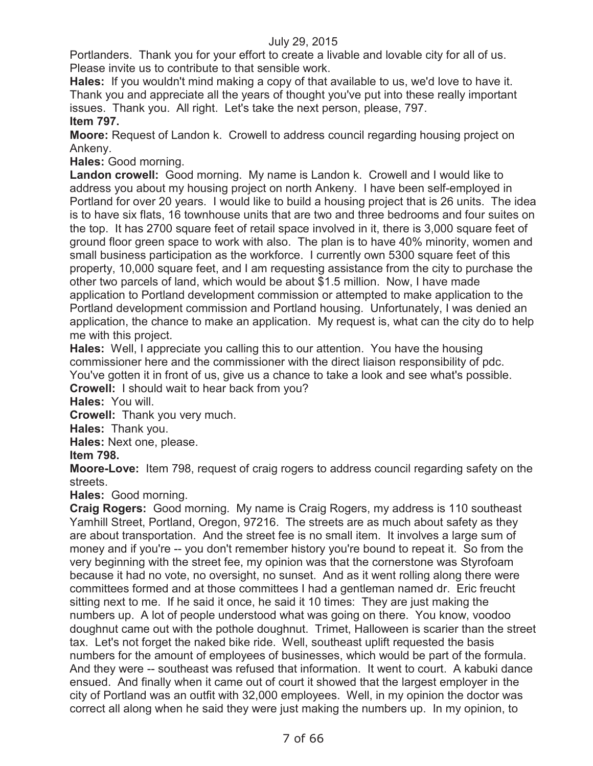Portlanders. Thank you for your effort to create a livable and lovable city for all of us. Please invite us to contribute to that sensible work.

**Hales:** If you wouldn't mind making a copy of that available to us, we'd love to have it. Thank you and appreciate all the years of thought you've put into these really important issues. Thank you. All right. Let's take the next person, please, 797.

**Item 797.**

**Moore:** Request of Landon k. Crowell to address council regarding housing project on Ankeny.

**Hales:** Good morning.

**Landon crowell:** Good morning. My name is Landon k. Crowell and I would like to address you about my housing project on north Ankeny. I have been self-employed in Portland for over 20 years. I would like to build a housing project that is 26 units. The idea is to have six flats, 16 townhouse units that are two and three bedrooms and four suites on the top. It has 2700 square feet of retail space involved in it, there is 3,000 square feet of ground floor green space to work with also. The plan is to have 40% minority, women and small business participation as the workforce. I currently own 5300 square feet of this property, 10,000 square feet, and I am requesting assistance from the city to purchase the other two parcels of land, which would be about $1.5 million. Now, I have made application to Portland development commission or attempted to make application to the Portland development commission and Portland housing. Unfortunately, I was denied an application, the chance to make an application. My request is, what can the city do to help me with this project.

**Hales:** Well, I appreciate you calling this to our attention. You have the housing commissioner here and the commissioner with the direct liaison responsibility of pdc. You've gotten it in front of us, give us a chance to take a look and see what's possible.

**Crowell:** I should wait to hear back from you?

**Hales:** You will.

**Crowell:** Thank you very much.

**Hales:** Thank you.

**Hales:** Next one, please.

**Item 798.**

**Moore-Love:** Item 798, request of craig rogers to address council regarding safety on the streets.

**Hales:** Good morning.

**Craig Rogers:** Good morning. My name is Craig Rogers, my address is 110 southeast Yamhill Street, Portland, Oregon, 97216. The streets are as much about safety as they are about transportation. And the street fee is no small item. It involves a large sum of money and if you're -- you don't remember history you're bound to repeat it. So from the very beginning with the street fee, my opinion was that the cornerstone was Styrofoam because it had no vote, no oversight, no sunset. And as it went rolling along there were committees formed and at those committees I had a gentleman named dr. Eric freucht sitting next to me. If he said it once, he said it 10 times: They are just making the numbers up. A lot of people understood what was going on there. You know, voodoo doughnut came out with the pothole doughnut. Trimet, Halloween is scarier than the street tax. Let's not forget the naked bike ride. Well, southeast uplift requested the basis numbers for the amount of employees of businesses, which would be part of the formula. And they were -- southeast was refused that information. It went to court. A kabuki dance ensued. And finally when it came out of court it showed that the largest employer in the city of Portland was an outfit with 32,000 employees. Well, in my opinion the doctor was correct all along when he said they were just making the numbers up. In my opinion, to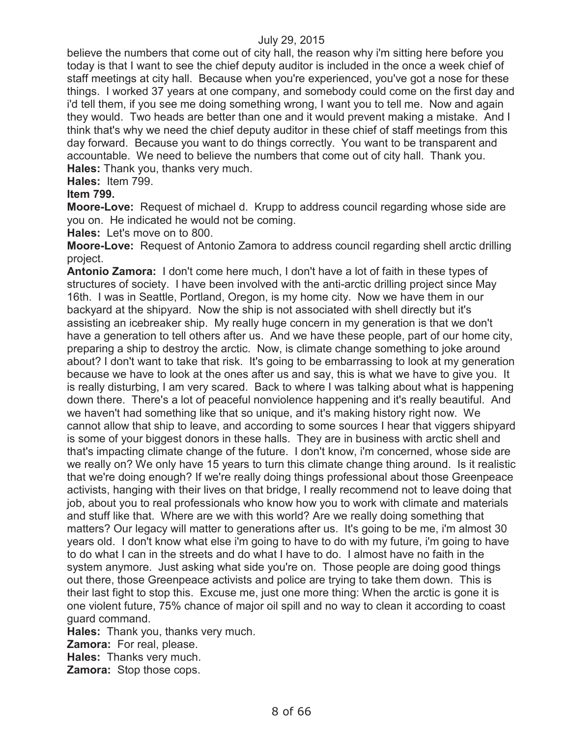believe the numbers that come out of city hall, the reason why i'm sitting here before you today is that I want to see the chief deputy auditor is included in the once a week chief of staff meetings at city hall. Because when you're experienced, you've got a nose for these things. I worked 37 years at one company, and somebody could come on the first day and i'd tell them, if you see me doing something wrong, I want you to tell me. Now and again they would. Two heads are better than one and it would prevent making a mistake. And I think that's why we need the chief deputy auditor in these chief of staff meetings from this day forward. Because you want to do things correctly. You want to be transparent and accountable. We need to believe the numbers that come out of city hall. Thank you.

**Hales:** Thank you, thanks very much.

**Hales:** Item 799.

**Item 799.**

**Moore-Love:** Request of michael d. Krupp to address council regarding whose side are you on. He indicated he would not be coming.

**Hales:** Let's move on to 800.

**Moore-Love:** Request of Antonio Zamora to address council regarding shell arctic drilling project.

**Antonio Zamora:** I don't come here much, I don't have a lot of faith in these types of structures of society. I have been involved with the anti-arctic drilling project since May 16th. I was in Seattle, Portland, Oregon, is my home city. Now we have them in our backyard at the shipyard. Now the ship is not associated with shell directly but it's assisting an icebreaker ship. My really huge concern in my generation is that we don't have a generation to tell others after us. And we have these people, part of our home city, preparing a ship to destroy the arctic. Now, is climate change something to joke around about? I don't want to take that risk. It's going to be embarrassing to look at my generation because we have to look at the ones after us and say, this is what we have to give you. It is really disturbing, I am very scared. Back to where I was talking about what is happening down there. There's a lot of peaceful nonviolence happening and it's really beautiful. And we haven't had something like that so unique, and it's making history right now. We cannot allow that ship to leave, and according to some sources I hear that viggers shipyard is some of your biggest donors in these halls. They are in business with arctic shell and that's impacting climate change of the future. I don't know, i'm concerned, whose side are we really on? We only have 15 years to turn this climate change thing around. Is it realistic that we're doing enough? If we're really doing things professional about those Greenpeace activists, hanging with their lives on that bridge, I really recommend not to leave doing that job, about you to real professionals who know how you to work with climate and materials and stuff like that. Where are we with this world? Are we really doing something that matters? Our legacy will matter to generations after us. It's going to be me, i'm almost 30 years old. I don't know what else i'm going to have to do with my future, i'm going to have to do what I can in the streets and do what I have to do. I almost have no faith in the system anymore. Just asking what side you're on. Those people are doing good things out there, those Greenpeace activists and police are trying to take them down. This is their last fight to stop this. Excuse me, just one more thing: When the arctic is gone it is one violent future, 75% chance of major oil spill and no way to clean it according to coast guard command.

**Hales:** Thank you, thanks very much.

**Zamora:** For real, please.

**Hales:** Thanks very much.

**Zamora:** Stop those cops.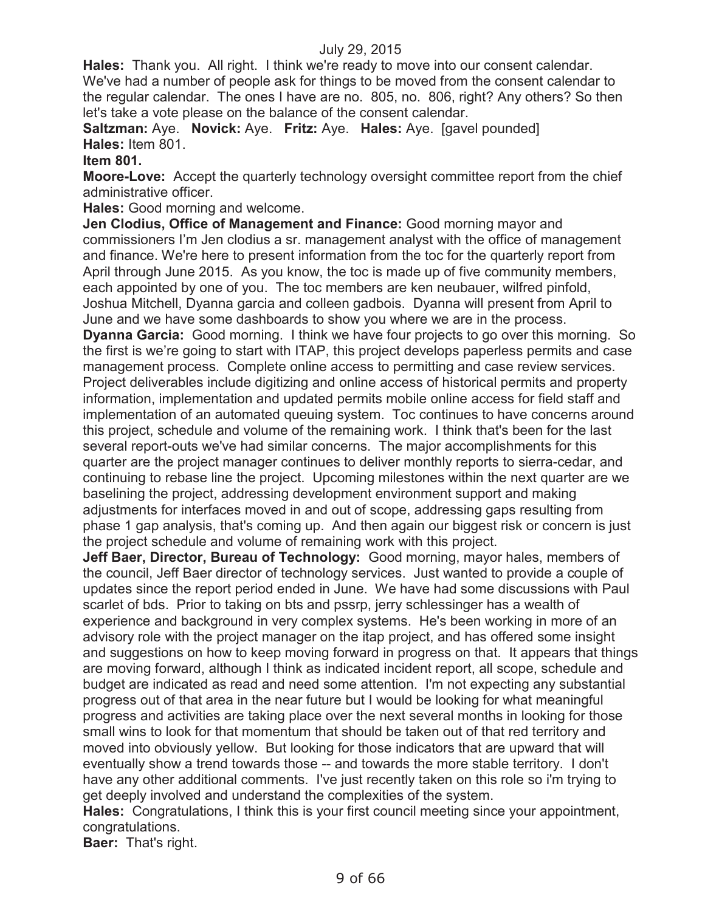July 29, 2015

**Hales:** Thank you. All right. I think we're ready to move into our consent calendar. We've had a number of people ask for things to be moved from the consent calendar to the regular calendar. The ones I have are no. 805, no. 806, right? Any others? So then let's take a vote please on the balance of the consent calendar.

**Saltzman:** Aye. **Novick:** Aye. **Fritz:** Aye. **Hales:** Aye. [gavel pounded]

**Hales:** Item 801.

**Item 801.**

**Moore-Love:** Accept the quarterly technology oversight committee report from the chief administrative officer.

**Hales:** Good morning and welcome.

**Jen Clodius, Office of Management and Finance:** Good morning mayor and commissioners I'm Jen clodius a sr. management analyst with the office of management and finance. We're here to present information from the toc for the quarterly report from April through June 2015. As you know, the toc is made up of five community members, each appointed by one of you. The toc members are ken neubauer, wilfred pinfold, Joshua Mitchell, Dyanna garcia and colleen gadbois. Dyanna will present from April to June and we have some dashboards to show you where we are in the process.

**Dyanna Garcia:** Good morning. I think we have four projects to go over this morning. So the first is we're going to start with ITAP, this project develops paperless permits and case management process. Complete online access to permitting and case review services. Project deliverables include digitizing and online access of historical permits and property information, implementation and updated permits mobile online access for field staff and implementation of an automated queuing system. Toc continues to have concerns around this project, schedule and volume of the remaining work. I think that's been for the last several report-outs we've had similar concerns. The major accomplishments for this quarter are the project manager continues to deliver monthly reports to sierra-cedar, and continuing to rebase line the project. Upcoming milestones within the next quarter are we baselining the project, addressing development environment support and making adjustments for interfaces moved in and out of scope, addressing gaps resulting from phase 1 gap analysis, that's coming up. And then again our biggest risk or concern is just the project schedule and volume of remaining work with this project.

**Jeff Baer, Director, Bureau of Technology:** Good morning, mayor hales, members of the council, Jeff Baer director of technology services. Just wanted to provide a couple of updates since the report period ended in June. We have had some discussions with Paul scarlet of bds. Prior to taking on bts and pssrp, jerry schlessinger has a wealth of experience and background in very complex systems. He's been working in more of an advisory role with the project manager on the itap project, and has offered some insight and suggestions on how to keep moving forward in progress on that. It appears that things are moving forward, although I think as indicated incident report, all scope, schedule and budget are indicated as read and need some attention. I'm not expecting any substantial progress out of that area in the near future but I would be looking for what meaningful progress and activities are taking place over the next several months in looking for those small wins to look for that momentum that should be taken out of that red territory and moved into obviously yellow. But looking for those indicators that are upward that will eventually show a trend towards those -- and towards the more stable territory. I don't have any other additional comments. I've just recently taken on this role so i'm trying to get deeply involved and understand the complexities of the system.

**Hales:** Congratulations, I think this is your first council meeting since your appointment, congratulations.

**Baer:** That's right.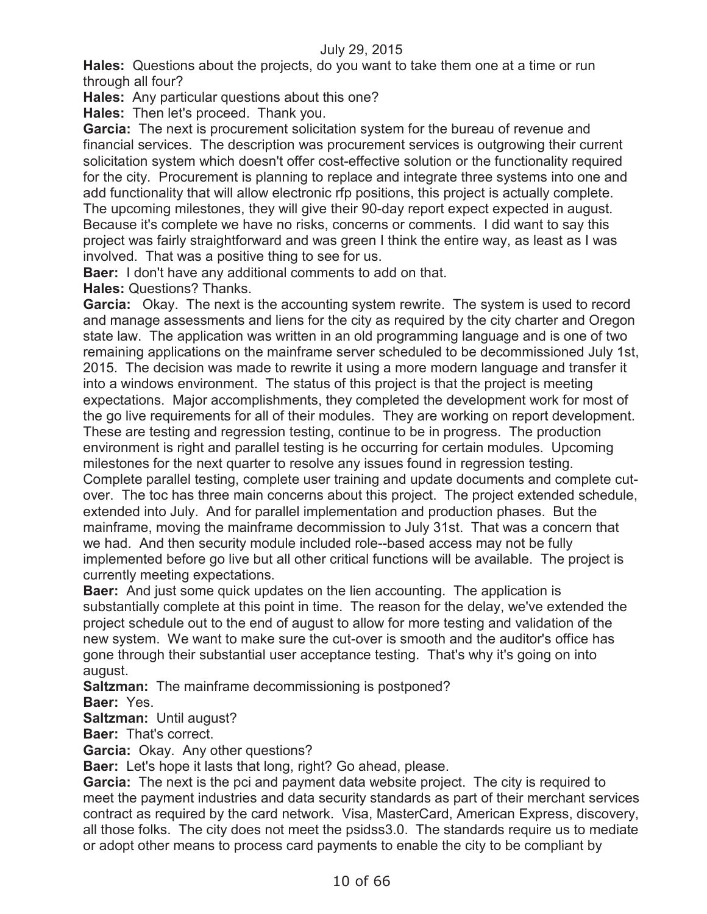**Hales:** Questions about the projects, do you want to take them one at a time or run through all four?

**Hales:** Any particular questions about this one?

**Hales:** Then let's proceed. Thank you.

**Garcia:** The next is procurement solicitation system for the bureau of revenue and financial services. The description was procurement services is outgrowing their current solicitation system which doesn't offer cost-effective solution or the functionality required for the city. Procurement is planning to replace and integrate three systems into one and add functionality that will allow electronic rfp positions, this project is actually complete. The upcoming milestones, they will give their 90-day report expect expected in august. Because it's complete we have no risks, concerns or comments. I did want to say this project was fairly straightforward and was green I think the entire way, as least as I was involved. That was a positive thing to see for us.

**Baer:** I don't have any additional comments to add on that.

**Hales:** Questions? Thanks.

**Garcia:** Okay. The next is the accounting system rewrite. The system is used to record and manage assessments and liens for the city as required by the city charter and Oregon state law. The application was written in an old programming language and is one of two remaining applications on the mainframe server scheduled to be decommissioned July 1st, 2015. The decision was made to rewrite it using a more modern language and transfer it into a windows environment. The status of this project is that the project is meeting expectations. Major accomplishments, they completed the development work for most of the go live requirements for all of their modules. They are working on report development. These are testing and regression testing, continue to be in progress. The production environment is right and parallel testing is he occurring for certain modules. Upcoming milestones for the next quarter to resolve any issues found in regression testing. Complete parallel testing, complete user training and update documents and complete cut-over. The toc has three main concerns about this project. The project extended schedule, extended into July. And for parallel implementation and production phases. But the mainframe, moving the mainframe decommission to July 31st. That was a concern that we had. And then security module included role--based access may not be fully implemented before go live but all other critical functions will be available. The project is currently meeting expectations.

**Baer:** And just some quick updates on the lien accounting. The application is substantially complete at this point in time. The reason for the delay, we've extended the project schedule out to the end of august to allow for more testing and validation of the new system. We want to make sure the cut-over is smooth and the auditor's office has gone through their substantial user acceptance testing. That's why it's going on into august.

**Saltzman:** The mainframe decommissioning is postponed?

**Baer:** Yes.

**Saltzman:** Until august?

**Baer:** That's correct.

**Garcia:** Okay. Any other questions?

**Baer:** Let's hope it lasts that long, right? Go ahead, please.

**Garcia:** The next is the pci and payment data website project. The city is required to meet the payment industries and data security standards as part of their merchant services contract as required by the card network. Visa, MasterCard, American Express, discovery, all those folks. The city does not meet the psidss3.0. The standards require us to mediate or adopt other means to process card payments to enable the city to be compliant by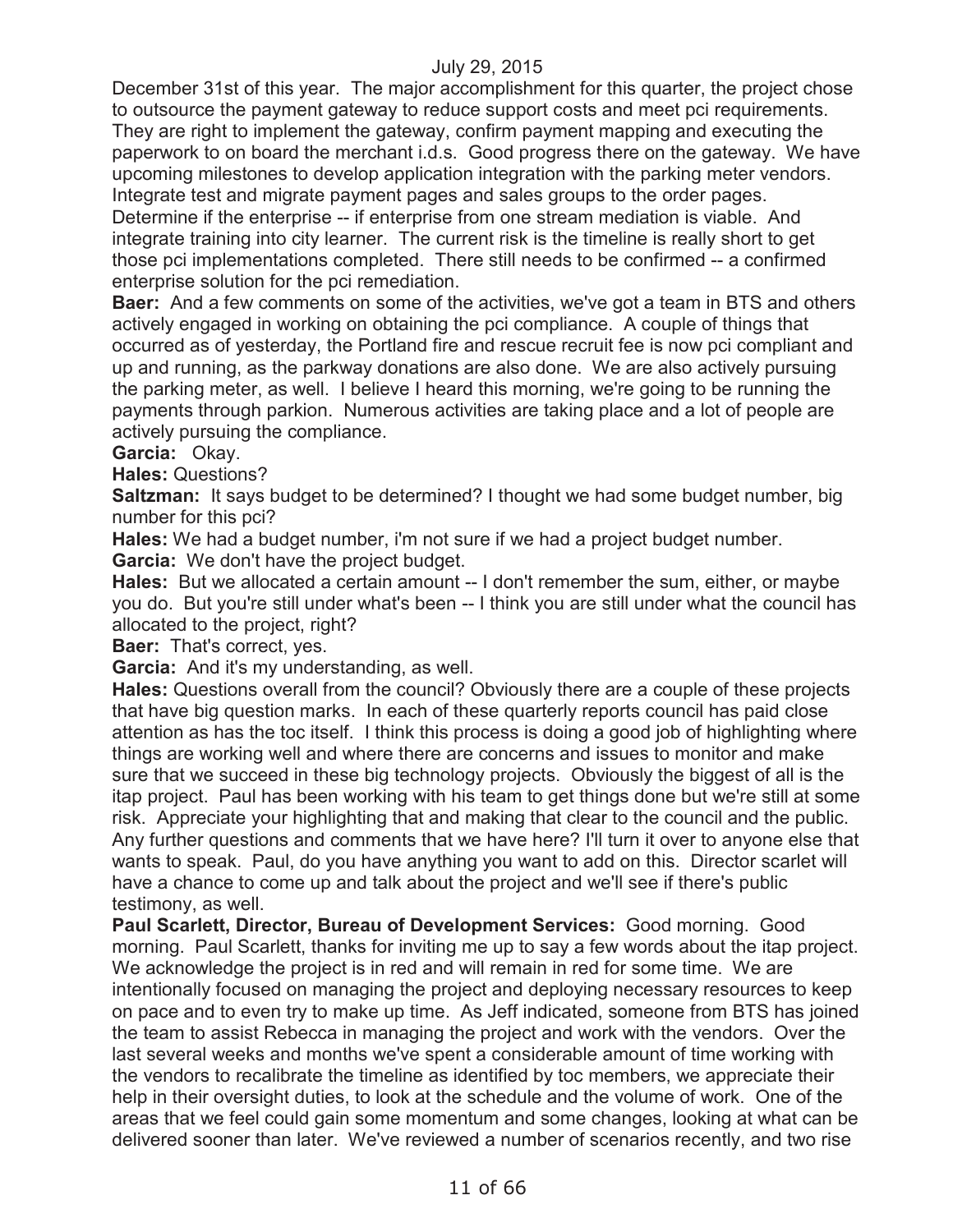December 31st of this year. The major accomplishment for this quarter, the project chose to outsource the payment gateway to reduce support costs and meet pci requirements. They are right to implement the gateway, confirm payment mapping and executing the paperwork to on board the merchant i.d.s. Good progress there on the gateway. We have upcoming milestones to develop application integration with the parking meter vendors. Integrate test and migrate payment pages and sales groups to the order pages. Determine if the enterprise -- if enterprise from one stream mediation is viable. And integrate training into city learner. The current risk is the timeline is really short to get those pci implementations completed. There still needs to be confirmed -- a confirmed enterprise solution for the pci remediation.

**Baer:** And a few comments on some of the activities, we've got a team in BTS and others actively engaged in working on obtaining the pci compliance. A couple of things that occurred as of yesterday, the Portland fire and rescue recruit fee is now pci compliant and up and running, as the parkway donations are also done. We are also actively pursuing the parking meter, as well. I believe I heard this morning, we're going to be running the payments through parkion. Numerous activities are taking place and a lot of people are actively pursuing the compliance.

**Garcia:** Okay.

**Hales:** Questions?

**Saltzman:** It says budget to be determined? I thought we had some budget number, big number for this pci?

**Hales:** We had a budget number, i'm not sure if we had a project budget number.

**Garcia:** We don't have the project budget.

**Hales:** But we allocated a certain amount -- I don't remember the sum, either, or maybe you do. But you're still under what's been -- I think you are still under what the council has allocated to the project, right?

**Baer:** That's correct, yes.

**Garcia:** And it's my understanding, as well.

**Hales:** Questions overall from the council? Obviously there are a couple of these projects that have big question marks. In each of these quarterly reports council has paid close attention as has the toc itself. I think this process is doing a good job of highlighting where things are working well and where there are concerns and issues to monitor and make sure that we succeed in these big technology projects. Obviously the biggest of all is the itap project. Paul has been working with his team to get things done but we're still at some risk. Appreciate your highlighting that and making that clear to the council and the public. Any further questions and comments that we have here? I'll turn it over to anyone else that wants to speak. Paul, do you have anything you want to add on this. Director scarlet will have a chance to come up and talk about the project and we'll see if there's public testimony, as well.

**Paul Scarlett, Director, Bureau of Development Services:** Good morning. Good morning. Paul Scarlett, thanks for inviting me up to say a few words about the itap project. We acknowledge the project is in red and will remain in red for some time. We are intentionally focused on managing the project and deploying necessary resources to keep on pace and to even try to make up time. As Jeff indicated, someone from BTS has joined the team to assist Rebecca in managing the project and work with the vendors. Over the last several weeks and months we've spent a considerable amount of time working with the vendors to recalibrate the timeline as identified by toc members, we appreciate their help in their oversight duties, to look at the schedule and the volume of work. One of the areas that we feel could gain some momentum and some changes, looking at what can be delivered sooner than later. We've reviewed a number of scenarios recently, and two rise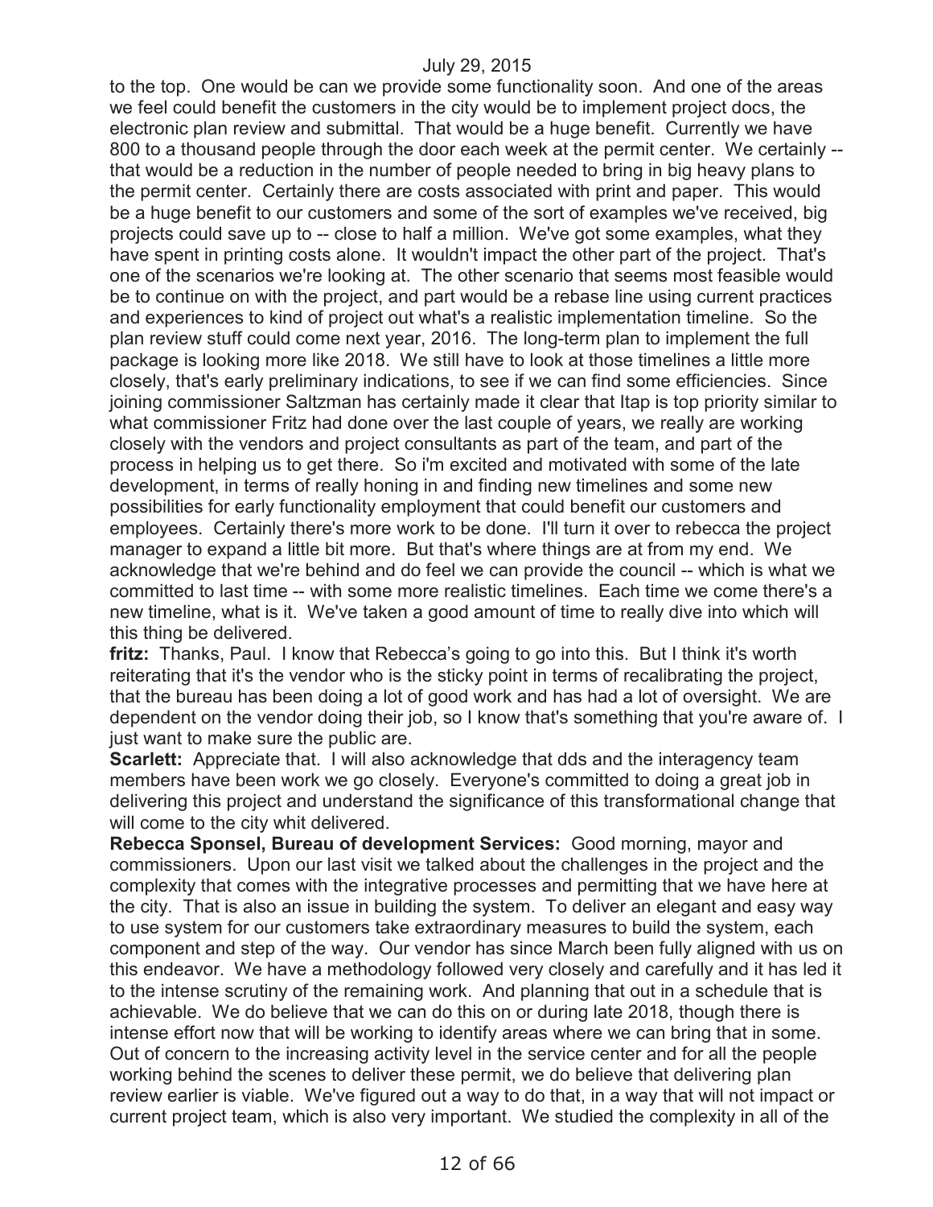to the top. One would be can we provide some functionality soon. And one of the areas we feel could benefit the customers in the city would be to implement project docs, the electronic plan review and submittal. That would be a huge benefit. Currently we have 800 to a thousand people through the door each week at the permit center. We certainly -- that would be a reduction in the number of people needed to bring in big heavy plans to the permit center. Certainly there are costs associated with print and paper. This would be a huge benefit to our customers and some of the sort of examples we've received, big projects could save up to -- close to half a million. We've got some examples, what they have spent in printing costs alone. It wouldn't impact the other part of the project. That's one of the scenarios we're looking at. The other scenario that seems most feasible would be to continue on with the project, and part would be a rebase line using current practices and experiences to kind of project out what's a realistic implementation timeline. So the plan review stuff could come next year, 2016. The long-term plan to implement the full package is looking more like 2018. We still have to look at those timelines a little more closely, that's early preliminary indications, to see if we can find some efficiencies. Since joining commissioner Saltzman has certainly made it clear that Itap is top priority similar to what commissioner Fritz had done over the last couple of years, we really are working closely with the vendors and project consultants as part of the team, and part of the process in helping us to get there. So i'm excited and motivated with some of the late development, in terms of really honing in and finding new timelines and some new possibilities for early functionality employment that could benefit our customers and employees. Certainly there's more work to be done. I'll turn it over to rebecca the project manager to expand a little bit more. But that's where things are at from my end. We acknowledge that we're behind and do feel we can provide the council -- which is what we committed to last time -- with some more realistic timelines. Each time we come there's a new timeline, what is it. We've taken a good amount of time to really dive into which will this thing be delivered.

**fritz:** Thanks, Paul. I know that Rebecca's going to go into this. But I think it's worth reiterating that it's the vendor who is the sticky point in terms of recalibrating the project, that the bureau has been doing a lot of good work and has had a lot of oversight. We are dependent on the vendor doing their job, so I know that's something that you're aware of. I just want to make sure the public are.

**Scarlett:** Appreciate that. I will also acknowledge that dds and the interagency team members have been work we go closely. Everyone's committed to doing a great job in delivering this project and understand the significance of this transformational change that will come to the city whit delivered.

**Rebecca Sponsel, Bureau of development Services:** Good morning, mayor and commissioners. Upon our last visit we talked about the challenges in the project and the complexity that comes with the integrative processes and permitting that we have here at the city. That is also an issue in building the system. To deliver an elegant and easy way to use system for our customers take extraordinary measures to build the system, each component and step of the way. Our vendor has since March been fully aligned with us on this endeavor. We have a methodology followed very closely and carefully and it has led it to the intense scrutiny of the remaining work. And planning that out in a schedule that is achievable. We do believe that we can do this on or during late 2018, though there is intense effort now that will be working to identify areas where we can bring that in some. Out of concern to the increasing activity level in the service center and for all the people working behind the scenes to deliver these permit, we do believe that delivering plan review earlier is viable. We've figured out a way to do that, in a way that will not impact or current project team, which is also very important. We studied the complexity in all of the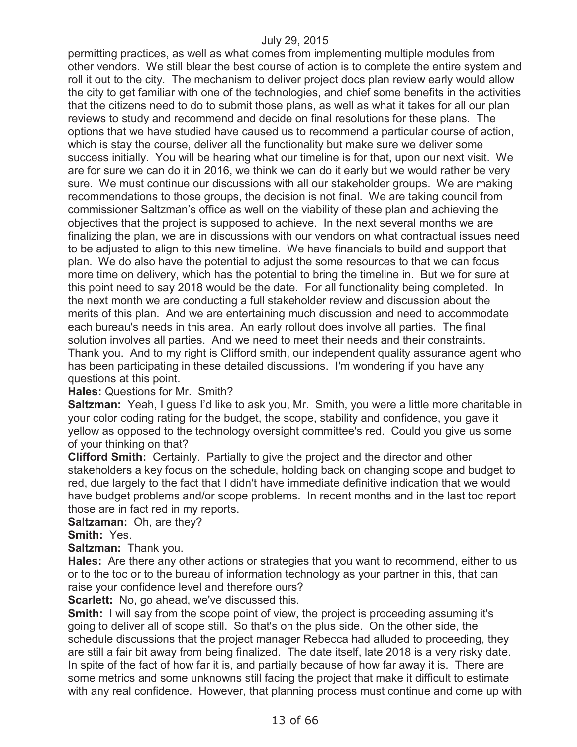permitting practices, as well as what comes from implementing multiple modules from other vendors. We still blear the best course of action is to complete the entire system and roll it out to the city. The mechanism to deliver project docs plan review early would allow the city to get familiar with one of the technologies, and chief some benefits in the activities that the citizens need to do to submit those plans, as well as what it takes for all our plan reviews to study and recommend and decide on final resolutions for these plans. The options that we have studied have caused us to recommend a particular course of action, which is stay the course, deliver all the functionality but make sure we deliver some success initially. You will be hearing what our timeline is for that, upon our next visit. We are for sure we can do it in 2016, we think we can do it early but we would rather be very sure. We must continue our discussions with all our stakeholder groups. We are making recommendations to those groups, the decision is not final. We are taking council from commissioner Saltzman's office as well on the viability of these plan and achieving the objectives that the project is supposed to achieve. In the next several months we are finalizing the plan, we are in discussions with our vendors on what contractual issues need to be adjusted to align to this new timeline. We have financials to build and support that plan. We do also have the potential to adjust the some resources to that we can focus more time on delivery, which has the potential to bring the timeline in. But we for sure at this point need to say 2018 would be the date. For all functionality being completed. In the next month we are conducting a full stakeholder review and discussion about the merits of this plan. And we are entertaining much discussion and need to accommodate each bureau's needs in this area. An early rollout does involve all parties. The final solution involves all parties. And we need to meet their needs and their constraints. Thank you. And to my right is Clifford smith, our independent quality assurance agent who has been participating in these detailed discussions. I'm wondering if you have any questions at this point.

**Hales:** Questions for Mr. Smith?

**Saltzman:** Yeah, I guess I'd like to ask you, Mr. Smith, you were a little more charitable in your color coding rating for the budget, the scope, stability and confidence, you gave it yellow as opposed to the technology oversight committee's red. Could you give us some of your thinking on that?

**Clifford Smith:** Certainly. Partially to give the project and the director and other stakeholders a key focus on the schedule, holding back on changing scope and budget to red, due largely to the fact that I didn't have immediate definitive indication that we would have budget problems and/or scope problems. In recent months and in the last toc report those are in fact red in my reports.

**Saltzaman:** Oh, are they?

**Smith:** Yes.

**Saltzman:** Thank you.

**Hales:** Are there any other actions or strategies that you want to recommend, either to us or to the toc or to the bureau of information technology as your partner in this, that can raise your confidence level and therefore ours?

**Scarlett:** No, go ahead, we've discussed this.

**Smith:** I will say from the scope point of view, the project is proceeding assuming it's going to deliver all of scope still. So that's on the plus side. On the other side, the schedule discussions that the project manager Rebecca had alluded to proceeding, they are still a fair bit away from being finalized. The date itself, late 2018 is a very risky date. In spite of the fact of how far it is, and partially because of how far away it is. There are some metrics and some unknowns still facing the project that make it difficult to estimate with any real confidence. However, that planning process must continue and come up with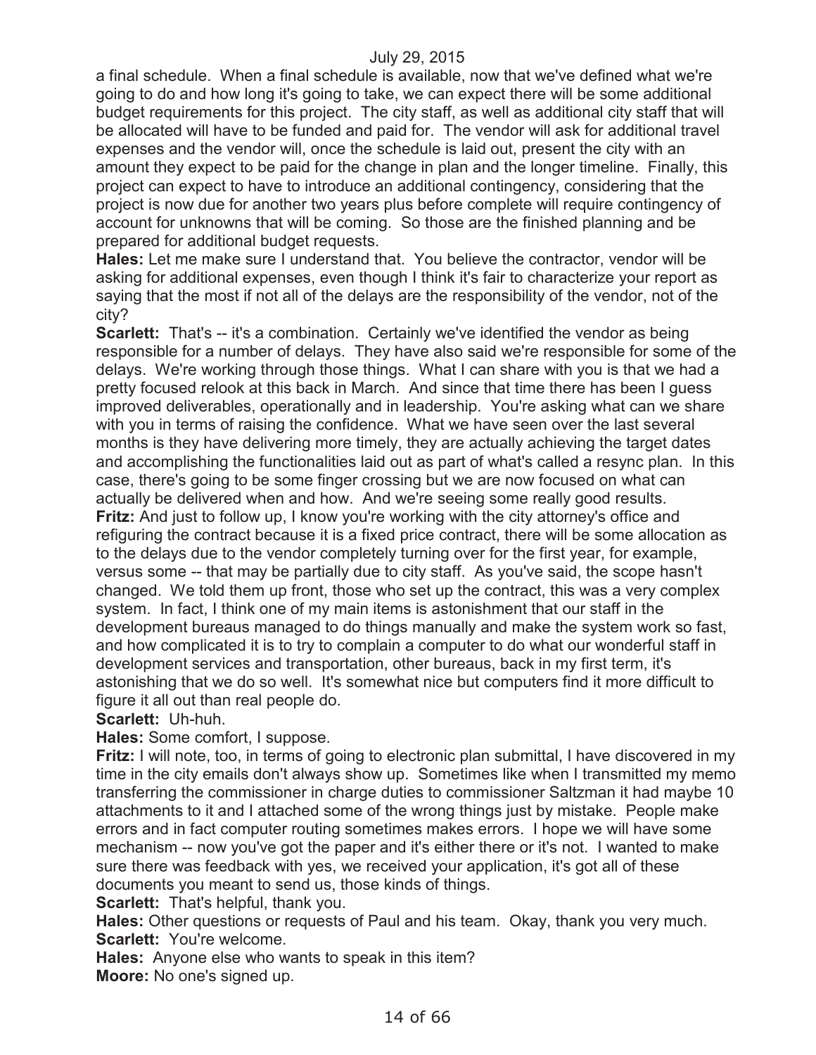a final schedule. When a final schedule is available, now that we've defined what we're going to do and how long it's going to take, we can expect there will be some additional budget requirements for this project. The city staff, as well as additional city staff that will be allocated will have to be funded and paid for. The vendor will ask for additional travel expenses and the vendor will, once the schedule is laid out, present the city with an amount they expect to be paid for the change in plan and the longer timeline. Finally, this project can expect to have to introduce an additional contingency, considering that the project is now due for another two years plus before complete will require contingency of account for unknowns that will be coming. So those are the finished planning and be prepared for additional budget requests.

**Hales:** Let me make sure I understand that. You believe the contractor, vendor will be asking for additional expenses, even though I think it's fair to characterize your report as saying that the most if not all of the delays are the responsibility of the vendor, not of the city?

**Scarlett:** That's -- it's a combination. Certainly we've identified the vendor as being responsible for a number of delays. They have also said we're responsible for some of the delays. We're working through those things. What I can share with you is that we had a pretty focused relook at this back in March. And since that time there has been I guess improved deliverables, operationally and in leadership. You're asking what can we share with you in terms of raising the confidence. What we have seen over the last several months is they have delivering more timely, they are actually achieving the target dates and accomplishing the functionalities laid out as part of what's called a resync plan. In this case, there's going to be some finger crossing but we are now focused on what can actually be delivered when and how. And we're seeing some really good results.

**Fritz:** And just to follow up, I know you're working with the city attorney's office and refiguring the contract because it is a fixed price contract, there will be some allocation as to the delays due to the vendor completely turning over for the first year, for example, versus some -- that may be partially due to city staff. As you've said, the scope hasn't changed. We told them up front, those who set up the contract, this was a very complex system. In fact, I think one of my main items is astonishment that our staff in the development bureaus managed to do things manually and make the system work so fast, and how complicated it is to try to complain a computer to do what our wonderful staff in development services and transportation, other bureaus, back in my first term, it's astonishing that we do so well. It's somewhat nice but computers find it more difficult to figure it all out than real people do.

**Scarlett:** Uh-huh.

**Hales:** Some comfort, I suppose.

**Fritz:** I will note, too, in terms of going to electronic plan submittal, I have discovered in my time in the city emails don't always show up. Sometimes like when I transmitted my memo transferring the commissioner in charge duties to commissioner Saltzman it had maybe 10 attachments to it and I attached some of the wrong things just by mistake. People make errors and in fact computer routing sometimes makes errors. I hope we will have some mechanism -- now you've got the paper and it's either there or it's not. I wanted to make sure there was feedback with yes, we received your application, it's got all of these documents you meant to send us, those kinds of things.

**Scarlett:** That's helpful, thank you.

**Hales:** Other questions or requests of Paul and his team. Okay, thank you very much.

**Scarlett:** You're welcome.

**Hales:** Anyone else who wants to speak in this item?

**Moore:** No one's signed up.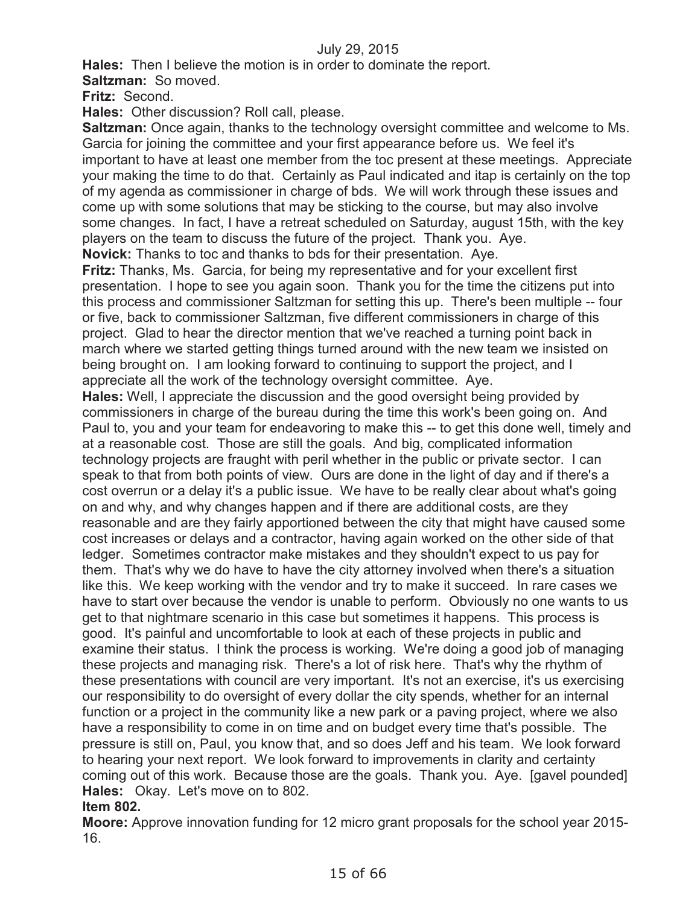**Hales:** Then I believe the motion is in order to dominate the report.

**Saltzman:** So moved.

**Fritz:** Second.

**Hales:** Other discussion? Roll call, please.

**Saltzman:** Once again, thanks to the technology oversight committee and welcome to Ms. Garcia for joining the committee and your first appearance before us. We feel it's important to have at least one member from the toc present at these meetings. Appreciate your making the time to do that. Certainly as Paul indicated and itap is certainly on the top of my agenda as commissioner in charge of bds. We will work through these issues and come up with some solutions that may be sticking to the course, but may also involve some changes. In fact, I have a retreat scheduled on Saturday, august 15th, with the key players on the team to discuss the future of the project. Thank you. Aye.

**Novick:** Thanks to toc and thanks to bds for their presentation. Aye.

**Fritz:** Thanks, Ms. Garcia, for being my representative and for your excellent first presentation. I hope to see you again soon. Thank you for the time the citizens put into this process and commissioner Saltzman for setting this up. There's been multiple -- four or five, back to commissioner Saltzman, five different commissioners in charge of this project. Glad to hear the director mention that we've reached a turning point back in march where we started getting things turned around with the new team we insisted on being brought on. I am looking forward to continuing to support the project, and I appreciate all the work of the technology oversight committee. Aye.

**Hales:** Well, I appreciate the discussion and the good oversight being provided by commissioners in charge of the bureau during the time this work's been going on. And Paul to, you and your team for endeavoring to make this -- to get this done well, timely and at a reasonable cost. Those are still the goals. And big, complicated information technology projects are fraught with peril whether in the public or private sector. I can speak to that from both points of view. Ours are done in the light of day and if there's a cost overrun or a delay it's a public issue. We have to be really clear about what's going on and why, and why changes happen and if there are additional costs, are they reasonable and are they fairly apportioned between the city that might have caused some cost increases or delays and a contractor, having again worked on the other side of that ledger. Sometimes contractor make mistakes and they shouldn't expect to us pay for them. That's why we do have to have the city attorney involved when there's a situation like this. We keep working with the vendor and try to make it succeed. In rare cases we have to start over because the vendor is unable to perform. Obviously no one wants to us get to that nightmare scenario in this case but sometimes it happens. This process is good. It's painful and uncomfortable to look at each of these projects in public and examine their status. I think the process is working. We're doing a good job of managing these projects and managing risk. There's a lot of risk here. That's why the rhythm of these presentations with council are very important. It's not an exercise, it's us exercising our responsibility to do oversight of every dollar the city spends, whether for an internal function or a project in the community like a new park or a paving project, where we also have a responsibility to come in on time and on budget every time that's possible. The pressure is still on, Paul, you know that, and so does Jeff and his team. We look forward to hearing your next report. We look forward to improvements in clarity and certainty coming out of this work. Because those are the goals. Thank you. Aye. [gavel pounded]

**Hales:** Okay. Let's move on to 802.

**Item 802.**

**Moore:** Approve innovation funding for 12 micro grant proposals for the school year 2015-16.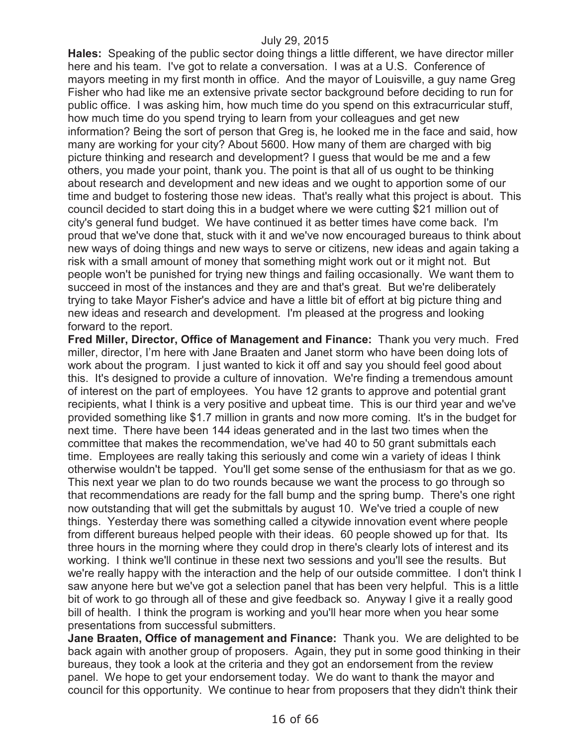**Hales:** Speaking of the public sector doing things a little different, we have director miller here and his team. I've got to relate a conversation. I was at a U.S. Conference of mayors meeting in my first month in office. And the mayor of Louisville, a guy name Greg Fisher who had like me an extensive private sector background before deciding to run for public office. I was asking him, how much time do you spend on this extracurricular stuff, how much time do you spend trying to learn from your colleagues and get new information? Being the sort of person that Greg is, he looked me in the face and said, how many are working for your city? About 5600. How many of them are charged with big picture thinking and research and development? I guess that would be me and a few others, you made your point, thank you. The point is that all of us ought to be thinking about research and development and new ideas and we ought to apportion some of our time and budget to fostering those new ideas. That's really what this project is about. This council decided to start doing this in a budget where we were cutting $21 million out of city's general fund budget. We have continued it as better times have come back. I'm proud that we've done that, stuck with it and we've now encouraged bureaus to think about new ways of doing things and new ways to serve or citizens, new ideas and again taking a risk with a small amount of money that something might work out or it might not. But people won't be punished for trying new things and failing occasionally. We want them to succeed in most of the instances and they are and that's great. But we're deliberately trying to take Mayor Fisher's advice and have a little bit of effort at big picture thing and new ideas and research and development. I'm pleased at the progress and looking forward to the report.

**Fred Miller, Director, Office of Management and Finance:** Thank you very much. Fred miller, director, I'm here with Jane Braaten and Janet storm who have been doing lots of work about the program. I just wanted to kick it off and say you should feel good about this. It's designed to provide a culture of innovation. We're finding a tremendous amount of interest on the part of employees. You have 12 grants to approve and potential grant recipients, what I think is a very positive and upbeat time. This is our third year and we've provided something like $1.7 million in grants and now more coming. It's in the budget for next time. There have been 144 ideas generated and in the last two times when the committee that makes the recommendation, we've had 40 to 50 grant submittals each time. Employees are really taking this seriously and come win a variety of ideas I think otherwise wouldn't be tapped. You'll get some sense of the enthusiasm for that as we go. This next year we plan to do two rounds because we want the process to go through so that recommendations are ready for the fall bump and the spring bump. There's one right now outstanding that will get the submittals by august 10. We've tried a couple of new things. Yesterday there was something called a citywide innovation event where people from different bureaus helped people with their ideas. 60 people showed up for that. Its three hours in the morning where they could drop in there's clearly lots of interest and its working. I think we'll continue in these next two sessions and you'll see the results. But we're really happy with the interaction and the help of our outside committee. I don't think I saw anyone here but we've got a selection panel that has been very helpful. This is a little bit of work to go through all of these and give feedback so. Anyway I give it a really good bill of health. I think the program is working and you'll hear more when you hear some presentations from successful submitters.

**Jane Braaten, Office of management and Finance:** Thank you. We are delighted to be back again with another group of proposers. Again, they put in some good thinking in their bureaus, they took a look at the criteria and they got an endorsement from the review panel. We hope to get your endorsement today. We do want to thank the mayor and council for this opportunity. We continue to hear from proposers that they didn't think their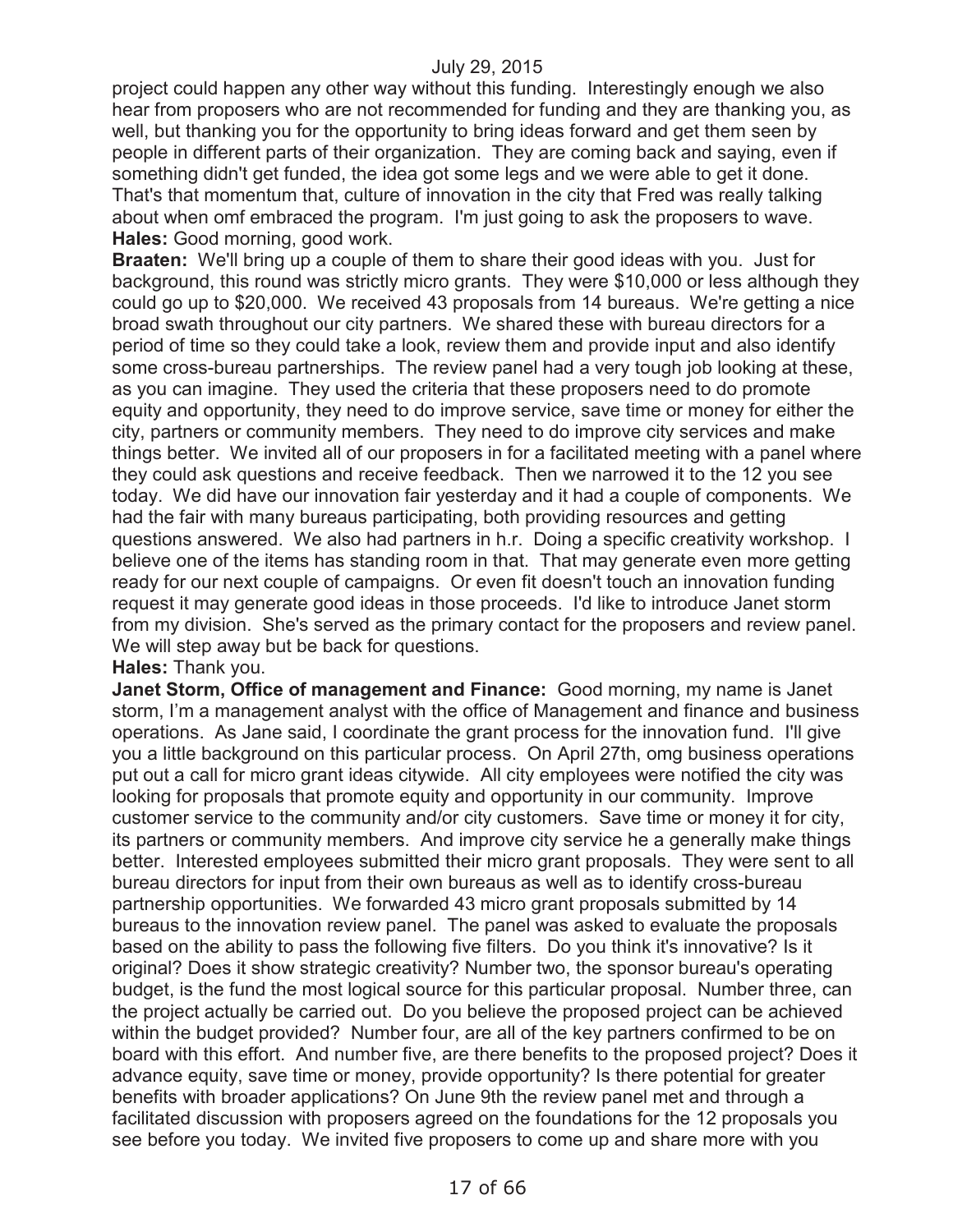project could happen any other way without this funding. Interestingly enough we also hear from proposers who are not recommended for funding and they are thanking you, as well, but thanking you for the opportunity to bring ideas forward and get them seen by people in different parts of their organization. They are coming back and saying, even if something didn't get funded, the idea got some legs and we were able to get it done. That's that momentum that, culture of innovation in the city that Fred was really talking about when omf embraced the program. I'm just going to ask the proposers to wave.

**Hales:** Good morning, good work.

**Braaten:** We'll bring up a couple of them to share their good ideas with you. Just for background, this round was strictly micro grants. They were $10,000 or less although they could go up to $20,000. We received 43 proposals from 14 bureaus. We're getting a nice broad swath throughout our city partners. We shared these with bureau directors for a period of time so they could take a look, review them and provide input and also identify some cross-bureau partnerships. The review panel had a very tough job looking at these, as you can imagine. They used the criteria that these proposers need to do promote equity and opportunity, they need to do improve service, save time or money for either the city, partners or community members. They need to do improve city services and make things better. We invited all of our proposers in for a facilitated meeting with a panel where they could ask questions and receive feedback. Then we narrowed it to the 12 you see today. We did have our innovation fair yesterday and it had a couple of components. We had the fair with many bureaus participating, both providing resources and getting questions answered. We also had partners in h.r. Doing a specific creativity workshop. I believe one of the items has standing room in that. That may generate even more getting ready for our next couple of campaigns. Or even fit doesn't touch an innovation funding request it may generate good ideas in those proceeds. I'd like to introduce Janet storm from my division. She's served as the primary contact for the proposers and review panel. We will step away but be back for questions.

**Hales:** Thank you.

**Janet Storm, Office of management and Finance:** Good morning, my name is Janet storm, I'm a management analyst with the office of Management and finance and business operations. As Jane said, I coordinate the grant process for the innovation fund. I'll give you a little background on this particular process. On April 27th, omg business operations put out a call for micro grant ideas citywide. All city employees were notified the city was looking for proposals that promote equity and opportunity in our community. Improve customer service to the community and/or city customers. Save time or money it for city, its partners or community members. And improve city service he a generally make things better. Interested employees submitted their micro grant proposals. They were sent to all bureau directors for input from their own bureaus as well as to identify cross-bureau partnership opportunities. We forwarded 43 micro grant proposals submitted by 14 bureaus to the innovation review panel. The panel was asked to evaluate the proposals based on the ability to pass the following five filters. Do you think it's innovative? Is it original? Does it show strategic creativity? Number two, the sponsor bureau's operating budget, is the fund the most logical source for this particular proposal. Number three, can the project actually be carried out. Do you believe the proposed project can be achieved within the budget provided? Number four, are all of the key partners confirmed to be on board with this effort. And number five, are there benefits to the proposed project? Does it advance equity, save time or money, provide opportunity? Is there potential for greater benefits with broader applications? On June 9th the review panel met and through a facilitated discussion with proposers agreed on the foundations for the 12 proposals you see before you today. We invited five proposers to come up and share more with you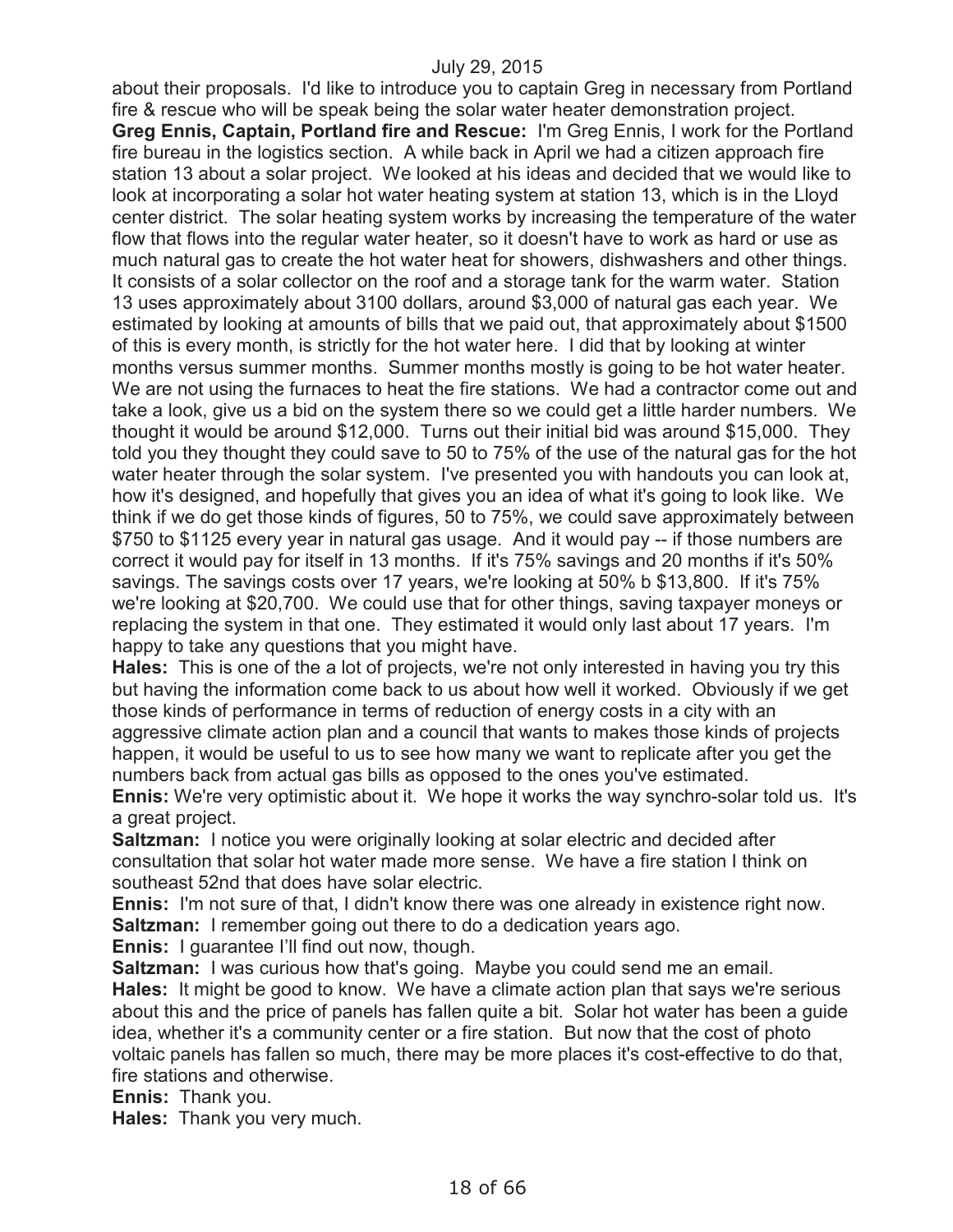about their proposals. I'd like to introduce you to captain Greg in necessary from Portland fire & rescue who will be speak being the solar water heater demonstration project.

**Greg Ennis, Captain, Portland fire and Rescue:** I'm Greg Ennis, I work for the Portland fire bureau in the logistics section. A while back in April we had a citizen approach fire station 13 about a solar project. We looked at his ideas and decided that we would like to look at incorporating a solar hot water heating system at station 13, which is in the Lloyd center district. The solar heating system works by increasing the temperature of the water flow that flows into the regular water heater, so it doesn't have to work as hard or use as much natural gas to create the hot water heat for showers, dishwashers and other things. It consists of a solar collector on the roof and a storage tank for the warm water. Station 13 uses approximately about 3100 dollars, around $3,000 of natural gas each year. We estimated by looking at amounts of bills that we paid out, that approximately about $1500 of this is every month, is strictly for the hot water here. I did that by looking at winter months versus summer months. Summer months mostly is going to be hot water heater. We are not using the furnaces to heat the fire stations. We had a contractor come out and take a look, give us a bid on the system there so we could get a little harder numbers. We thought it would be around $12,000. Turns out their initial bid was around $15,000. They told you they thought they could save to 50 to 75% of the use of the natural gas for the hot water heater through the solar system. I've presented you with handouts you can look at, how it's designed, and hopefully that gives you an idea of what it's going to look like. We think if we do get those kinds of figures, 50 to 75%, we could save approximately between $750 to $1125 every year in natural gas usage. And it would pay -- if those numbers are correct it would pay for itself in 13 months. If it's 75% savings and 20 months if it's 50% savings. The savings costs over 17 years, we're looking at 50% b $13,800. If it's 75% we're looking at $20,700. We could use that for other things, saving taxpayer moneys or replacing the system in that one. They estimated it would only last about 17 years. I'm happy to take any questions that you might have.

**Hales:** This is one of the a lot of projects, we're not only interested in having you try this but having the information come back to us about how well it worked. Obviously if we get those kinds of performance in terms of reduction of energy costs in a city with an aggressive climate action plan and a council that wants to makes those kinds of projects happen, it would be useful to us to see how many we want to replicate after you get the numbers back from actual gas bills as opposed to the ones you've estimated.

**Ennis:** We're very optimistic about it. We hope it works the way synchro-solar told us. It's a great project.

**Saltzman:** I notice you were originally looking at solar electric and decided after consultation that solar hot water made more sense. We have a fire station I think on southeast 52nd that does have solar electric.

**Ennis:** I'm not sure of that, I didn't know there was one already in existence right now.

**Saltzman:** I remember going out there to do a dedication years ago.

**Ennis:** I guarantee I'll find out now, though.

**Saltzman:** I was curious how that's going. Maybe you could send me an email.

**Hales:** It might be good to know. We have a climate action plan that says we're serious about this and the price of panels has fallen quite a bit. Solar hot water has been a guide idea, whether it's a community center or a fire station. But now that the cost of photo voltaic panels has fallen so much, there may be more places it's cost-effective to do that, fire stations and otherwise.

**Ennis:** Thank you.

**Hales:** Thank you very much.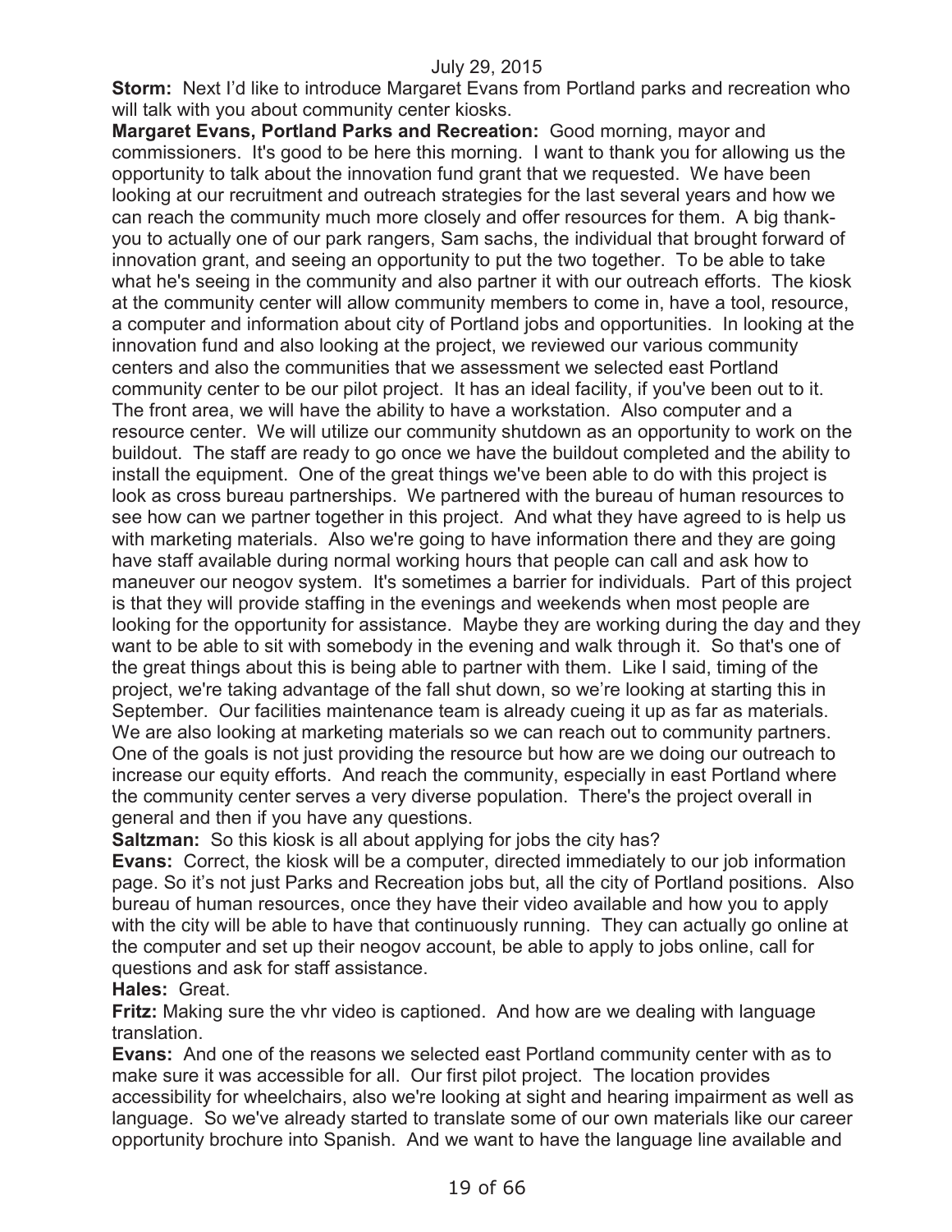July 29, 2015

**Storm:** Next I'd like to introduce Margaret Evans from Portland parks and recreation who will talk with you about community center kiosks.

**Margaret Evans, Portland Parks and Recreation:** Good morning, mayor and commissioners. It's good to be here this morning. I want to thank you for allowing us the opportunity to talk about the innovation fund grant that we requested. We have been looking at our recruitment and outreach strategies for the last several years and how we can reach the community much more closely and offer resources for them. A big thank-you to actually one of our park rangers, Sam sachs, the individual that brought forward of innovation grant, and seeing an opportunity to put the two together. To be able to take what he's seeing in the community and also partner it with our outreach efforts. The kiosk at the community center will allow community members to come in, have a tool, resource, a computer and information about city of Portland jobs and opportunities. In looking at the innovation fund and also looking at the project, we reviewed our various community centers and also the communities that we assessment we selected east Portland community center to be our pilot project. It has an ideal facility, if you've been out to it. The front area, we will have the ability to have a workstation. Also computer and a resource center. We will utilize our community shutdown as an opportunity to work on the buildout. The staff are ready to go once we have the buildout completed and the ability to install the equipment. One of the great things we've been able to do with this project is look as cross bureau partnerships. We partnered with the bureau of human resources to see how can we partner together in this project. And what they have agreed to is help us with marketing materials. Also we're going to have information there and they are going have staff available during normal working hours that people can call and ask how to maneuver our neogov system. It's sometimes a barrier for individuals. Part of this project is that they will provide staffing in the evenings and weekends when most people are looking for the opportunity for assistance. Maybe they are working during the day and they want to be able to sit with somebody in the evening and walk through it. So that's one of the great things about this is being able to partner with them. Like I said, timing of the project, we're taking advantage of the fall shut down, so we're looking at starting this in September. Our facilities maintenance team is already cueing it up as far as materials. We are also looking at marketing materials so we can reach out to community partners. One of the goals is not just providing the resource but how are we doing our outreach to increase our equity efforts. And reach the community, especially in east Portland where the community center serves a very diverse population. There's the project overall in general and then if you have any questions.

**Saltzman:** So this kiosk is all about applying for jobs the city has?

**Evans:** Correct, the kiosk will be a computer, directed immediately to our job information page. So it's not just Parks and Recreation jobs but, all the city of Portland positions. Also bureau of human resources, once they have their video available and how you to apply with the city will be able to have that continuously running. They can actually go online at the computer and set up their neogov account, be able to apply to jobs online, call for questions and ask for staff assistance.

**Hales:** Great.

**Fritz:** Making sure the vhr video is captioned. And how are we dealing with language translation.

**Evans:** And one of the reasons we selected east Portland community center with as to make sure it was accessible for all. Our first pilot project. The location provides accessibility for wheelchairs, also we're looking at sight and hearing impairment as well as language. So we've already started to translate some of our own materials like our career opportunity brochure into Spanish. And we want to have the language line available and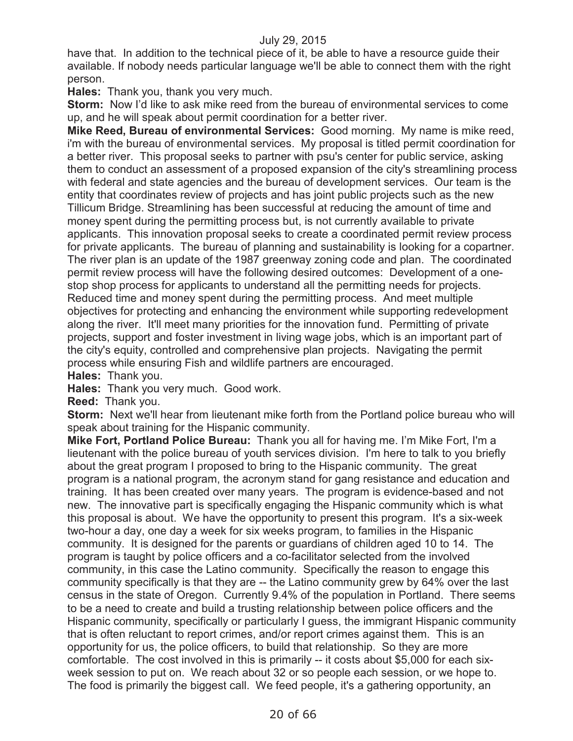have that. In addition to the technical piece of it, be able to have a resource guide their available. If nobody needs particular language we'll be able to connect them with the right person.

**Hales:** Thank you, thank you very much.

**Storm:** Now I'd like to ask mike reed from the bureau of environmental services to come up, and he will speak about permit coordination for a better river.

**Mike Reed, Bureau of environmental Services:** Good morning. My name is mike reed, i'm with the bureau of environmental services. My proposal is titled permit coordination for a better river. This proposal seeks to partner with psu's center for public service, asking them to conduct an assessment of a proposed expansion of the city's streamlining process with federal and state agencies and the bureau of development services. Our team is the entity that coordinates review of projects and has joint public projects such as the new Tillicum Bridge. Streamlining has been successful at reducing the amount of time and money spent during the permitting process but, is not currently available to private applicants. This innovation proposal seeks to create a coordinated permit review process for private applicants. The bureau of planning and sustainability is looking for a copartner. The river plan is an update of the 1987 greenway zoning code and plan. The coordinated permit review process will have the following desired outcomes: Development of a one-stop shop process for applicants to understand all the permitting needs for projects. Reduced time and money spent during the permitting process. And meet multiple objectives for protecting and enhancing the environment while supporting redevelopment along the river. It'll meet many priorities for the innovation fund. Permitting of private projects, support and foster investment in living wage jobs, which is an important part of the city's equity, controlled and comprehensive plan projects. Navigating the permit process while ensuring Fish and wildlife partners are encouraged.

**Hales:** Thank you.

**Hales:** Thank you very much. Good work.

**Reed:** Thank you.

**Storm:** Next we'll hear from lieutenant mike forth from the Portland police bureau who will speak about training for the Hispanic community.

**Mike Fort, Portland Police Bureau:** Thank you all for having me. I'm Mike Fort, I'm a lieutenant with the police bureau of youth services division. I'm here to talk to you briefly about the great program I proposed to bring to the Hispanic community. The great program is a national program, the acronym stand for gang resistance and education and training. It has been created over many years. The program is evidence-based and not new. The innovative part is specifically engaging the Hispanic community which is what this proposal is about. We have the opportunity to present this program. It's a six-week two-hour a day, one day a week for six weeks program, to families in the Hispanic community. It is designed for the parents or guardians of children aged 10 to 14. The program is taught by police officers and a co-facilitator selected from the involved community, in this case the Latino community. Specifically the reason to engage this community specifically is that they are -- the Latino community grew by 64% over the last census in the state of Oregon. Currently 9.4% of the population in Portland. There seems to be a need to create and build a trusting relationship between police officers and the Hispanic community, specifically or particularly I guess, the immigrant Hispanic community that is often reluctant to report crimes, and/or report crimes against them. This is an opportunity for us, the police officers, to build that relationship. So they are more comfortable. The cost involved in this is primarily -- it costs about $5,000 for each six-week session to put on. We reach about 32 or so people each session, or we hope to. The food is primarily the biggest call. We feed people, it's a gathering opportunity, an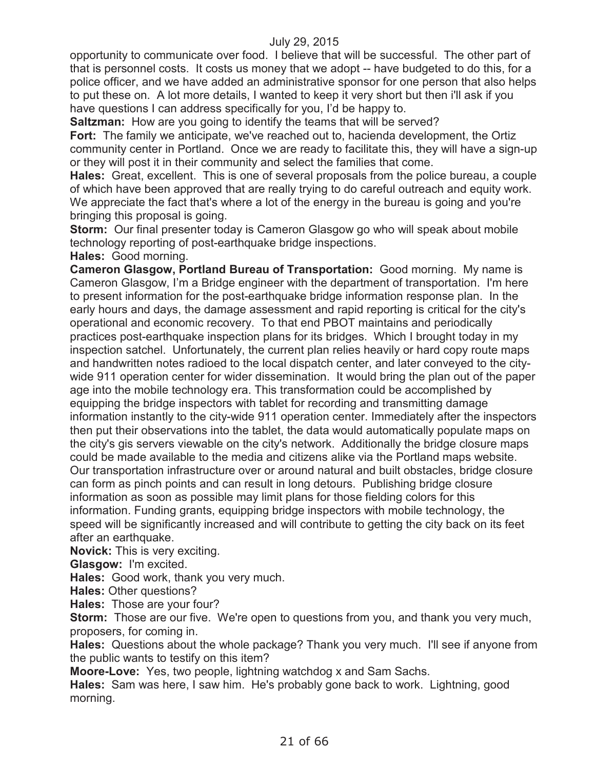opportunity to communicate over food. I believe that will be successful. The other part of that is personnel costs. It costs us money that we adopt -- have budgeted to do this, for a police officer, and we have added an administrative sponsor for one person that also helps to put these on. A lot more details, I wanted to keep it very short but then i'll ask if you have questions I can address specifically for you, I'd be happy to.

**Saltzman:** How are you going to identify the teams that will be served?

**Fort:** The family we anticipate, we've reached out to, hacienda development, the Ortiz community center in Portland. Once we are ready to facilitate this, they will have a sign-up or they will post it in their community and select the families that come.

**Hales:** Great, excellent. This is one of several proposals from the police bureau, a couple of which have been approved that are really trying to do careful outreach and equity work. We appreciate the fact that's where a lot of the energy in the bureau is going and you're bringing this proposal is going.

**Storm:** Our final presenter today is Cameron Glasgow go who will speak about mobile technology reporting of post-earthquake bridge inspections.

**Hales:** Good morning.

**Cameron Glasgow, Portland Bureau of Transportation:** Good morning. My name is Cameron Glasgow, I'm a Bridge engineer with the department of transportation. I'm here to present information for the post-earthquake bridge information response plan. In the early hours and days, the damage assessment and rapid reporting is critical for the city's operational and economic recovery. To that end PBOT maintains and periodically practices post-earthquake inspection plans for its bridges. Which I brought today in my inspection satchel. Unfortunately, the current plan relies heavily or hard copy route maps and handwritten notes radioed to the local dispatch center, and later conveyed to the city-wide 911 operation center for wider dissemination. It would bring the plan out of the paper age into the mobile technology era. This transformation could be accomplished by equipping the bridge inspectors with tablet for recording and transmitting damage information instantly to the city-wide 911 operation center. Immediately after the inspectors then put their observations into the tablet, the data would automatically populate maps on the city's gis servers viewable on the city's network. Additionally the bridge closure maps could be made available to the media and citizens alike via the Portland maps website. Our transportation infrastructure over or around natural and built obstacles, bridge closure can form as pinch points and can result in long detours. Publishing bridge closure information as soon as possible may limit plans for those fielding colors for this information. Funding grants, equipping bridge inspectors with mobile technology, the speed will be significantly increased and will contribute to getting the city back on its feet after an earthquake.

**Novick:** This is very exciting.

**Glasgow:** I'm excited.

**Hales:** Good work, thank you very much.

**Hales:** Other questions?

**Hales:** Those are your four?

**Storm:** Those are our five. We're open to questions from you, and thank you very much, proposers, for coming in.

**Hales:** Questions about the whole package? Thank you very much. I'll see if anyone from the public wants to testify on this item?

**Moore-Love:** Yes, two people, lightning watchdog x and Sam Sachs.

**Hales:** Sam was here, I saw him. He's probably gone back to work. Lightning, good morning.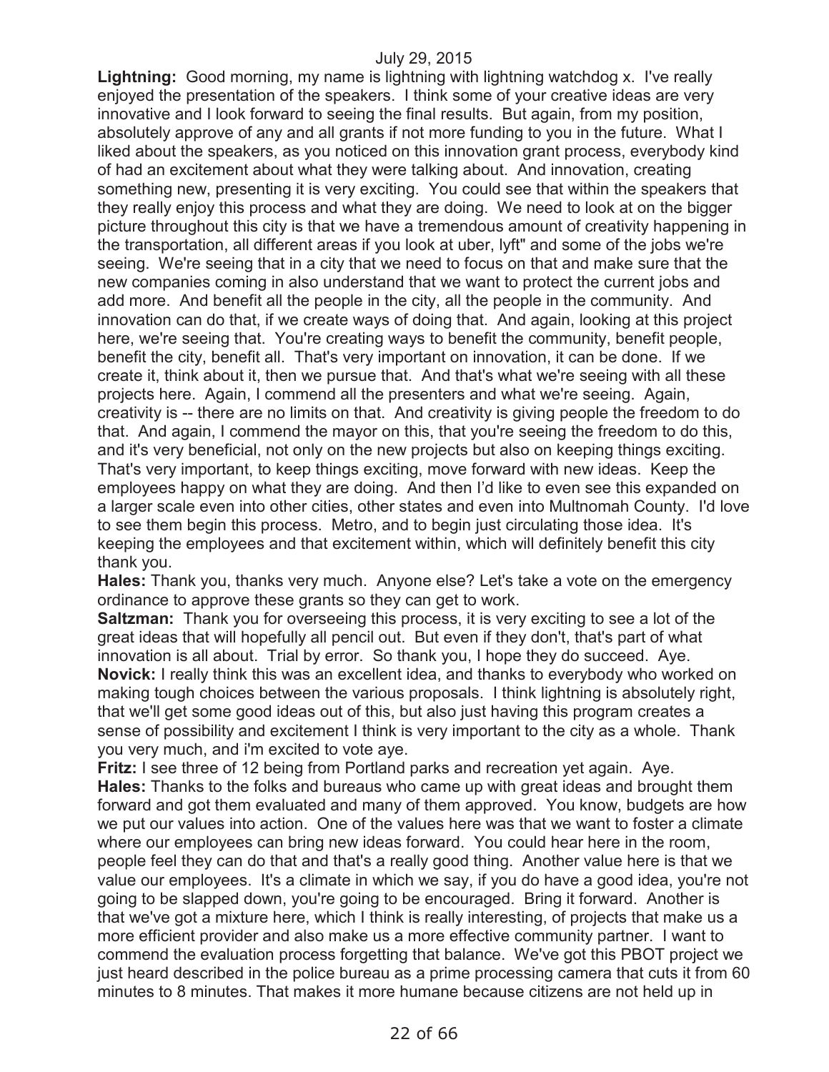**Lightning:** Good morning, my name is lightning with lightning watchdog x. I've really enjoyed the presentation of the speakers. I think some of your creative ideas are very innovative and I look forward to seeing the final results. But again, from my position, absolutely approve of any and all grants if not more funding to you in the future. What I liked about the speakers, as you noticed on this innovation grant process, everybody kind of had an excitement about what they were talking about. And innovation, creating something new, presenting it is very exciting. You could see that within the speakers that they really enjoy this process and what they are doing. We need to look at on the bigger picture throughout this city is that we have a tremendous amount of creativity happening in the transportation, all different areas if you look at uber, lyft" and some of the jobs we're seeing. We're seeing that in a city that we need to focus on that and make sure that the new companies coming in also understand that we want to protect the current jobs and add more. And benefit all the people in the city, all the people in the community. And innovation can do that, if we create ways of doing that. And again, looking at this project here, we're seeing that. You're creating ways to benefit the community, benefit people, benefit the city, benefit all. That's very important on innovation, it can be done. If we create it, think about it, then we pursue that. And that's what we're seeing with all these projects here. Again, I commend all the presenters and what we're seeing. Again, creativity is -- there are no limits on that. And creativity is giving people the freedom to do that. And again, I commend the mayor on this, that you're seeing the freedom to do this, and it's very beneficial, not only on the new projects but also on keeping things exciting. That's very important, to keep things exciting, move forward with new ideas. Keep the employees happy on what they are doing. And then I'd like to even see this expanded on a larger scale even into other cities, other states and even into Multnomah County. I'd love to see them begin this process. Metro, and to begin just circulating those idea. It's keeping the employees and that excitement within, which will definitely benefit this city thank you.

**Hales:** Thank you, thanks very much. Anyone else? Let's take a vote on the emergency ordinance to approve these grants so they can get to work.

**Saltzman:** Thank you for overseeing this process, it is very exciting to see a lot of the great ideas that will hopefully all pencil out. But even if they don't, that's part of what innovation is all about. Trial by error. So thank you, I hope they do succeed. Aye.

**Novick:** I really think this was an excellent idea, and thanks to everybody who worked on making tough choices between the various proposals. I think lightning is absolutely right, that we'll get some good ideas out of this, but also just having this program creates a sense of possibility and excitement I think is very important to the city as a whole. Thank you very much, and i'm excited to vote aye.

**Fritz:** I see three of 12 being from Portland parks and recreation yet again. Aye.

**Hales:** Thanks to the folks and bureaus who came up with great ideas and brought them forward and got them evaluated and many of them approved. You know, budgets are how we put our values into action. One of the values here was that we want to foster a climate where our employees can bring new ideas forward. You could hear here in the room, people feel they can do that and that's a really good thing. Another value here is that we value our employees. It's a climate in which we say, if you do have a good idea, you're not going to be slapped down, you're going to be encouraged. Bring it forward. Another is that we've got a mixture here, which I think is really interesting, of projects that make us a more efficient provider and also make us a more effective community partner. I want to commend the evaluation process forgetting that balance. We've got this PBOT project we just heard described in the police bureau as a prime processing camera that cuts it from 60 minutes to 8 minutes. That makes it more humane because citizens are not held up in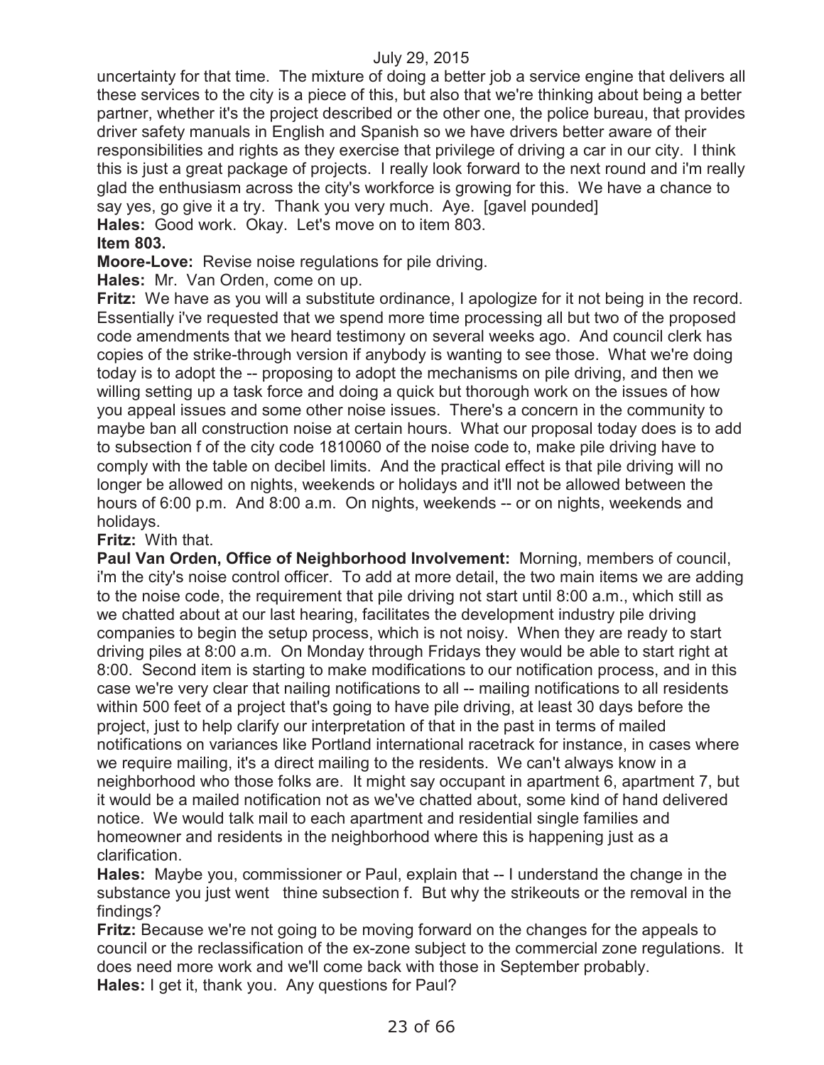uncertainty for that time. The mixture of doing a better job a service engine that delivers all these services to the city is a piece of this, but also that we're thinking about being a better partner, whether it's the project described or the other one, the police bureau, that provides driver safety manuals in English and Spanish so we have drivers better aware of their responsibilities and rights as they exercise that privilege of driving a car in our city. I think this is just a great package of projects. I really look forward to the next round and i'm really glad the enthusiasm across the city's workforce is growing for this. We have a chance to say yes, go give it a try. Thank you very much. Aye. [gavel pounded]

**Hales:** Good work. Okay. Let's move on to item 803.

**Item 803.**

**Moore-Love:** Revise noise regulations for pile driving.

**Hales:** Mr. Van Orden, come on up.

**Fritz:** We have as you will a substitute ordinance, I apologize for it not being in the record. Essentially i've requested that we spend more time processing all but two of the proposed code amendments that we heard testimony on several weeks ago. And council clerk has copies of the strike-through version if anybody is wanting to see those. What we're doing today is to adopt the -- proposing to adopt the mechanisms on pile driving, and then we willing setting up a task force and doing a quick but thorough work on the issues of how you appeal issues and some other noise issues. There's a concern in the community to maybe ban all construction noise at certain hours. What our proposal today does is to add to subsection f of the city code 1810060 of the noise code to, make pile driving have to comply with the table on decibel limits. And the practical effect is that pile driving will no longer be allowed on nights, weekends or holidays and it'll not be allowed between the hours of 6:00 p.m. And 8:00 a.m. On nights, weekends -- or on nights, weekends and holidays.

**Fritz:** With that.

**Paul Van Orden, Office of Neighborhood Involvement:** Morning, members of council, i'm the city's noise control officer. To add at more detail, the two main items we are adding to the noise code, the requirement that pile driving not start until 8:00 a.m., which still as we chatted about at our last hearing, facilitates the development industry pile driving companies to begin the setup process, which is not noisy. When they are ready to start driving piles at 8:00 a.m. On Monday through Fridays they would be able to start right at 8:00. Second item is starting to make modifications to our notification process, and in this case we're very clear that nailing notifications to all -- mailing notifications to all residents within 500 feet of a project that's going to have pile driving, at least 30 days before the project, just to help clarify our interpretation of that in the past in terms of mailed notifications on variances like Portland international racetrack for instance, in cases where we require mailing, it's a direct mailing to the residents. We can't always know in a neighborhood who those folks are. It might say occupant in apartment 6, apartment 7, but it would be a mailed notification not as we've chatted about, some kind of hand delivered notice. We would talk mail to each apartment and residential single families and homeowner and residents in the neighborhood where this is happening just as a clarification.

**Hales:** Maybe you, commissioner or Paul, explain that -- I understand the change in the substance you just went thine subsection f. But why the strikeouts or the removal in the findings?

**Fritz:** Because we're not going to be moving forward on the changes for the appeals to council or the reclassification of the ex-zone subject to the commercial zone regulations. It does need more work and we'll come back with those in September probably.

**Hales:** I get it, thank you. Any questions for Paul?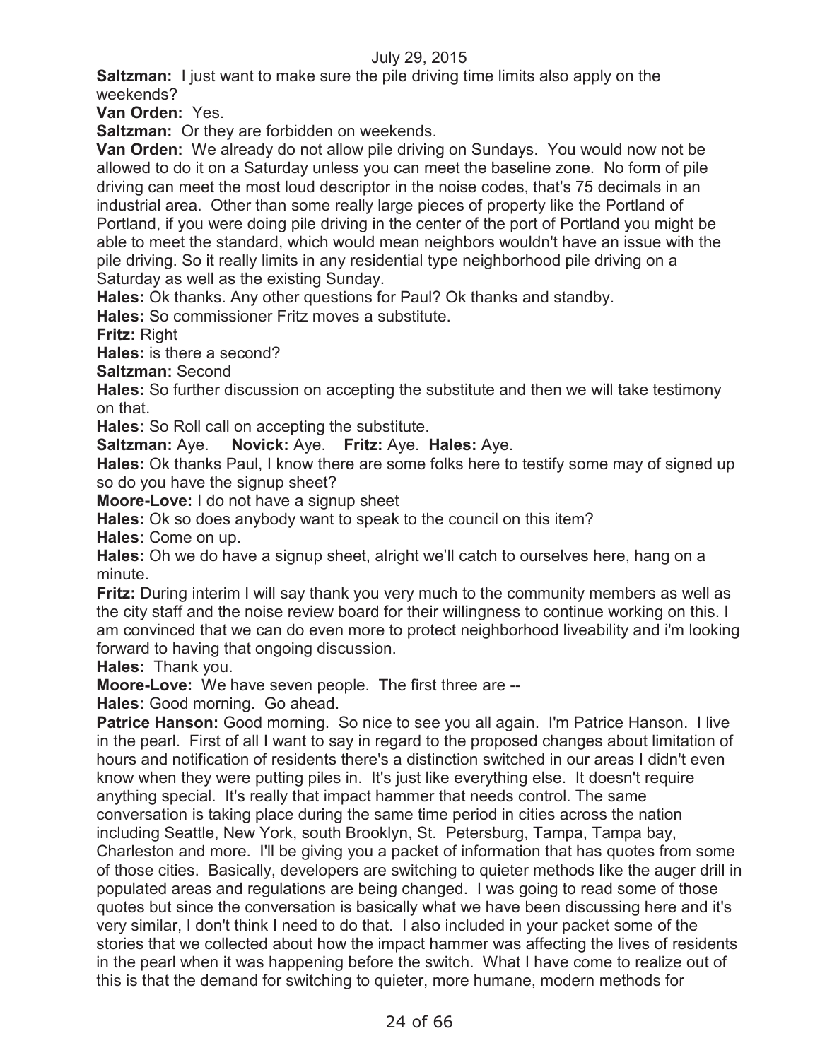**Saltzman:** I just want to make sure the pile driving time limits also apply on the weekends?

**Van Orden:** Yes.

**Saltzman:** Or they are forbidden on weekends.

**Van Orden:** We already do not allow pile driving on Sundays. You would now not be allowed to do it on a Saturday unless you can meet the baseline zone. No form of pile driving can meet the most loud descriptor in the noise codes, that's 75 decimals in an industrial area. Other than some really large pieces of property like the Portland of Portland, if you were doing pile driving in the center of the port of Portland you might be able to meet the standard, which would mean neighbors wouldn't have an issue with the pile driving. So it really limits in any residential type neighborhood pile driving on a Saturday as well as the existing Sunday.

**Hales:** Ok thanks. Any other questions for Paul? Ok thanks and standby.

**Hales:** So commissioner Fritz moves a substitute.

**Fritz:** Right

**Hales:** is there a second?

**Saltzman:** Second

**Hales:** So further discussion on accepting the substitute and then we will take testimony on that.

**Hales:** So Roll call on accepting the substitute.

**Saltzman:** Aye. **Novick:** Aye. **Fritz:** Aye. **Hales:** Aye.

**Hales:** Ok thanks Paul, I know there are some folks here to testify some may of signed up so do you have the signup sheet?

**Moore-Love:** I do not have a signup sheet

**Hales:** Ok so does anybody want to speak to the council on this item?

**Hales:** Come on up.

**Hales:** Oh we do have a signup sheet, alright we'll catch to ourselves here, hang on a minute.

**Fritz:** During interim I will say thank you very much to the community members as well as the city staff and the noise review board for their willingness to continue working on this. I am convinced that we can do even more to protect neighborhood liveability and i'm looking forward to having that ongoing discussion.

**Hales:** Thank you.

**Moore-Love:** We have seven people. The first three are --

**Hales:** Good morning. Go ahead.

**Patrice Hanson:** Good morning. So nice to see you all again. I'm Patrice Hanson. I live in the pearl. First of all I want to say in regard to the proposed changes about limitation of hours and notification of residents there's a distinction switched in our areas I didn't even know when they were putting piles in. It's just like everything else. It doesn't require anything special. It's really that impact hammer that needs control. The same conversation is taking place during the same time period in cities across the nation including Seattle, New York, south Brooklyn, St. Petersburg, Tampa, Tampa bay, Charleston and more. I'll be giving you a packet of information that has quotes from some of those cities. Basically, developers are switching to quieter methods like the auger drill in populated areas and regulations are being changed. I was going to read some of those quotes but since the conversation is basically what we have been discussing here and it's very similar, I don't think I need to do that. I also included in your packet some of the stories that we collected about how the impact hammer was affecting the lives of residents in the pearl when it was happening before the switch. What I have come to realize out of this is that the demand for switching to quieter, more humane, modern methods for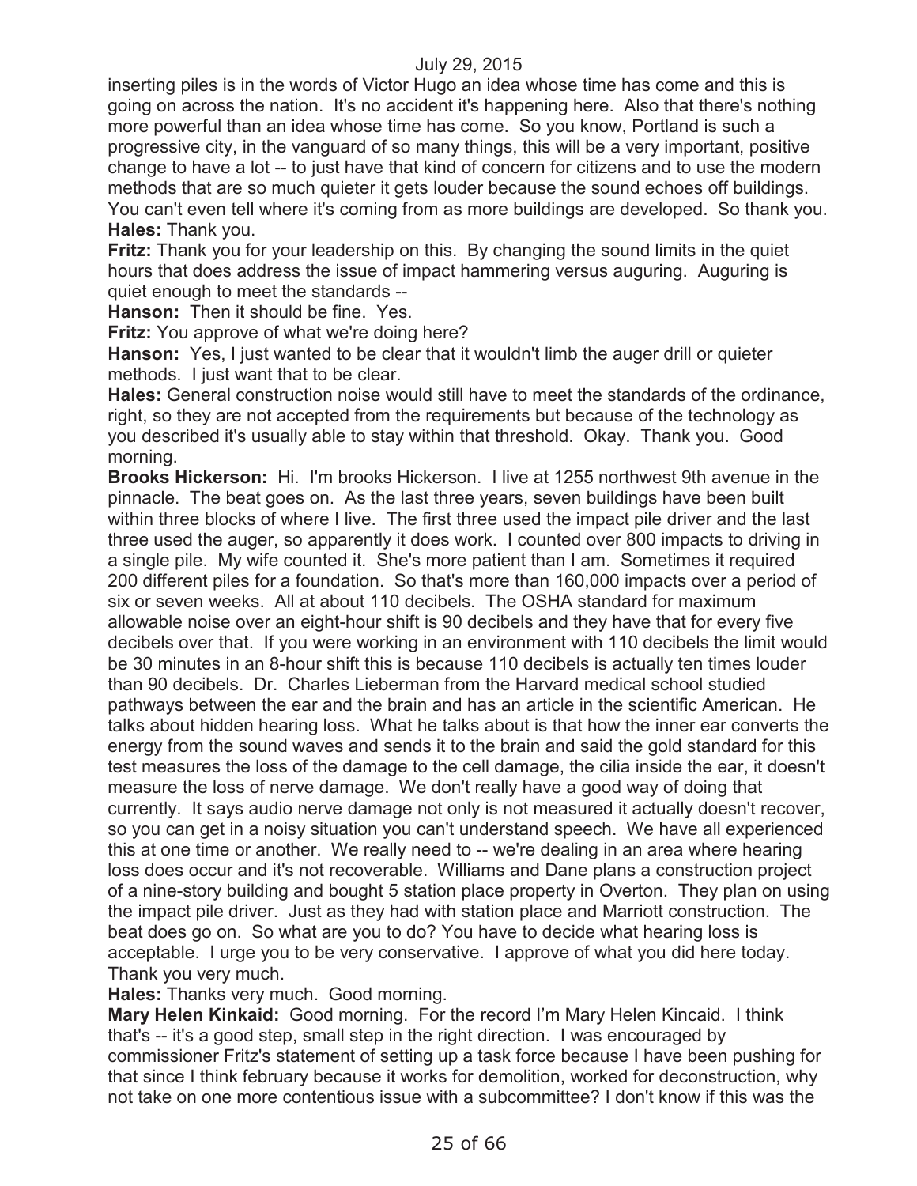inserting piles is in the words of Victor Hugo an idea whose time has come and this is going on across the nation. It's no accident it's happening here. Also that there's nothing more powerful than an idea whose time has come. So you know, Portland is such a progressive city, in the vanguard of so many things, this will be a very important, positive change to have a lot -- to just have that kind of concern for citizens and to use the modern methods that are so much quieter it gets louder because the sound echoes off buildings. You can't even tell where it's coming from as more buildings are developed. So thank you.

**Hales:** Thank you.

**Fritz:** Thank you for your leadership on this. By changing the sound limits in the quiet hours that does address the issue of impact hammering versus auguring. Auguring is quiet enough to meet the standards --

**Hanson:** Then it should be fine. Yes.

**Fritz:** You approve of what we're doing here?

**Hanson:** Yes, I just wanted to be clear that it wouldn't limb the auger drill or quieter methods. I just want that to be clear.

**Hales:** General construction noise would still have to meet the standards of the ordinance, right, so they are not accepted from the requirements but because of the technology as you described it's usually able to stay within that threshold. Okay. Thank you. Good morning.

**Brooks Hickerson:** Hi. I'm brooks Hickerson. I live at 1255 northwest 9th avenue in the pinnacle. The beat goes on. As the last three years, seven buildings have been built within three blocks of where I live. The first three used the impact pile driver and the last three used the auger, so apparently it does work. I counted over 800 impacts to driving in a single pile. My wife counted it. She's more patient than I am. Sometimes it required 200 different piles for a foundation. So that's more than 160,000 impacts over a period of six or seven weeks. All at about 110 decibels. The OSHA standard for maximum allowable noise over an eight-hour shift is 90 decibels and they have that for every five decibels over that. If you were working in an environment with 110 decibels the limit would be 30 minutes in an 8-hour shift this is because 110 decibels is actually ten times louder than 90 decibels. Dr. Charles Lieberman from the Harvard medical school studied pathways between the ear and the brain and has an article in the scientific American. He talks about hidden hearing loss. What he talks about is that how the inner ear converts the energy from the sound waves and sends it to the brain and said the gold standard for this test measures the loss of the damage to the cell damage, the cilia inside the ear, it doesn't measure the loss of nerve damage. We don't really have a good way of doing that currently. It says audio nerve damage not only is not measured it actually doesn't recover, so you can get in a noisy situation you can't understand speech. We have all experienced this at one time or another. We really need to -- we're dealing in an area where hearing loss does occur and it's not recoverable. Williams and Dane plans a construction project of a nine-story building and bought 5 station place property in Overton. They plan on using the impact pile driver. Just as they had with station place and Marriott construction. The beat does go on. So what are you to do? You have to decide what hearing loss is acceptable. I urge you to be very conservative. I approve of what you did here today. Thank you very much.

**Hales:** Thanks very much. Good morning.

**Mary Helen Kinkaid:** Good morning. For the record I'm Mary Helen Kincaid. I think that's -- it's a good step, small step in the right direction. I was encouraged by commissioner Fritz's statement of setting up a task force because I have been pushing for that since I think february because it works for demolition, worked for deconstruction, why not take on one more contentious issue with a subcommittee? I don't know if this was the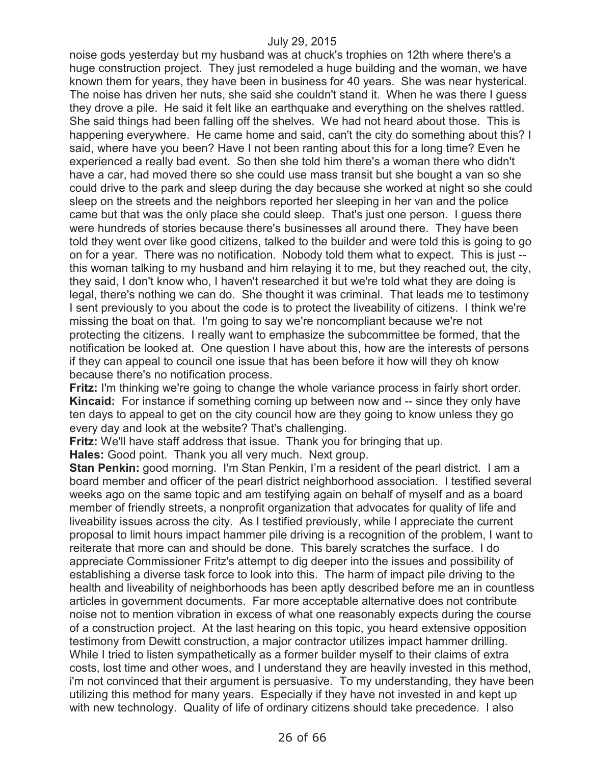noise gods yesterday but my husband was at chuck's trophies on 12th where there's a huge construction project. They just remodeled a huge building and the woman, we have known them for years, they have been in business for 40 years. She was near hysterical. The noise has driven her nuts, she said she couldn't stand it. When he was there I guess they drove a pile. He said it felt like an earthquake and everything on the shelves rattled. She said things had been falling off the shelves. We had not heard about those. This is happening everywhere. He came home and said, can't the city do something about this? I said, where have you been? Have I not been ranting about this for a long time? Even he experienced a really bad event. So then she told him there's a woman there who didn't have a car, had moved there so she could use mass transit but she bought a van so she could drive to the park and sleep during the day because she worked at night so she could sleep on the streets and the neighbors reported her sleeping in her van and the police came but that was the only place she could sleep. That's just one person. I guess there were hundreds of stories because there's businesses all around there. They have been told they went over like good citizens, talked to the builder and were told this is going to go on for a year. There was no notification. Nobody told them what to expect. This is just -- this woman talking to my husband and him relaying it to me, but they reached out, the city, they said, I don't know who, I haven't researched it but we're told what they are doing is legal, there's nothing we can do. She thought it was criminal. That leads me to testimony I sent previously to you about the code is to protect the liveability of citizens. I think we're missing the boat on that. I'm going to say we're noncompliant because we're not protecting the citizens. I really want to emphasize the subcommittee be formed, that the notification be looked at. One question I have about this, how are the interests of persons if they can appeal to council one issue that has been before it how will they oh know because there's no notification process.

**Fritz:** I'm thinking we're going to change the whole variance process in fairly short order.

**Kincaid:** For instance if something coming up between now and -- since they only have ten days to appeal to get on the city council how are they going to know unless they go every day and look at the website? That's challenging.

**Fritz:** We'll have staff address that issue. Thank you for bringing that up.

**Hales:** Good point. Thank you all very much. Next group.

**Stan Penkin:** good morning. I'm Stan Penkin, I'm a resident of the pearl district. I am a board member and officer of the pearl district neighborhood association. I testified several weeks ago on the same topic and am testifying again on behalf of myself and as a board member of friendly streets, a nonprofit organization that advocates for quality of life and liveability issues across the city. As I testified previously, while I appreciate the current proposal to limit hours impact hammer pile driving is a recognition of the problem, I want to reiterate that more can and should be done. This barely scratches the surface. I do appreciate Commissioner Fritz's attempt to dig deeper into the issues and possibility of establishing a diverse task force to look into this. The harm of impact pile driving to the health and liveability of neighborhoods has been aptly described before me an in countless articles in government documents. Far more acceptable alternative does not contribute noise not to mention vibration in excess of what one reasonably expects during the course of a construction project. At the last hearing on this topic, you heard extensive opposition testimony from Dewitt construction, a major contractor utilizes impact hammer drilling. While I tried to listen sympathetically as a former builder myself to their claims of extra costs, lost time and other woes, and I understand they are heavily invested in this method, i'm not convinced that their argument is persuasive. To my understanding, they have been utilizing this method for many years. Especially if they have not invested in and kept up with new technology. Quality of life of ordinary citizens should take precedence. I also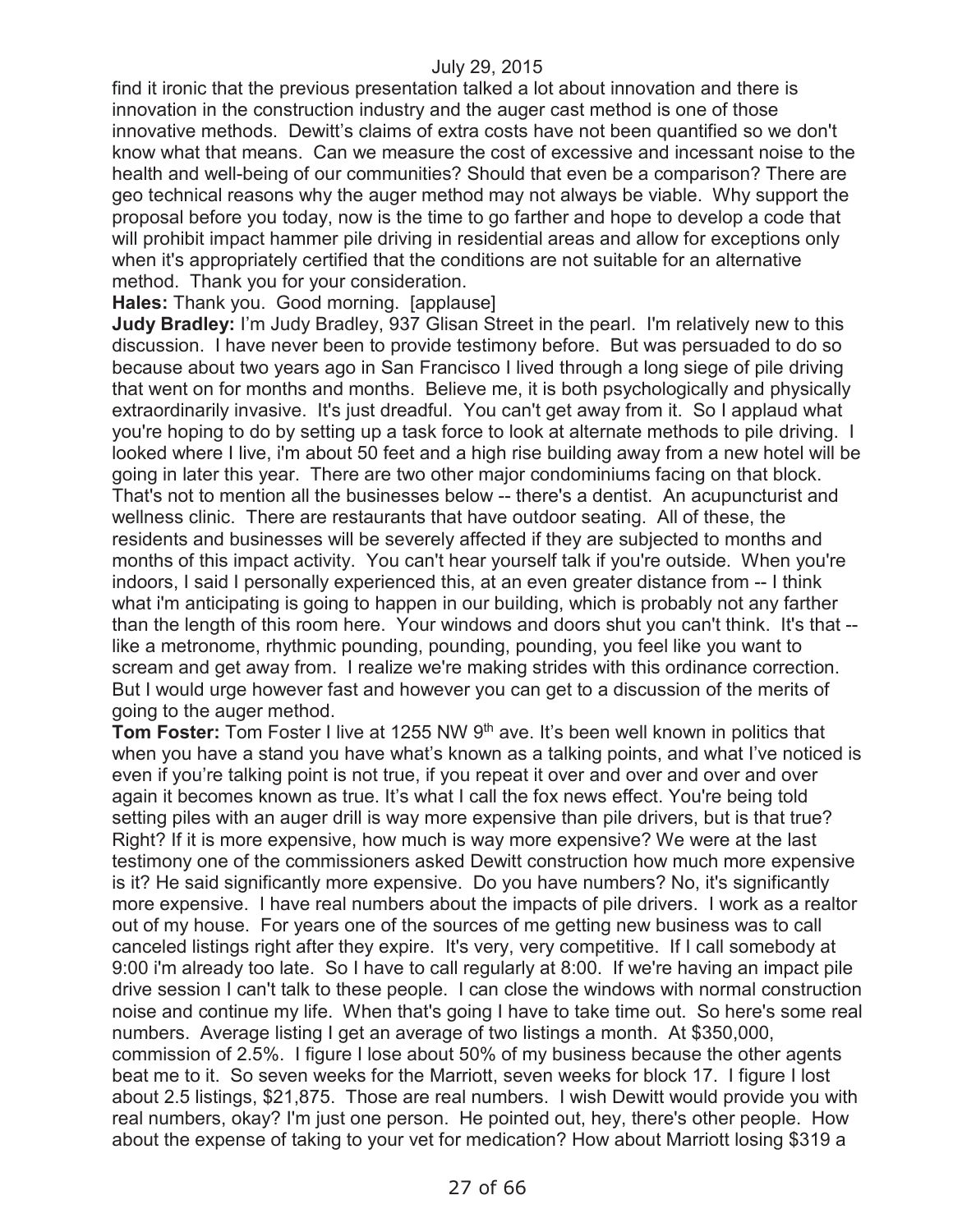find it ironic that the previous presentation talked a lot about innovation and there is innovation in the construction industry and the auger cast method is one of those innovative methods. Dewitt's claims of extra costs have not been quantified so we don't know what that means. Can we measure the cost of excessive and incessant noise to the health and well-being of our communities? Should that even be a comparison? There are geo technical reasons why the auger method may not always be viable. Why support the proposal before you today, now is the time to go farther and hope to develop a code that will prohibit impact hammer pile driving in residential areas and allow for exceptions only when it's appropriately certified that the conditions are not suitable for an alternative method. Thank you for your consideration.

**Hales:** Thank you. Good morning. [applause]

**Judy Bradley:** I'm Judy Bradley, 937 Glisan Street in the pearl. I'm relatively new to this discussion. I have never been to provide testimony before. But was persuaded to do so because about two years ago in San Francisco I lived through a long siege of pile driving that went on for months and months. Believe me, it is both psychologically and physically extraordinarily invasive. It's just dreadful. You can't get away from it. So I applaud what you're hoping to do by setting up a task force to look at alternate methods to pile driving. I looked where I live, i'm about 50 feet and a high rise building away from a new hotel will be going in later this year. There are two other major condominiums facing on that block. That's not to mention all the businesses below -- there's a dentist. An acupuncturist and wellness clinic. There are restaurants that have outdoor seating. All of these, the residents and businesses will be severely affected if they are subjected to months and months of this impact activity. You can't hear yourself talk if you're outside. When you're indoors, I said I personally experienced this, at an even greater distance from -- I think what i'm anticipating is going to happen in our building, which is probably not any farther than the length of this room here. Your windows and doors shut you can't think. It's that -- like a metronome, rhythmic pounding, pounding, pounding, you feel like you want to scream and get away from. I realize we're making strides with this ordinance correction. But I would urge however fast and however you can get to a discussion of the merits of going to the auger method.

**Tom Foster:** Tom Foster I live at 1255 NW 9th ave. It's been well known in politics that when you have a stand you have what's known as a talking points, and what I've noticed is even if you're talking point is not true, if you repeat it over and over and over and over again it becomes known as true. It's what I call the fox news effect. You're being told setting piles with an auger drill is way more expensive than pile drivers, but is that true? Right? If it is more expensive, how much is way more expensive? We were at the last testimony one of the commissioners asked Dewitt construction how much more expensive is it? He said significantly more expensive. Do you have numbers? No, it's significantly more expensive. I have real numbers about the impacts of pile drivers. I work as a realtor out of my house. For years one of the sources of me getting new business was to call canceled listings right after they expire. It's very, very competitive. If I call somebody at 9:00 i'm already too late. So I have to call regularly at 8:00. If we're having an impact pile drive session I can't talk to these people. I can close the windows with normal construction noise and continue my life. When that's going I have to take time out. So here's some real numbers. Average listing I get an average of two listings a month. At $350,000, commission of 2.5%. I figure I lose about 50% of my business because the other agents beat me to it. So seven weeks for the Marriott, seven weeks for block 17. I figure I lost about 2.5 listings, $21,875. Those are real numbers. I wish Dewitt would provide you with real numbers, okay? I'm just one person. He pointed out, hey, there's other people. How about the expense of taking to your vet for medication? How about Marriott losing $319 a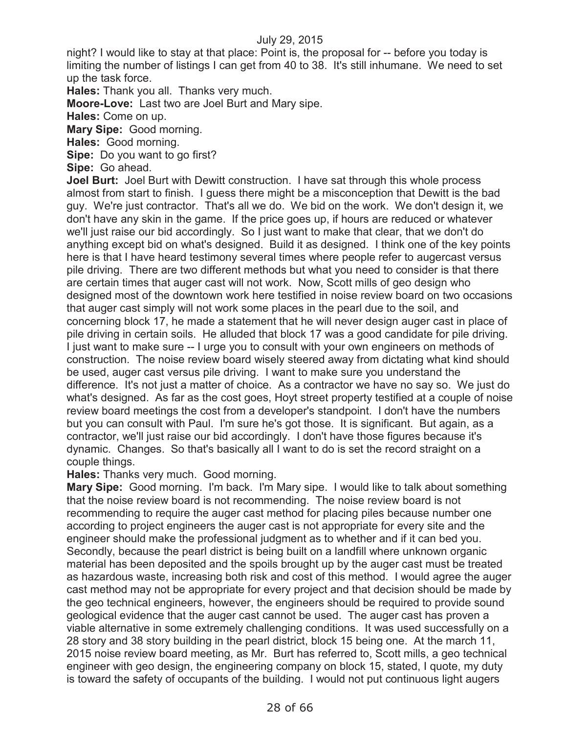night? I would like to stay at that place: Point is, the proposal for -- before you today is limiting the number of listings I can get from 40 to 38. It's still inhumane. We need to set up the task force.

**Hales:** Thank you all. Thanks very much.

**Moore-Love:** Last two are Joel Burt and Mary sipe.

**Hales:** Come on up.

**Mary Sipe:** Good morning.

**Hales:** Good morning.

**Sipe:** Do you want to go first?

**Sipe:** Go ahead.

**Joel Burt:** Joel Burt with Dewitt construction. I have sat through this whole process almost from start to finish. I guess there might be a misconception that Dewitt is the bad guy. We're just contractor. That's all we do. We bid on the work. We don't design it, we don't have any skin in the game. If the price goes up, if hours are reduced or whatever we'll just raise our bid accordingly. So I just want to make that clear, that we don't do anything except bid on what's designed. Build it as designed. I think one of the key points here is that I have heard testimony several times where people refer to augercast versus pile driving. There are two different methods but what you need to consider is that there are certain times that auger cast will not work. Now, Scott mills of geo design who designed most of the downtown work here testified in noise review board on two occasions that auger cast simply will not work some places in the pearl due to the soil, and concerning block 17, he made a statement that he will never design auger cast in place of pile driving in certain soils. He alluded that block 17 was a good candidate for pile driving. I just want to make sure -- I urge you to consult with your own engineers on methods of construction. The noise review board wisely steered away from dictating what kind should be used, auger cast versus pile driving. I want to make sure you understand the difference. It's not just a matter of choice. As a contractor we have no say so. We just do what's designed. As far as the cost goes, Hoyt street property testified at a couple of noise review board meetings the cost from a developer's standpoint. I don't have the numbers but you can consult with Paul. I'm sure he's got those. It is significant. But again, as a contractor, we'll just raise our bid accordingly. I don't have those figures because it's dynamic. Changes. So that's basically all I want to do is set the record straight on a couple things.

**Hales:** Thanks very much. Good morning.

**Mary Sipe:** Good morning. I'm back. I'm Mary sipe. I would like to talk about something that the noise review board is not recommending. The noise review board is not recommending to require the auger cast method for placing piles because number one according to project engineers the auger cast is not appropriate for every site and the engineer should make the professional judgment as to whether and if it can bed you. Secondly, because the pearl district is being built on a landfill where unknown organic material has been deposited and the spoils brought up by the auger cast must be treated as hazardous waste, increasing both risk and cost of this method. I would agree the auger cast method may not be appropriate for every project and that decision should be made by the geo technical engineers, however, the engineers should be required to provide sound geological evidence that the auger cast cannot be used. The auger cast has proven a viable alternative in some extremely challenging conditions. It was used successfully on a 28 story and 38 story building in the pearl district, block 15 being one. At the march 11, 2015 noise review board meeting, as Mr. Burt has referred to, Scott mills, a geo technical engineer with geo design, the engineering company on block 15, stated, I quote, my duty is toward the safety of occupants of the building. I would not put continuous light augers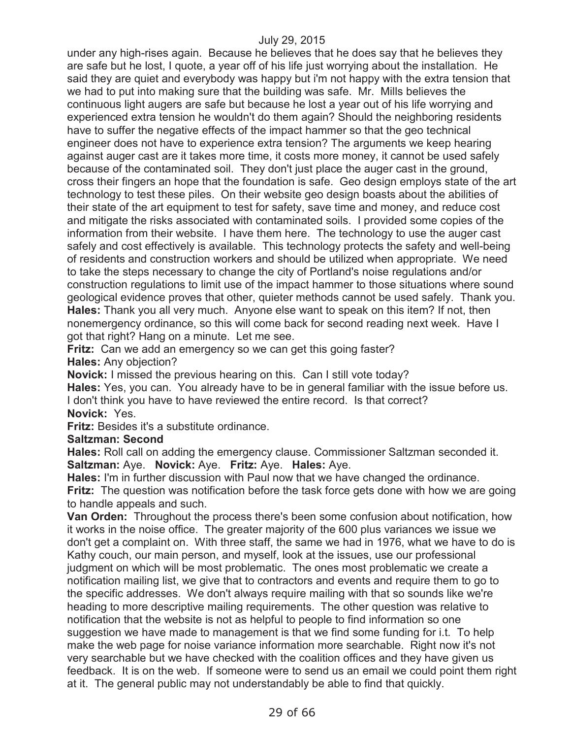under any high-rises again. Because he believes that he does say that he believes they are safe but he lost, I quote, a year off of his life just worrying about the installation. He said they are quiet and everybody was happy but i'm not happy with the extra tension that we had to put into making sure that the building was safe. Mr. Mills believes the continuous light augers are safe but because he lost a year out of his life worrying and experienced extra tension he wouldn't do them again? Should the neighboring residents have to suffer the negative effects of the impact hammer so that the geo technical engineer does not have to experience extra tension? The arguments we keep hearing against auger cast are it takes more time, it costs more money, it cannot be used safely because of the contaminated soil. They don't just place the auger cast in the ground, cross their fingers an hope that the foundation is safe. Geo design employs state of the art technology to test these piles. On their website geo design boasts about the abilities of their state of the art equipment to test for safety, save time and money, and reduce cost and mitigate the risks associated with contaminated soils. I provided some copies of the information from their website. I have them here. The technology to use the auger cast safely and cost effectively is available. This technology protects the safety and well-being of residents and construction workers and should be utilized when appropriate. We need to take the steps necessary to change the city of Portland's noise regulations and/or construction regulations to limit use of the impact hammer to those situations where sound geological evidence proves that other, quieter methods cannot be used safely. Thank you.

**Hales:** Thank you all very much. Anyone else want to speak on this item? If not, then nonemergency ordinance, so this will come back for second reading next week. Have I got that right? Hang on a minute. Let me see.

**Fritz:** Can we add an emergency so we can get this going faster?

**Hales:** Any objection?

**Novick:** I missed the previous hearing on this. Can I still vote today?

**Hales:** Yes, you can. You already have to be in general familiar with the issue before us. I don't think you have to have reviewed the entire record. Is that correct?

**Novick:** Yes.

**Fritz:** Besides it's a substitute ordinance.

**Saltzman: Second**

**Hales:** Roll call on adding the emergency clause. Commissioner Saltzman seconded it.

**Saltzman:** Aye. **Novick:** Aye. **Fritz:** Aye. **Hales:** Aye.

**Hales:** I'm in further discussion with Paul now that we have changed the ordinance.

**Fritz:** The question was notification before the task force gets done with how we are going to handle appeals and such.

**Van Orden:** Throughout the process there's been some confusion about notification, how it works in the noise office. The greater majority of the 600 plus variances we issue we don't get a complaint on. With three staff, the same we had in 1976, what we have to do is Kathy couch, our main person, and myself, look at the issues, use our professional judgment on which will be most problematic. The ones most problematic we create a notification mailing list, we give that to contractors and events and require them to go to the specific addresses. We don't always require mailing with that so sounds like we're heading to more descriptive mailing requirements. The other question was relative to notification that the website is not as helpful to people to find information so one suggestion we have made to management is that we find some funding for i.t. To help make the web page for noise variance information more searchable. Right now it's not very searchable but we have checked with the coalition offices and they have given us feedback. It is on the web. If someone were to send us an email we could point them right at it. The general public may not understandably be able to find that quickly.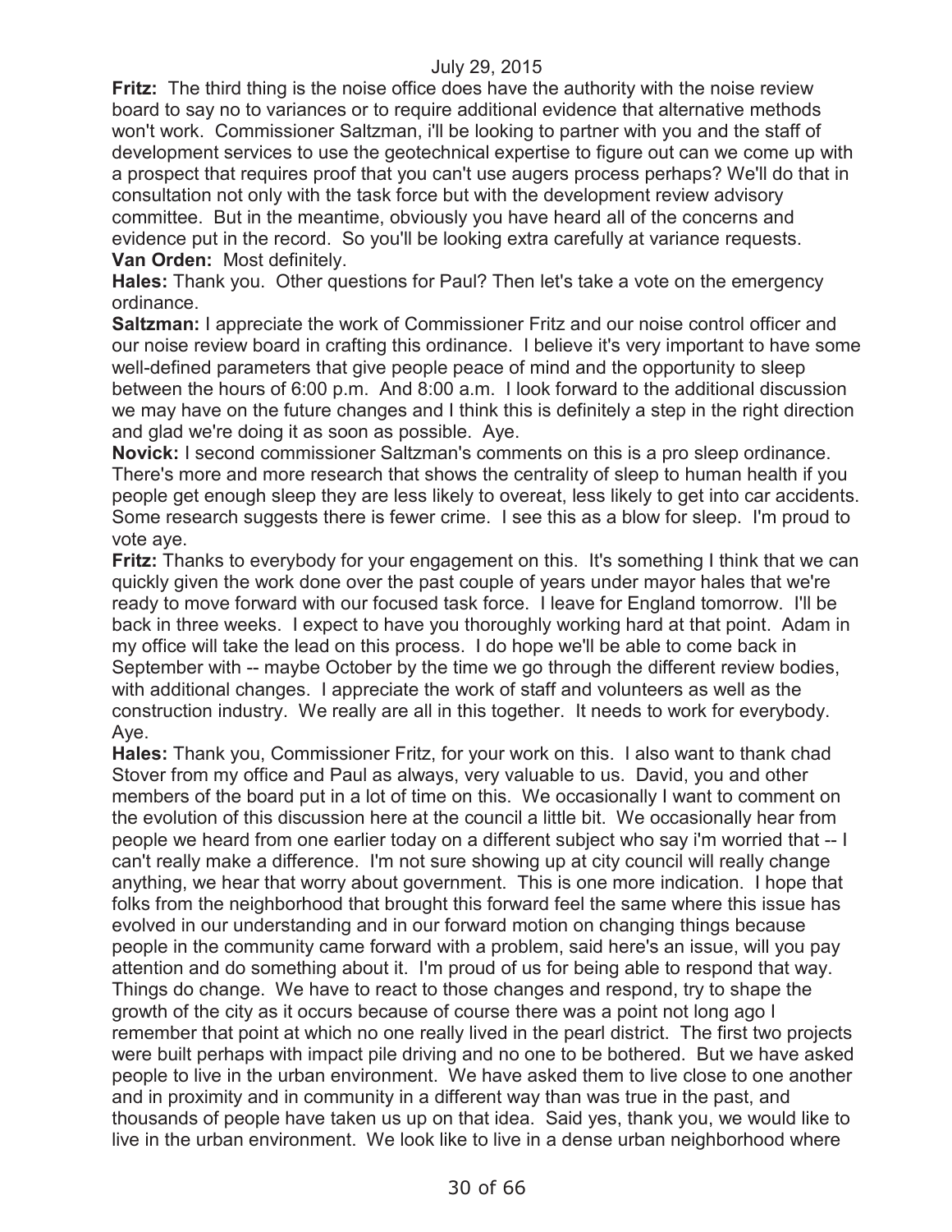**Fritz:** The third thing is the noise office does have the authority with the noise review board to say no to variances or to require additional evidence that alternative methods won't work. Commissioner Saltzman, i'll be looking to partner with you and the staff of development services to use the geotechnical expertise to figure out can we come up with a prospect that requires proof that you can't use augers process perhaps? We'll do that in consultation not only with the task force but with the development review advisory committee. But in the meantime, obviously you have heard all of the concerns and evidence put in the record. So you'll be looking extra carefully at variance requests.

**Van Orden:** Most definitely.

**Hales:** Thank you. Other questions for Paul? Then let's take a vote on the emergency ordinance.

**Saltzman:** I appreciate the work of Commissioner Fritz and our noise control officer and our noise review board in crafting this ordinance. I believe it's very important to have some well-defined parameters that give people peace of mind and the opportunity to sleep between the hours of 6:00 p.m. And 8:00 a.m. I look forward to the additional discussion we may have on the future changes and I think this is definitely a step in the right direction and glad we're doing it as soon as possible. Aye.

**Novick:** I second commissioner Saltzman's comments on this is a pro sleep ordinance. There's more and more research that shows the centrality of sleep to human health if you people get enough sleep they are less likely to overeat, less likely to get into car accidents. Some research suggests there is fewer crime. I see this as a blow for sleep. I'm proud to vote aye.

**Fritz:** Thanks to everybody for your engagement on this. It's something I think that we can quickly given the work done over the past couple of years under mayor hales that we're ready to move forward with our focused task force. I leave for England tomorrow. I'll be back in three weeks. I expect to have you thoroughly working hard at that point. Adam in my office will take the lead on this process. I do hope we'll be able to come back in September with -- maybe October by the time we go through the different review bodies, with additional changes. I appreciate the work of staff and volunteers as well as the construction industry. We really are all in this together. It needs to work for everybody. Aye.

**Hales:** Thank you, Commissioner Fritz, for your work on this. I also want to thank chad Stover from my office and Paul as always, very valuable to us. David, you and other members of the board put in a lot of time on this. We occasionally I want to comment on the evolution of this discussion here at the council a little bit. We occasionally hear from people we heard from one earlier today on a different subject who say i'm worried that -- I can't really make a difference. I'm not sure showing up at city council will really change anything, we hear that worry about government. This is one more indication. I hope that folks from the neighborhood that brought this forward feel the same where this issue has evolved in our understanding and in our forward motion on changing things because people in the community came forward with a problem, said here's an issue, will you pay attention and do something about it. I'm proud of us for being able to respond that way. Things do change. We have to react to those changes and respond, try to shape the growth of the city as it occurs because of course there was a point not long ago I remember that point at which no one really lived in the pearl district. The first two projects were built perhaps with impact pile driving and no one to be bothered. But we have asked people to live in the urban environment. We have asked them to live close to one another and in proximity and in community in a different way than was true in the past, and thousands of people have taken us up on that idea. Said yes, thank you, we would like to live in the urban environment. We look like to live in a dense urban neighborhood where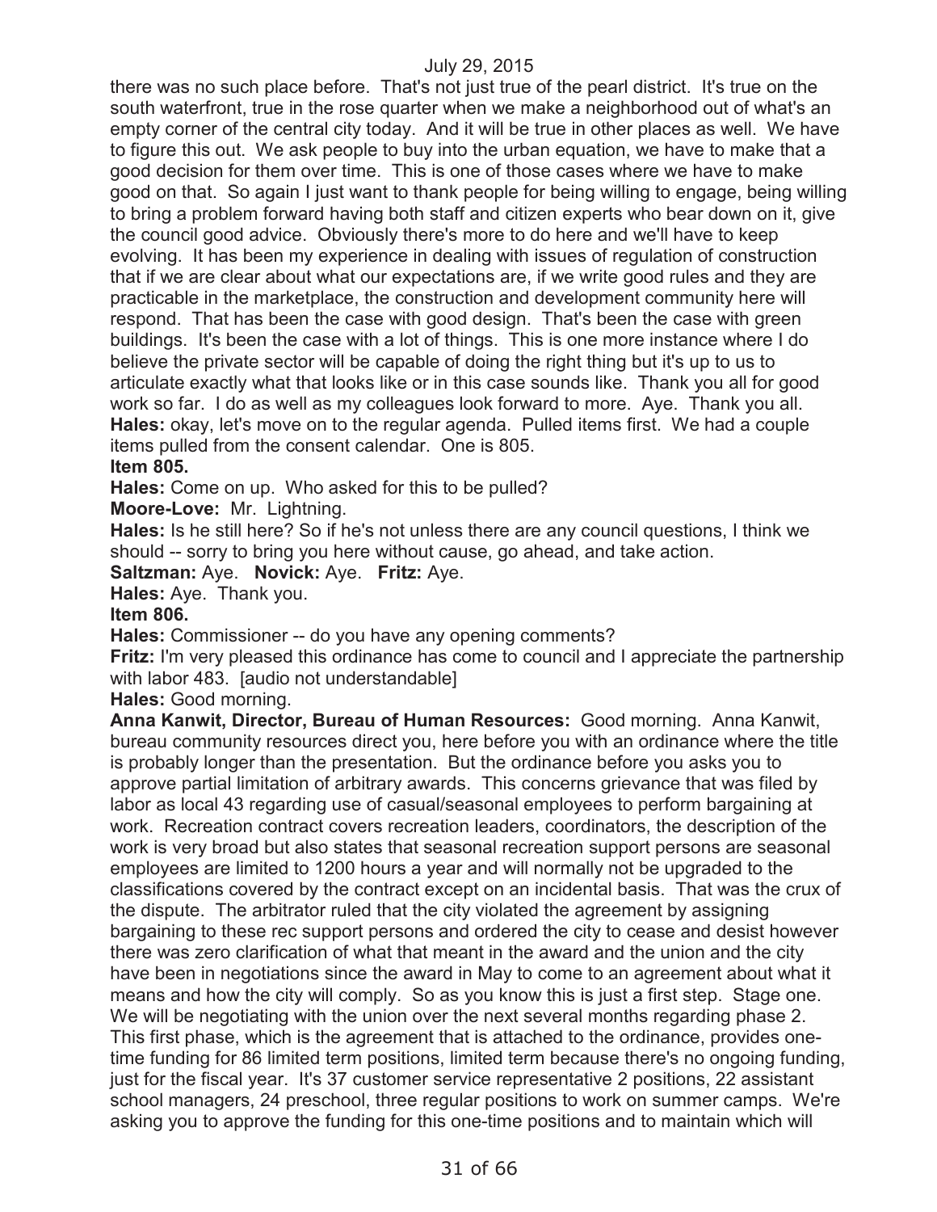there was no such place before. That's not just true of the pearl district. It's true on the south waterfront, true in the rose quarter when we make a neighborhood out of what's an empty corner of the central city today. And it will be true in other places as well. We have to figure this out. We ask people to buy into the urban equation, we have to make that a good decision for them over time. This is one of those cases where we have to make good on that. So again I just want to thank people for being willing to engage, being willing to bring a problem forward having both staff and citizen experts who bear down on it, give the council good advice. Obviously there's more to do here and we'll have to keep evolving. It has been my experience in dealing with issues of regulation of construction that if we are clear about what our expectations are, if we write good rules and they are practicable in the marketplace, the construction and development community here will respond. That has been the case with good design. That's been the case with green buildings. It's been the case with a lot of things. This is one more instance where I do believe the private sector will be capable of doing the right thing but it's up to us to articulate exactly what that looks like or in this case sounds like. Thank you all for good work so far. I do as well as my colleagues look forward to more. Aye. Thank you all.

**Hales:** okay, let's move on to the regular agenda. Pulled items first. We had a couple items pulled from the consent calendar. One is 805.

**Item 805.**

**Hales:** Come on up. Who asked for this to be pulled?

**Moore-Love:** Mr. Lightning.

**Hales:** Is he still here? So if he's not unless there are any council questions, I think we should -- sorry to bring you here without cause, go ahead, and take action.

**Saltzman:** Aye. **Novick:** Aye. **Fritz:** Aye.

**Hales:** Aye. Thank you.

**Item 806.**

**Hales:** Commissioner -- do you have any opening comments?

**Fritz:** I'm very pleased this ordinance has come to council and I appreciate the partnership with labor 483. [audio not understandable]

**Hales:** Good morning.

**Anna Kanwit, Director, Bureau of Human Resources:** Good morning. Anna Kanwit, bureau community resources direct you, here before you with an ordinance where the title is probably longer than the presentation. But the ordinance before you asks you to approve partial limitation of arbitrary awards. This concerns grievance that was filed by labor as local 43 regarding use of casual/seasonal employees to perform bargaining at work. Recreation contract covers recreation leaders, coordinators, the description of the work is very broad but also states that seasonal recreation support persons are seasonal employees are limited to 1200 hours a year and will normally not be upgraded to the classifications covered by the contract except on an incidental basis. That was the crux of the dispute. The arbitrator ruled that the city violated the agreement by assigning bargaining to these rec support persons and ordered the city to cease and desist however there was zero clarification of what that meant in the award and the union and the city have been in negotiations since the award in May to come to an agreement about what it means and how the city will comply. So as you know this is just a first step. Stage one. We will be negotiating with the union over the next several months regarding phase 2. This first phase, which is the agreement that is attached to the ordinance, provides one-time funding for 86 limited term positions, limited term because there's no ongoing funding, just for the fiscal year. It's 37 customer service representative 2 positions, 22 assistant school managers, 24 preschool, three regular positions to work on summer camps. We're asking you to approve the funding for this one-time positions and to maintain which will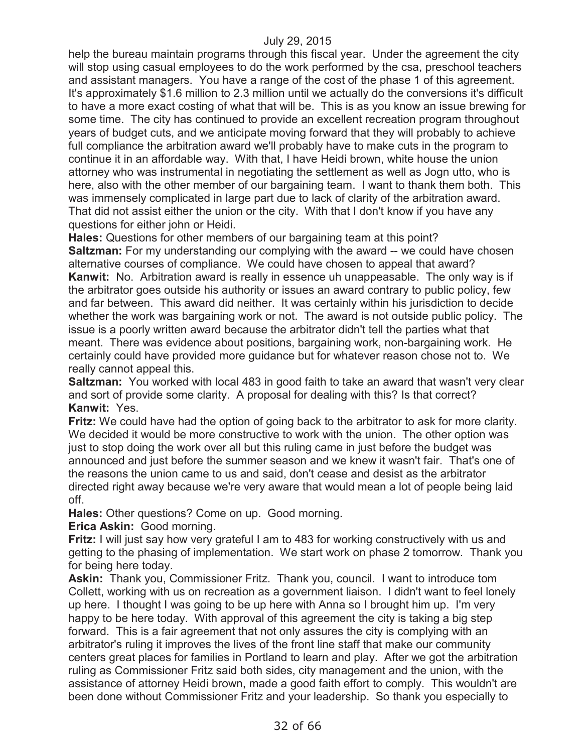help the bureau maintain programs through this fiscal year. Under the agreement the city will stop using casual employees to do the work performed by the csa, preschool teachers and assistant managers. You have a range of the cost of the phase 1 of this agreement. It's approximately $1.6 million to 2.3 million until we actually do the conversions it's difficult to have a more exact costing of what that will be. This is as you know an issue brewing for some time. The city has continued to provide an excellent recreation program throughout years of budget cuts, and we anticipate moving forward that they will probably to achieve full compliance the arbitration award we'll probably have to make cuts in the program to continue it in an affordable way. With that, I have Heidi brown, white house the union attorney who was instrumental in negotiating the settlement as well as Jogn utto, who is here, also with the other member of our bargaining team. I want to thank them both. This was immensely complicated in large part due to lack of clarity of the arbitration award. That did not assist either the union or the city. With that I don't know if you have any questions for either john or Heidi.

**Hales:** Questions for other members of our bargaining team at this point?

**Saltzman:** For my understanding our complying with the award -- we could have chosen alternative courses of compliance. We could have chosen to appeal that award?

**Kanwit:** No. Arbitration award is really in essence uh unappeasable. The only way is if the arbitrator goes outside his authority or issues an award contrary to public policy, few and far between. This award did neither. It was certainly within his jurisdiction to decide whether the work was bargaining work or not. The award is not outside public policy. The issue is a poorly written award because the arbitrator didn't tell the parties what that meant. There was evidence about positions, bargaining work, non-bargaining work. He certainly could have provided more guidance but for whatever reason chose not to. We really cannot appeal this.

**Saltzman:** You worked with local 483 in good faith to take an award that wasn't very clear and sort of provide some clarity. A proposal for dealing with this? Is that correct?

**Kanwit:** Yes.

**Fritz:** We could have had the option of going back to the arbitrator to ask for more clarity. We decided it would be more constructive to work with the union. The other option was just to stop doing the work over all but this ruling came in just before the budget was announced and just before the summer season and we knew it wasn't fair. That's one of the reasons the union came to us and said, don't cease and desist as the arbitrator directed right away because we're very aware that would mean a lot of people being laid off.

**Hales:** Other questions? Come on up. Good morning.

**Erica Askin:** Good morning.

**Fritz:** I will just say how very grateful I am to 483 for working constructively with us and getting to the phasing of implementation. We start work on phase 2 tomorrow. Thank you for being here today.

**Askin:** Thank you, Commissioner Fritz. Thank you, council. I want to introduce tom Collett, working with us on recreation as a government liaison. I didn't want to feel lonely up here. I thought I was going to be up here with Anna so I brought him up. I'm very happy to be here today. With approval of this agreement the city is taking a big step forward. This is a fair agreement that not only assures the city is complying with an arbitrator's ruling it improves the lives of the front line staff that make our community centers great places for families in Portland to learn and play. After we got the arbitration ruling as Commissioner Fritz said both sides, city management and the union, with the assistance of attorney Heidi brown, made a good faith effort to comply. This wouldn't are been done without Commissioner Fritz and your leadership. So thank you especially to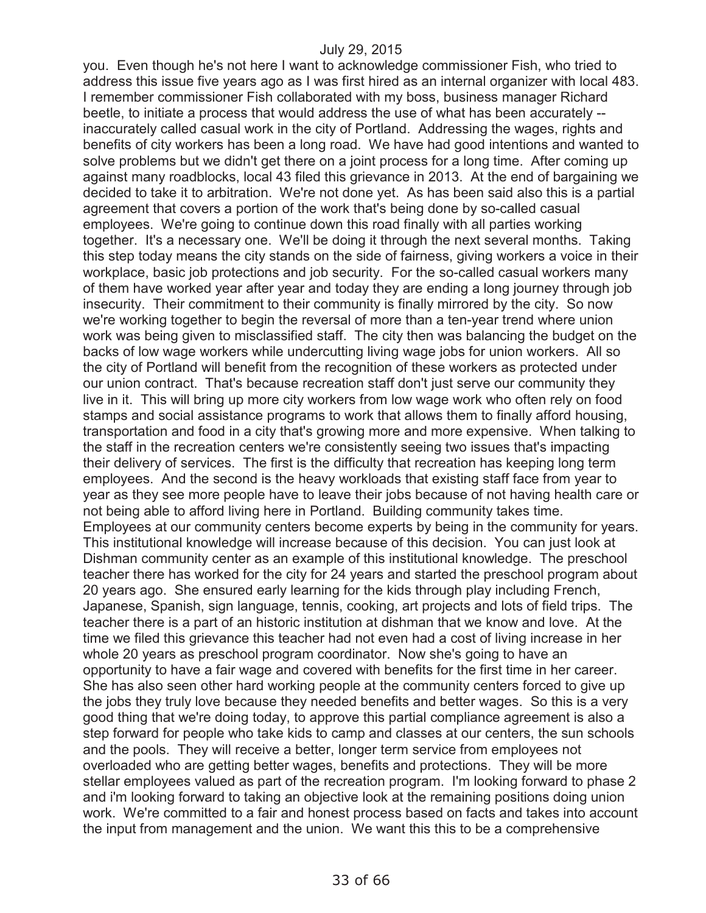you. Even though he's not here I want to acknowledge commissioner Fish, who tried to address this issue five years ago as I was first hired as an internal organizer with local 483. I remember commissioner Fish collaborated with my boss, business manager Richard beetle, to initiate a process that would address the use of what has been accurately -- inaccurately called casual work in the city of Portland. Addressing the wages, rights and benefits of city workers has been a long road. We have had good intentions and wanted to solve problems but we didn't get there on a joint process for a long time. After coming up against many roadblocks, local 43 filed this grievance in 2013. At the end of bargaining we decided to take it to arbitration. We're not done yet. As has been said also this is a partial agreement that covers a portion of the work that's being done by so-called casual employees. We're going to continue down this road finally with all parties working together. It's a necessary one. We'll be doing it through the next several months. Taking this step today means the city stands on the side of fairness, giving workers a voice in their workplace, basic job protections and job security. For the so-called casual workers many of them have worked year after year and today they are ending a long journey through job insecurity. Their commitment to their community is finally mirrored by the city. So now we're working together to begin the reversal of more than a ten-year trend where union work was being given to misclassified staff. The city then was balancing the budget on the backs of low wage workers while undercutting living wage jobs for union workers. All so the city of Portland will benefit from the recognition of these workers as protected under our union contract. That's because recreation staff don't just serve our community they live in it. This will bring up more city workers from low wage work who often rely on food stamps and social assistance programs to work that allows them to finally afford housing, transportation and food in a city that's growing more and more expensive. When talking to the staff in the recreation centers we're consistently seeing two issues that's impacting their delivery of services. The first is the difficulty that recreation has keeping long term employees. And the second is the heavy workloads that existing staff face from year to year as they see more people have to leave their jobs because of not having health care or not being able to afford living here in Portland. Building community takes time. Employees at our community centers become experts by being in the community for years. This institutional knowledge will increase because of this decision. You can just look at Dishman community center as an example of this institutional knowledge. The preschool teacher there has worked for the city for 24 years and started the preschool program about 20 years ago. She ensured early learning for the kids through play including French, Japanese, Spanish, sign language, tennis, cooking, art projects and lots of field trips. The teacher there is a part of an historic institution at dishman that we know and love. At the time we filed this grievance this teacher had not even had a cost of living increase in her whole 20 years as preschool program coordinator. Now she's going to have an opportunity to have a fair wage and covered with benefits for the first time in her career. She has also seen other hard working people at the community centers forced to give up the jobs they truly love because they needed benefits and better wages. So this is a very good thing that we're doing today, to approve this partial compliance agreement is also a step forward for people who take kids to camp and classes at our centers, the sun schools and the pools. They will receive a better, longer term service from employees not overloaded who are getting better wages, benefits and protections. They will be more stellar employees valued as part of the recreation program. I'm looking forward to phase 2 and i'm looking forward to taking an objective look at the remaining positions doing union work. We're committed to a fair and honest process based on facts and takes into account the input from management and the union. We want this this to be a comprehensive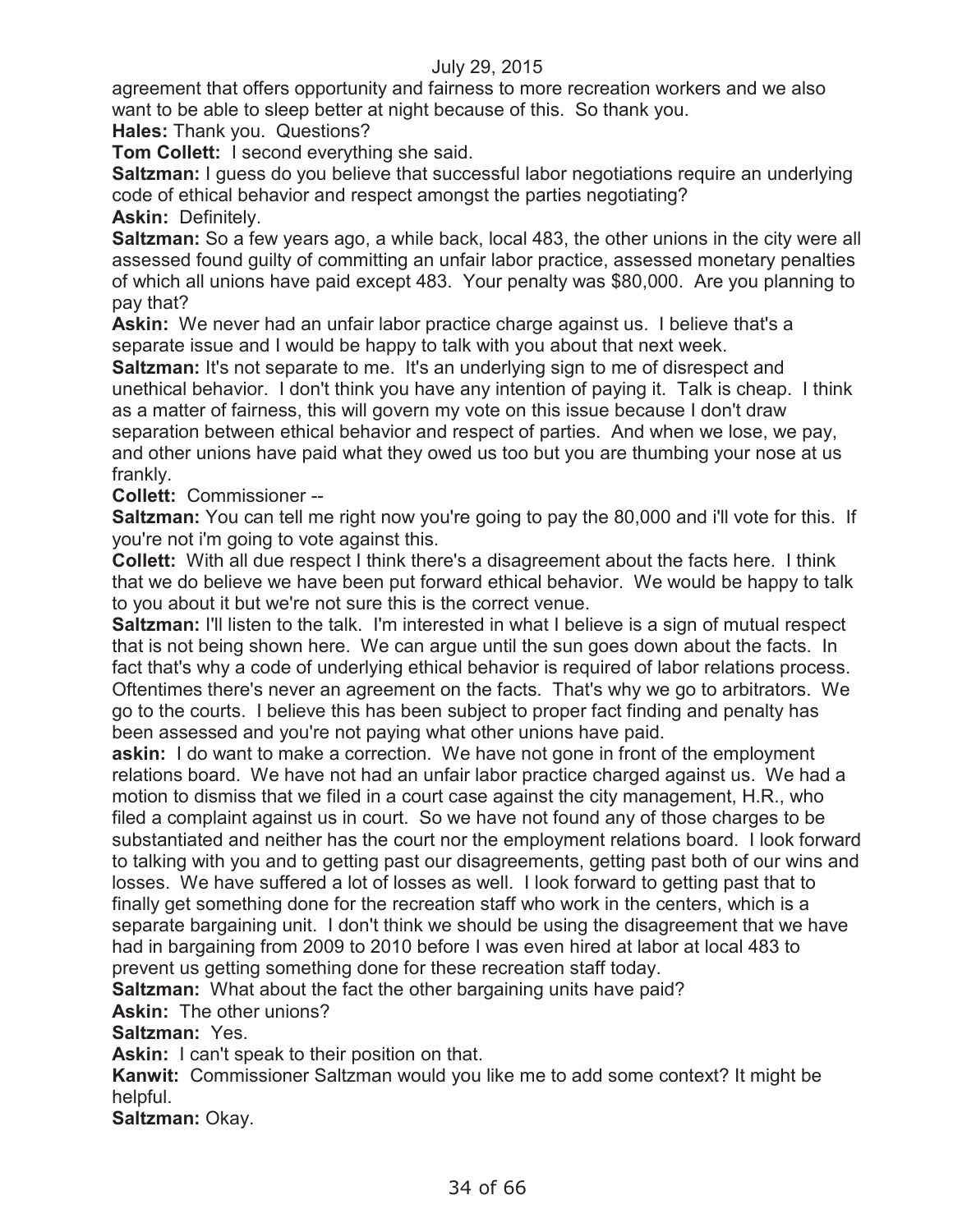agreement that offers opportunity and fairness to more recreation workers and we also want to be able to sleep better at night because of this. So thank you.

**Hales:** Thank you. Questions?

**Tom Collett:** I second everything she said.

**Saltzman:** I guess do you believe that successful labor negotiations require an underlying code of ethical behavior and respect amongst the parties negotiating?

**Askin:** Definitely.

**Saltzman:** So a few years ago, a while back, local 483, the other unions in the city were all assessed found guilty of committing an unfair labor practice, assessed monetary penalties of which all unions have paid except 483. Your penalty was $80,000. Are you planning to pay that?

**Askin:** We never had an unfair labor practice charge against us. I believe that's a separate issue and I would be happy to talk with you about that next week.

**Saltzman:** It's not separate to me. It's an underlying sign to me of disrespect and unethical behavior. I don't think you have any intention of paying it. Talk is cheap. I think as a matter of fairness, this will govern my vote on this issue because I don't draw separation between ethical behavior and respect of parties. And when we lose, we pay, and other unions have paid what they owed us too but you are thumbing your nose at us frankly.

**Collett:** Commissioner --

**Saltzman:** You can tell me right now you're going to pay the 80,000 and i'll vote for this. If you're not i'm going to vote against this.

**Collett:** With all due respect I think there's a disagreement about the facts here. I think that we do believe we have been put forward ethical behavior. We would be happy to talk to you about it but we're not sure this is the correct venue.

**Saltzman:** I'll listen to the talk. I'm interested in what I believe is a sign of mutual respect that is not being shown here. We can argue until the sun goes down about the facts. In fact that's why a code of underlying ethical behavior is required of labor relations process. Oftentimes there's never an agreement on the facts. That's why we go to arbitrators. We go to the courts. I believe this has been subject to proper fact finding and penalty has been assessed and you're not paying what other unions have paid.

**askin:** I do want to make a correction. We have not gone in front of the employment relations board. We have not had an unfair labor practice charged against us. We had a motion to dismiss that we filed in a court case against the city management, H.R., who filed a complaint against us in court. So we have not found any of those charges to be substantiated and neither has the court nor the employment relations board. I look forward to talking with you and to getting past our disagreements, getting past both of our wins and losses. We have suffered a lot of losses as well. I look forward to getting past that to finally get something done for the recreation staff who work in the centers, which is a separate bargaining unit. I don't think we should be using the disagreement that we have had in bargaining from 2009 to 2010 before I was even hired at labor at local 483 to prevent us getting something done for these recreation staff today.

**Saltzman:** What about the fact the other bargaining units have paid?

**Askin:** The other unions?

**Saltzman:** Yes.

**Askin:** I can't speak to their position on that.

**Kanwit:** Commissioner Saltzman would you like me to add some context? It might be helpful.

**Saltzman:** Okay.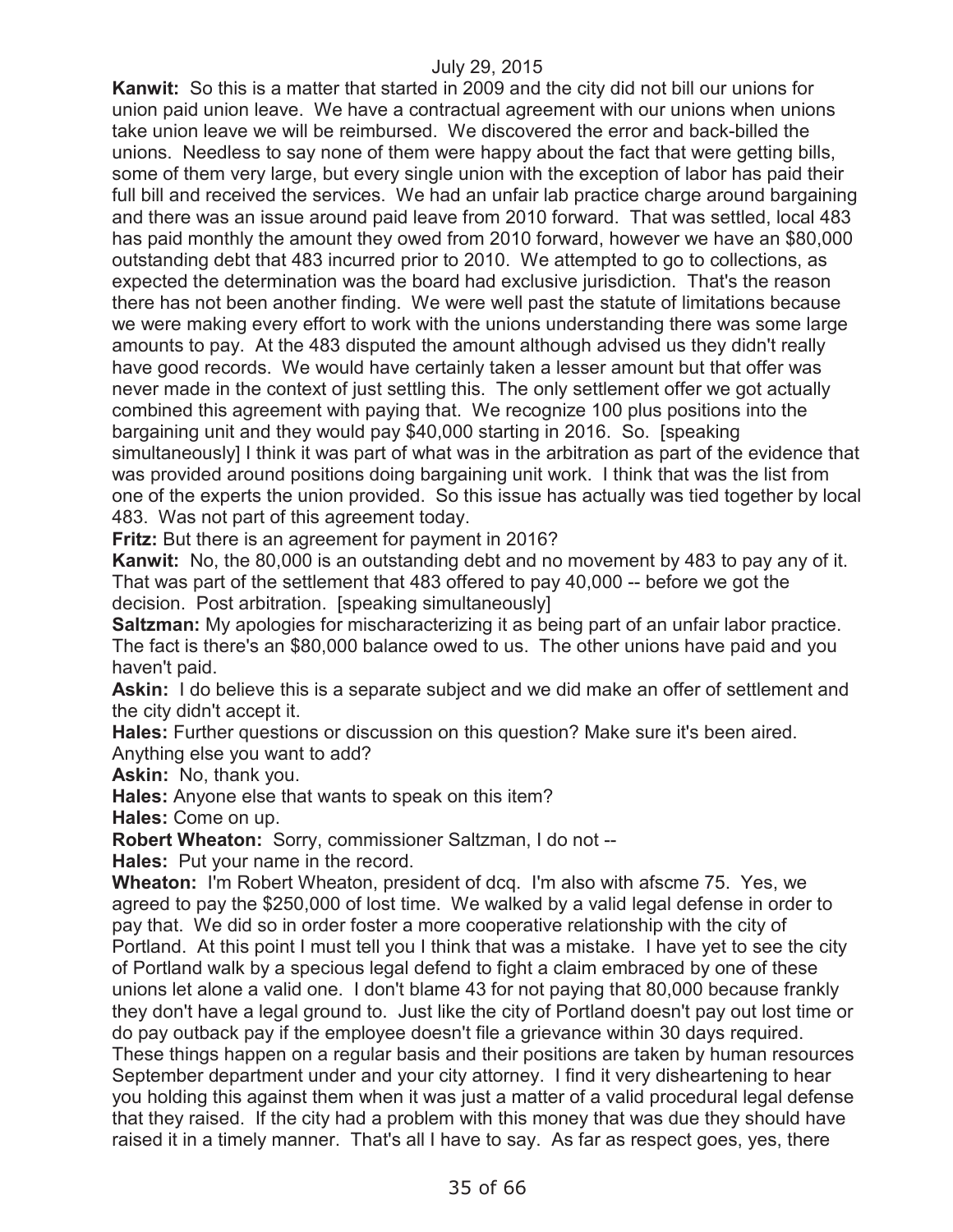**Kanwit:** So this is a matter that started in 2009 and the city did not bill our unions for union paid union leave. We have a contractual agreement with our unions when unions take union leave we will be reimbursed. We discovered the error and back-billed the unions. Needless to say none of them were happy about the fact that were getting bills, some of them very large, but every single union with the exception of labor has paid their full bill and received the services. We had an unfair lab practice charge around bargaining and there was an issue around paid leave from 2010 forward. That was settled, local 483 has paid monthly the amount they owed from 2010 forward, however we have an $80,000 outstanding debt that 483 incurred prior to 2010. We attempted to go to collections, as expected the determination was the board had exclusive jurisdiction. That's the reason there has not been another finding. We were well past the statute of limitations because we were making every effort to work with the unions understanding there was some large amounts to pay. At the 483 disputed the amount although advised us they didn't really have good records. We would have certainly taken a lesser amount but that offer was never made in the context of just settling this. The only settlement offer we got actually combined this agreement with paying that. We recognize 100 plus positions into the bargaining unit and they would pay $40,000 starting in 2016. So. [speaking simultaneously] I think it was part of what was in the arbitration as part of the evidence that was provided around positions doing bargaining unit work. I think that was the list from one of the experts the union provided. So this issue has actually was tied together by local 483. Was not part of this agreement today.

**Fritz:** But there is an agreement for payment in 2016?

**Kanwit:** No, the 80,000 is an outstanding debt and no movement by 483 to pay any of it. That was part of the settlement that 483 offered to pay 40,000 -- before we got the decision. Post arbitration. [speaking simultaneously]

**Saltzman:** My apologies for mischaracterizing it as being part of an unfair labor practice. The fact is there's an $80,000 balance owed to us. The other unions have paid and you haven't paid.

**Askin:** I do believe this is a separate subject and we did make an offer of settlement and the city didn't accept it.

**Hales:** Further questions or discussion on this question? Make sure it's been aired. Anything else you want to add?

**Askin:** No, thank you.

**Hales:** Anyone else that wants to speak on this item?

**Hales:** Come on up.

**Robert Wheaton:** Sorry, commissioner Saltzman, I do not --

**Hales:** Put your name in the record.

**Wheaton:** I'm Robert Wheaton, president of dcq. I'm also with afscme 75. Yes, we agreed to pay the $250,000 of lost time. We walked by a valid legal defense in order to pay that. We did so in order foster a more cooperative relationship with the city of Portland. At this point I must tell you I think that was a mistake. I have yet to see the city of Portland walk by a specious legal defend to fight a claim embraced by one of these unions let alone a valid one. I don't blame 43 for not paying that 80,000 because frankly they don't have a legal ground to. Just like the city of Portland doesn't pay out lost time or do pay outback pay if the employee doesn't file a grievance within 30 days required. These things happen on a regular basis and their positions are taken by human resources September department under and your city attorney. I find it very disheartening to hear you holding this against them when it was just a matter of a valid procedural legal defense that they raised. If the city had a problem with this money that was due they should have raised it in a timely manner. That's all I have to say. As far as respect goes, yes, there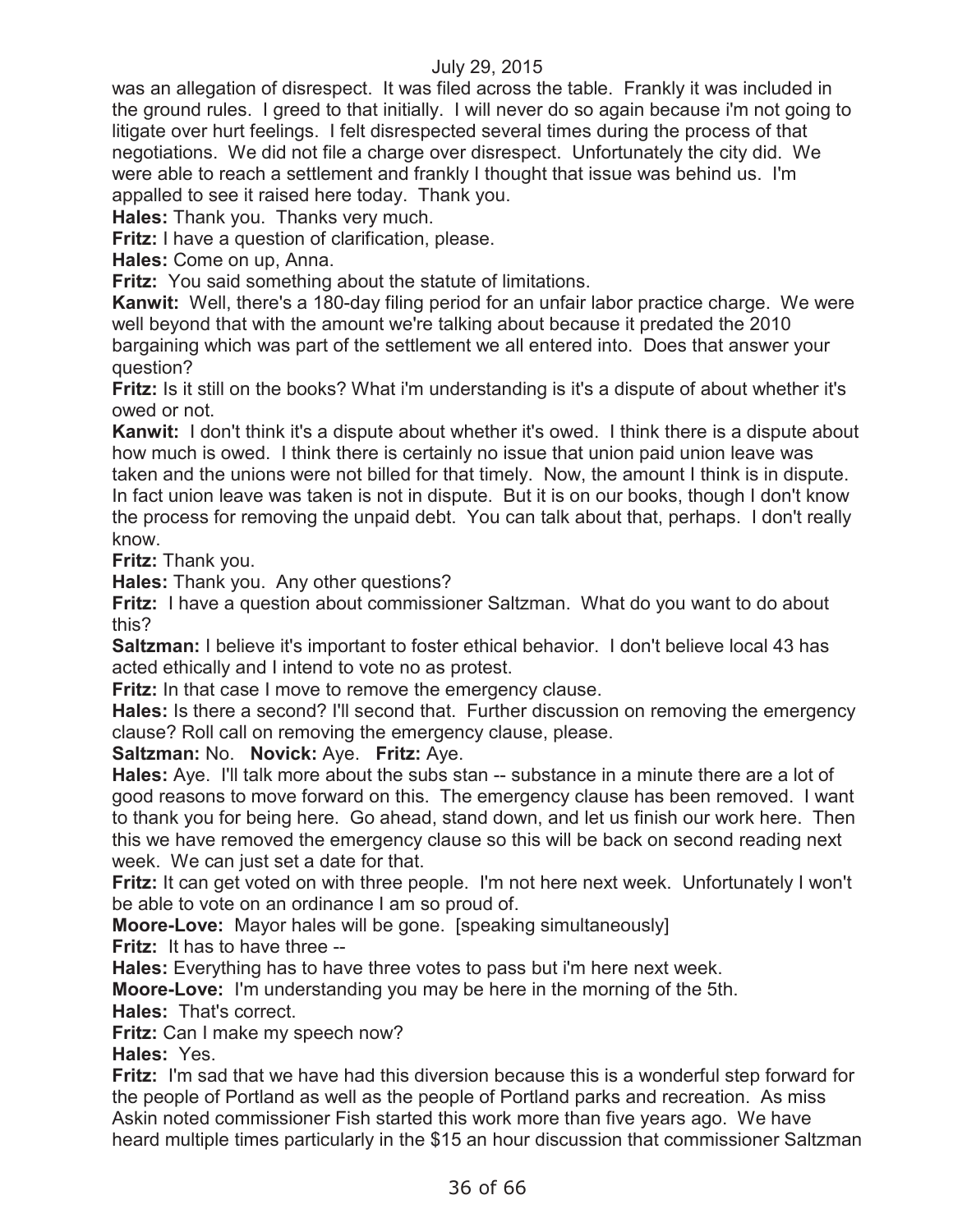was an allegation of disrespect. It was filed across the table. Frankly it was included in the ground rules. I greed to that initially. I will never do so again because i'm not going to litigate over hurt feelings. I felt disrespected several times during the process of that negotiations. We did not file a charge over disrespect. Unfortunately the city did. We were able to reach a settlement and frankly I thought that issue was behind us. I'm appalled to see it raised here today. Thank you.

**Hales:** Thank you. Thanks very much.

**Fritz:** I have a question of clarification, please.

**Hales:** Come on up, Anna.

**Fritz:** You said something about the statute of limitations.

**Kanwit:** Well, there's a 180-day filing period for an unfair labor practice charge. We were well beyond that with the amount we're talking about because it predated the 2010 bargaining which was part of the settlement we all entered into. Does that answer your question?

**Fritz:** Is it still on the books? What i'm understanding is it's a dispute of about whether it's owed or not.

**Kanwit:** I don't think it's a dispute about whether it's owed. I think there is a dispute about how much is owed. I think there is certainly no issue that union paid union leave was taken and the unions were not billed for that timely. Now, the amount I think is in dispute. In fact union leave was taken is not in dispute. But it is on our books, though I don't know the process for removing the unpaid debt. You can talk about that, perhaps. I don't really know.

**Fritz:** Thank you.

**Hales:** Thank you. Any other questions?

**Fritz:** I have a question about commissioner Saltzman. What do you want to do about this?

**Saltzman:** I believe it's important to foster ethical behavior. I don't believe local 43 has acted ethically and I intend to vote no as protest.

**Fritz:** In that case I move to remove the emergency clause.

**Hales:** Is there a second? I'll second that. Further discussion on removing the emergency clause? Roll call on removing the emergency clause, please.

**Saltzman:** No. **Novick:** Aye. **Fritz:** Aye.

**Hales:** Aye. I'll talk more about the subs stan -- substance in a minute there are a lot of good reasons to move forward on this. The emergency clause has been removed. I want to thank you for being here. Go ahead, stand down, and let us finish our work here. Then this we have removed the emergency clause so this will be back on second reading next week. We can just set a date for that.

**Fritz:** It can get voted on with three people. I'm not here next week. Unfortunately I won't be able to vote on an ordinance I am so proud of.

**Moore-Love:** Mayor hales will be gone. [speaking simultaneously]

**Fritz:** It has to have three --

**Hales:** Everything has to have three votes to pass but i'm here next week.

**Moore-Love:** I'm understanding you may be here in the morning of the 5th.

**Hales:** That's correct.

**Fritz:** Can I make my speech now?

**Hales:** Yes.

**Fritz:** I'm sad that we have had this diversion because this is a wonderful step forward for the people of Portland as well as the people of Portland parks and recreation. As miss Askin noted commissioner Fish started this work more than five years ago. We have heard multiple times particularly in the $15 an hour discussion that commissioner Saltzman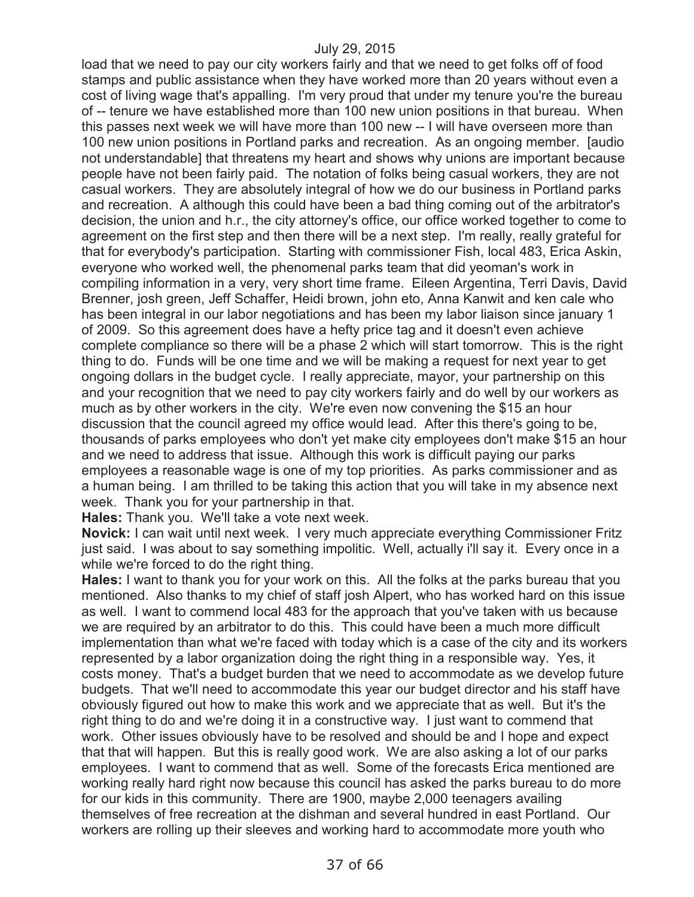load that we need to pay our city workers fairly and that we need to get folks off of food stamps and public assistance when they have worked more than 20 years without even a cost of living wage that's appalling. I'm very proud that under my tenure you're the bureau of -- tenure we have established more than 100 new union positions in that bureau. When this passes next week we will have more than 100 new -- I will have overseen more than 100 new union positions in Portland parks and recreation. As an ongoing member. [audio not understandable] that threatens my heart and shows why unions are important because people have not been fairly paid. The notation of folks being casual workers, they are not casual workers. They are absolutely integral of how we do our business in Portland parks and recreation. A although this could have been a bad thing coming out of the arbitrator's decision, the union and h.r., the city attorney's office, our office worked together to come to agreement on the first step and then there will be a next step. I'm really, really grateful for that for everybody's participation. Starting with commissioner Fish, local 483, Erica Askin, everyone who worked well, the phenomenal parks team that did yeoman's work in compiling information in a very, very short time frame. Eileen Argentina, Terri Davis, David Brenner, josh green, Jeff Schaffer, Heidi brown, john eto, Anna Kanwit and ken cale who has been integral in our labor negotiations and has been my labor liaison since january 1 of 2009. So this agreement does have a hefty price tag and it doesn't even achieve complete compliance so there will be a phase 2 which will start tomorrow. This is the right thing to do. Funds will be one time and we will be making a request for next year to get ongoing dollars in the budget cycle. I really appreciate, mayor, your partnership on this and your recognition that we need to pay city workers fairly and do well by our workers as much as by other workers in the city. We're even now convening the $15 an hour discussion that the council agreed my office would lead. After this there's going to be, thousands of parks employees who don't yet make city employees don't make $15 an hour and we need to address that issue. Although this work is difficult paying our parks employees a reasonable wage is one of my top priorities. As parks commissioner and as a human being. I am thrilled to be taking this action that you will take in my absence next week. Thank you for your partnership in that.

**Hales:** Thank you. We'll take a vote next week.

**Novick:** I can wait until next week. I very much appreciate everything Commissioner Fritz just said. I was about to say something impolitic. Well, actually i'll say it. Every once in a while we're forced to do the right thing.

**Hales:** I want to thank you for your work on this. All the folks at the parks bureau that you mentioned. Also thanks to my chief of staff josh Alpert, who has worked hard on this issue as well. I want to commend local 483 for the approach that you've taken with us because we are required by an arbitrator to do this. This could have been a much more difficult implementation than what we're faced with today which is a case of the city and its workers represented by a labor organization doing the right thing in a responsible way. Yes, it costs money. That's a budget burden that we need to accommodate as we develop future budgets. That we'll need to accommodate this year our budget director and his staff have obviously figured out how to make this work and we appreciate that as well. But it's the right thing to do and we're doing it in a constructive way. I just want to commend that work. Other issues obviously have to be resolved and should be and I hope and expect that that will happen. But this is really good work. We are also asking a lot of our parks employees. I want to commend that as well. Some of the forecasts Erica mentioned are working really hard right now because this council has asked the parks bureau to do more for our kids in this community. There are 1900, maybe 2,000 teenagers availing themselves of free recreation at the dishman and several hundred in east Portland. Our workers are rolling up their sleeves and working hard to accommodate more youth who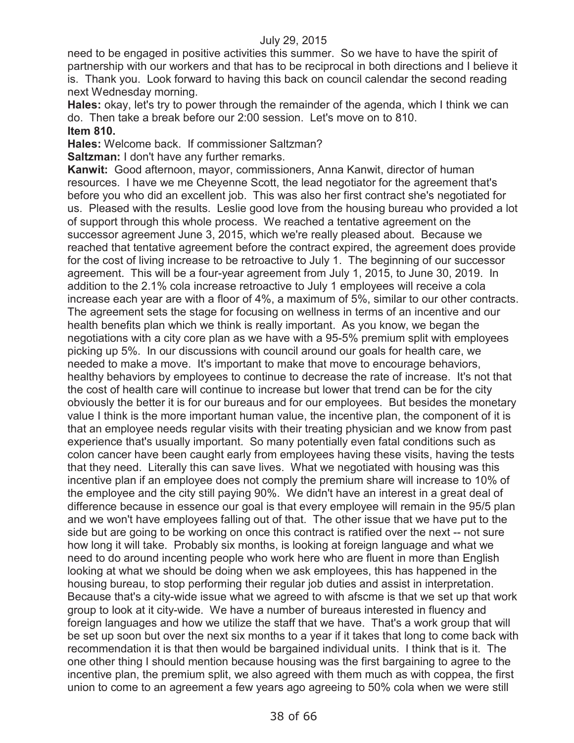need to be engaged in positive activities this summer. So we have to have the spirit of partnership with our workers and that has to be reciprocal in both directions and I believe it is. Thank you. Look forward to having this back on council calendar the second reading next Wednesday morning.

**Hales:** okay, let's try to power through the remainder of the agenda, which I think we can do. Then take a break before our 2:00 session. Let's move on to 810.

**Item 810.**

**Hales:** Welcome back. If commissioner Saltzman?

**Saltzman:** I don't have any further remarks.

**Kanwit:** Good afternoon, mayor, commissioners, Anna Kanwit, director of human resources. I have we me Cheyenne Scott, the lead negotiator for the agreement that's before you who did an excellent job. This was also her first contract she's negotiated for us. Pleased with the results. Leslie good love from the housing bureau who provided a lot of support through this whole process. We reached a tentative agreement on the successor agreement June 3, 2015, which we're really pleased about. Because we reached that tentative agreement before the contract expired, the agreement does provide for the cost of living increase to be retroactive to July 1. The beginning of our successor agreement. This will be a four-year agreement from July 1, 2015, to June 30, 2019. In addition to the 2.1% cola increase retroactive to July 1 employees will receive a cola increase each year are with a floor of 4%, a maximum of 5%, similar to our other contracts. The agreement sets the stage for focusing on wellness in terms of an incentive and our health benefits plan which we think is really important. As you know, we began the negotiations with a city core plan as we have with a 95-5% premium split with employees picking up 5%. In our discussions with council around our goals for health care, we needed to make a move. It's important to make that move to encourage behaviors, healthy behaviors by employees to continue to decrease the rate of increase. It's not that the cost of health care will continue to increase but lower that trend can be for the city obviously the better it is for our bureaus and for our employees. But besides the monetary value I think is the more important human value, the incentive plan, the component of it is that an employee needs regular visits with their treating physician and we know from past experience that's usually important. So many potentially even fatal conditions such as colon cancer have been caught early from employees having these visits, having the tests that they need. Literally this can save lives. What we negotiated with housing was this incentive plan if an employee does not comply the premium share will increase to 10% of the employee and the city still paying 90%. We didn't have an interest in a great deal of difference because in essence our goal is that every employee will remain in the 95/5 plan and we won't have employees falling out of that. The other issue that we have put to the side but are going to be working on once this contract is ratified over the next -- not sure how long it will take. Probably six months, is looking at foreign language and what we need to do around incenting people who work here who are fluent in more than English looking at what we should be doing when we ask employees, this has happened in the housing bureau, to stop performing their regular job duties and assist in interpretation. Because that's a city-wide issue what we agreed to with afscme is that we set up that work group to look at it city-wide. We have a number of bureaus interested in fluency and foreign languages and how we utilize the staff that we have. That's a work group that will be set up soon but over the next six months to a year if it takes that long to come back with recommendation it is that then would be bargained individual units. I think that is it. The one other thing I should mention because housing was the first bargaining to agree to the incentive plan, the premium split, we also agreed with them much as with coppea, the first union to come to an agreement a few years ago agreeing to 50% cola when we were still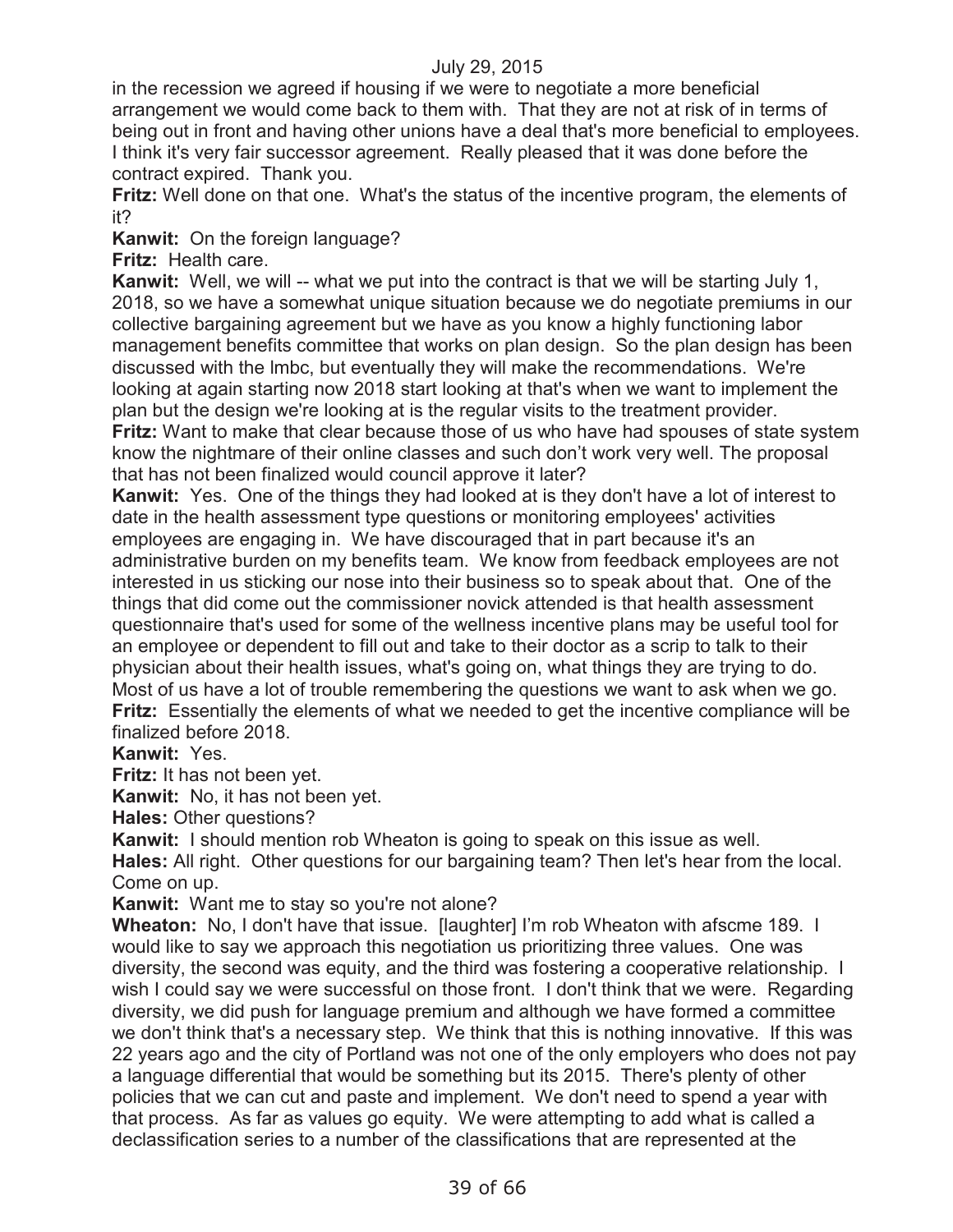in the recession we agreed if housing if we were to negotiate a more beneficial arrangement we would come back to them with. That they are not at risk of in terms of being out in front and having other unions have a deal that's more beneficial to employees. I think it's very fair successor agreement. Really pleased that it was done before the contract expired. Thank you.

**Fritz:** Well done on that one. What's the status of the incentive program, the elements of it?

**Kanwit:** On the foreign language?

**Fritz:** Health care.

**Kanwit:** Well, we will -- what we put into the contract is that we will be starting July 1, 2018, so we have a somewhat unique situation because we do negotiate premiums in our collective bargaining agreement but we have as you know a highly functioning labor management benefits committee that works on plan design. So the plan design has been discussed with the lmbc, but eventually they will make the recommendations. We're looking at again starting now 2018 start looking at that's when we want to implement the plan but the design we're looking at is the regular visits to the treatment provider.

**Fritz:** Want to make that clear because those of us who have had spouses of state system know the nightmare of their online classes and such don't work very well. The proposal that has not been finalized would council approve it later?

**Kanwit:** Yes. One of the things they had looked at is they don't have a lot of interest to date in the health assessment type questions or monitoring employees' activities employees are engaging in. We have discouraged that in part because it's an administrative burden on my benefits team. We know from feedback employees are not interested in us sticking our nose into their business so to speak about that. One of the things that did come out the commissioner novick attended is that health assessment questionnaire that's used for some of the wellness incentive plans may be useful tool for an employee or dependent to fill out and take to their doctor as a scrip to talk to their physician about their health issues, what's going on, what things they are trying to do. Most of us have a lot of trouble remembering the questions we want to ask when we go.

**Fritz:** Essentially the elements of what we needed to get the incentive compliance will be finalized before 2018.

**Kanwit:** Yes.

**Fritz:** It has not been yet.

**Kanwit:** No, it has not been yet.

**Hales:** Other questions?

**Kanwit:** I should mention rob Wheaton is going to speak on this issue as well.

**Hales:** All right. Other questions for our bargaining team? Then let's hear from the local. Come on up.

**Kanwit:** Want me to stay so you're not alone?

**Wheaton:** No, I don't have that issue. [laughter] I'm rob Wheaton with afscme 189. I would like to say we approach this negotiation us prioritizing three values. One was diversity, the second was equity, and the third was fostering a cooperative relationship. I wish I could say we were successful on those front. I don't think that we were. Regarding diversity, we did push for language premium and although we have formed a committee we don't think that's a necessary step. We think that this is nothing innovative. If this was 22 years ago and the city of Portland was not one of the only employers who does not pay a language differential that would be something but its 2015. There's plenty of other policies that we can cut and paste and implement. We don't need to spend a year with that process. As far as values go equity. We were attempting to add what is called a declassification series to a number of the classifications that are represented at the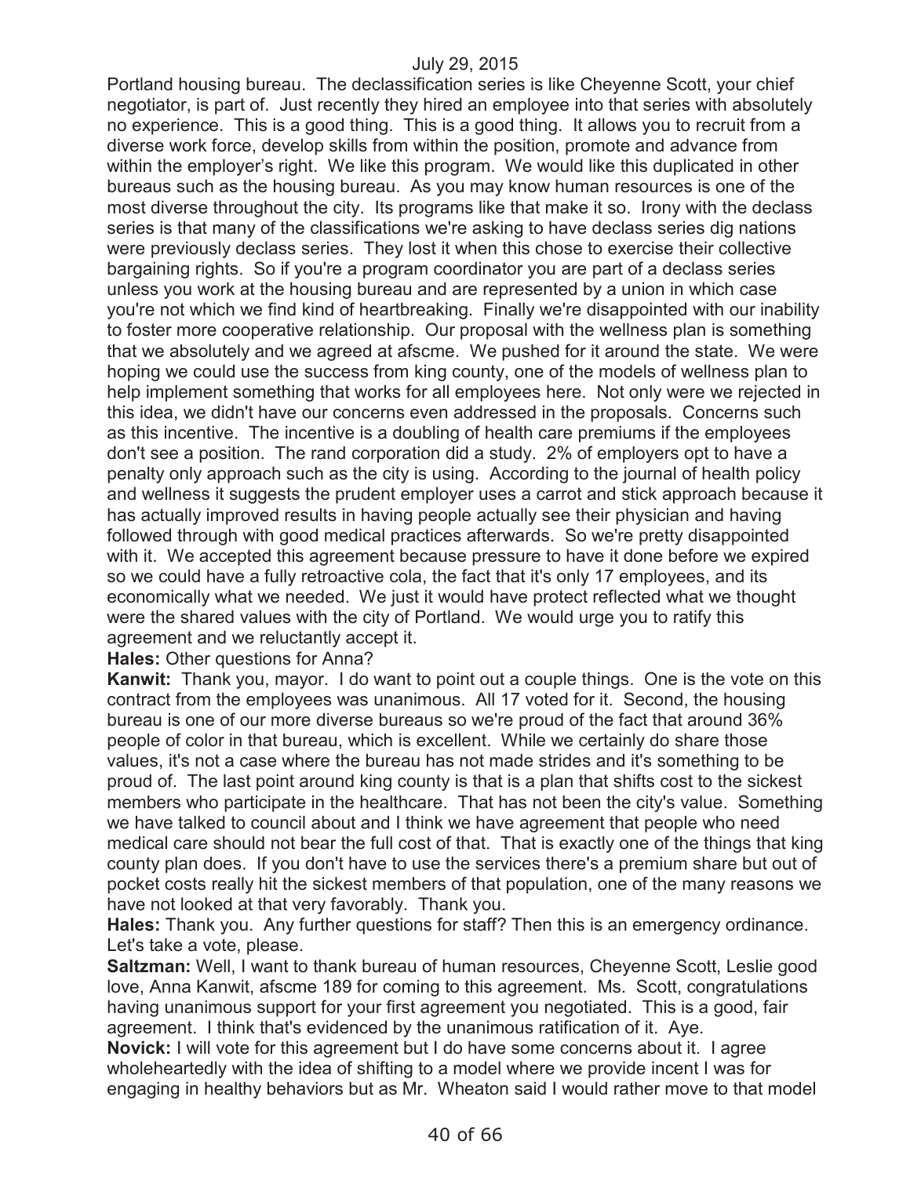Portland housing bureau. The declassification series is like Cheyenne Scott, your chief negotiator, is part of. Just recently they hired an employee into that series with absolutely no experience. This is a good thing. This is a good thing. It allows you to recruit from a diverse work force, develop skills from within the position, promote and advance from within the employer's right. We like this program. We would like this duplicated in other bureaus such as the housing bureau. As you may know human resources is one of the most diverse throughout the city. Its programs like that make it so. Irony with the declass series is that many of the classifications we're asking to have declass series dig nations were previously declass series. They lost it when this chose to exercise their collective bargaining rights. So if you're a program coordinator you are part of a declass series unless you work at the housing bureau and are represented by a union in which case you're not which we find kind of heartbreaking. Finally we're disappointed with our inability to foster more cooperative relationship. Our proposal with the wellness plan is something that we absolutely and we agreed at afscme. We pushed for it around the state. We were hoping we could use the success from king county, one of the models of wellness plan to help implement something that works for all employees here. Not only were we rejected in this idea, we didn't have our concerns even addressed in the proposals. Concerns such as this incentive. The incentive is a doubling of health care premiums if the employees don't see a position. The rand corporation did a study. 2% of employers opt to have a penalty only approach such as the city is using. According to the journal of health policy and wellness it suggests the prudent employer uses a carrot and stick approach because it has actually improved results in having people actually see their physician and having followed through with good medical practices afterwards. So we're pretty disappointed with it. We accepted this agreement because pressure to have it done before we expired so we could have a fully retroactive cola, the fact that it's only 17 employees, and its economically what we needed. We just it would have protect reflected what we thought were the shared values with the city of Portland. We would urge you to ratify this agreement and we reluctantly accept it.

**Hales:** Other questions for Anna?

**Kanwit:** Thank you, mayor. I do want to point out a couple things. One is the vote on this contract from the employees was unanimous. All 17 voted for it. Second, the housing bureau is one of our more diverse bureaus so we're proud of the fact that around 36% people of color in that bureau, which is excellent. While we certainly do share those values, it's not a case where the bureau has not made strides and it's something to be proud of. The last point around king county is that is a plan that shifts cost to the sickest members who participate in the healthcare. That has not been the city's value. Something we have talked to council about and I think we have agreement that people who need medical care should not bear the full cost of that. That is exactly one of the things that king county plan does. If you don't have to use the services there's a premium share but out of pocket costs really hit the sickest members of that population, one of the many reasons we have not looked at that very favorably. Thank you.

**Hales:** Thank you. Any further questions for staff? Then this is an emergency ordinance. Let's take a vote, please.

**Saltzman:** Well, I want to thank bureau of human resources, Cheyenne Scott, Leslie good love, Anna Kanwit, afscme 189 for coming to this agreement. Ms. Scott, congratulations having unanimous support for your first agreement you negotiated. This is a good, fair agreement. I think that's evidenced by the unanimous ratification of it. Aye.

**Novick:** I will vote for this agreement but I do have some concerns about it. I agree wholeheartedly with the idea of shifting to a model where we provide incent I was for engaging in healthy behaviors but as Mr. Wheaton said I would rather move to that model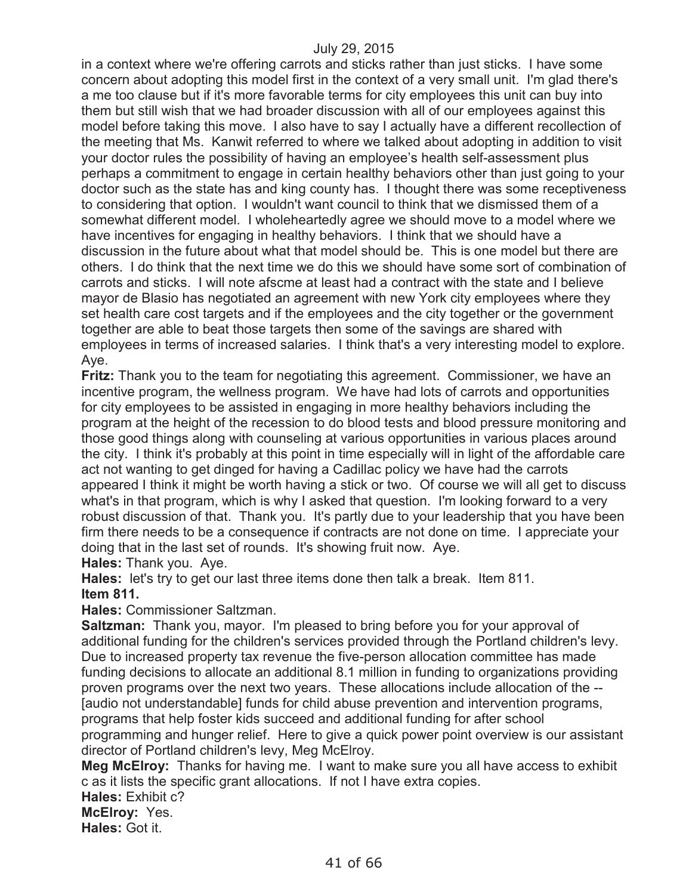in a context where we're offering carrots and sticks rather than just sticks. I have some concern about adopting this model first in the context of a very small unit. I'm glad there's a me too clause but if it's more favorable terms for city employees this unit can buy into them but still wish that we had broader discussion with all of our employees against this model before taking this move. I also have to say I actually have a different recollection of the meeting that Ms. Kanwit referred to where we talked about adopting in addition to visit your doctor rules the possibility of having an employee's health self-assessment plus perhaps a commitment to engage in certain healthy behaviors other than just going to your doctor such as the state has and king county has. I thought there was some receptiveness to considering that option. I wouldn't want council to think that we dismissed them of a somewhat different model. I wholeheartedly agree we should move to a model where we have incentives for engaging in healthy behaviors. I think that we should have a discussion in the future about what that model should be. This is one model but there are others. I do think that the next time we do this we should have some sort of combination of carrots and sticks. I will note afscme at least had a contract with the state and I believe mayor de Blasio has negotiated an agreement with new York city employees where they set health care cost targets and if the employees and the city together or the government together are able to beat those targets then some of the savings are shared with employees in terms of increased salaries. I think that's a very interesting model to explore. Aye.

**Fritz:** Thank you to the team for negotiating this agreement. Commissioner, we have an incentive program, the wellness program. We have had lots of carrots and opportunities for city employees to be assisted in engaging in more healthy behaviors including the program at the height of the recession to do blood tests and blood pressure monitoring and those good things along with counseling at various opportunities in various places around the city. I think it's probably at this point in time especially will in light of the affordable care act not wanting to get dinged for having a Cadillac policy we have had the carrots appeared I think it might be worth having a stick or two. Of course we will all get to discuss what's in that program, which is why I asked that question. I'm looking forward to a very robust discussion of that. Thank you. It's partly due to your leadership that you have been firm there needs to be a consequence if contracts are not done on time. I appreciate your doing that in the last set of rounds. It's showing fruit now. Aye.

**Hales:** Thank you. Aye.

**Hales:** let's try to get our last three items done then talk a break. Item 811.

**Item 811.**

**Hales:** Commissioner Saltzman.

**Saltzman:** Thank you, mayor. I'm pleased to bring before you for your approval of additional funding for the children's services provided through the Portland children's levy. Due to increased property tax revenue the five-person allocation committee has made funding decisions to allocate an additional 8.1 million in funding to organizations providing proven programs over the next two years. These allocations include allocation of the -- [audio not understandable] funds for child abuse prevention and intervention programs, programs that help foster kids succeed and additional funding for after school programming and hunger relief. Here to give a quick power point overview is our assistant director of Portland children's levy, Meg McElroy.

**Meg McElroy:** Thanks for having me. I want to make sure you all have access to exhibit c as it lists the specific grant allocations. If not I have extra copies.

**Hales:** Exhibit c?

**McElroy:** Yes.

**Hales:** Got it.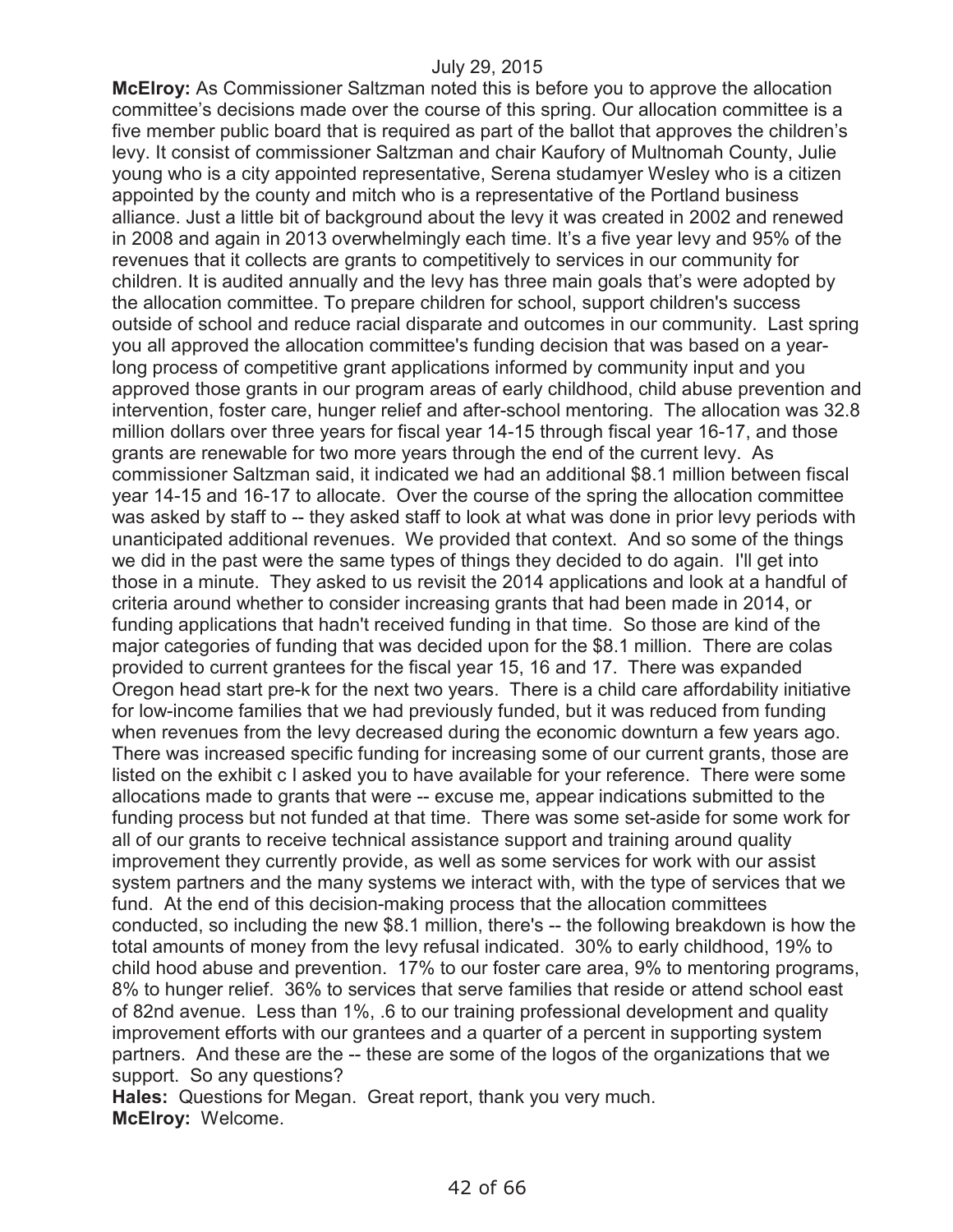**McElroy:** As Commissioner Saltzman noted this is before you to approve the allocation committee's decisions made over the course of this spring. Our allocation committee is a five member public board that is required as part of the ballot that approves the children's levy. It consist of commissioner Saltzman and chair Kaufory of Multnomah County, Julie young who is a city appointed representative, Serena studamyer Wesley who is a citizen appointed by the county and mitch who is a representative of the Portland business alliance. Just a little bit of background about the levy it was created in 2002 and renewed in 2008 and again in 2013 overwhelmingly each time. It's a five year levy and 95% of the revenues that it collects are grants to competitively to services in our community for children. It is audited annually and the levy has three main goals that's were adopted by the allocation committee. To prepare children for school, support children's success outside of school and reduce racial disparate and outcomes in our community. Last spring you all approved the allocation committee's funding decision that was based on a year-long process of competitive grant applications informed by community input and you approved those grants in our program areas of early childhood, child abuse prevention and intervention, foster care, hunger relief and after-school mentoring. The allocation was 32.8 million dollars over three years for fiscal year 14-15 through fiscal year 16-17, and those grants are renewable for two more years through the end of the current levy. As commissioner Saltzman said, it indicated we had an additional $8.1 million between fiscal year 14-15 and 16-17 to allocate. Over the course of the spring the allocation committee was asked by staff to -- they asked staff to look at what was done in prior levy periods with unanticipated additional revenues. We provided that context. And so some of the things we did in the past were the same types of things they decided to do again. I'll get into those in a minute. They asked to us revisit the 2014 applications and look at a handful of criteria around whether to consider increasing grants that had been made in 2014, or funding applications that hadn't received funding in that time. So those are kind of the major categories of funding that was decided upon for the $8.1 million. There are colas provided to current grantees for the fiscal year 15, 16 and 17. There was expanded Oregon head start pre-k for the next two years. There is a child care affordability initiative for low-income families that we had previously funded, but it was reduced from funding when revenues from the levy decreased during the economic downturn a few years ago. There was increased specific funding for increasing some of our current grants, those are listed on the exhibit c I asked you to have available for your reference. There were some allocations made to grants that were -- excuse me, appear indications submitted to the funding process but not funded at that time. There was some set-aside for some work for all of our grants to receive technical assistance support and training around quality improvement they currently provide, as well as some services for work with our assist system partners and the many systems we interact with, with the type of services that we fund. At the end of this decision-making process that the allocation committees conducted, so including the new $8.1 million, there's -- the following breakdown is how the total amounts of money from the levy refusal indicated. 30% to early childhood, 19% to child hood abuse and prevention. 17% to our foster care area, 9% to mentoring programs, 8% to hunger relief. 36% to services that serve families that reside or attend school east of 82nd avenue. Less than 1%, .6 to our training professional development and quality improvement efforts with our grantees and a quarter of a percent in supporting system partners. And these are the -- these are some of the logos of the organizations that we support. So any questions?

**Hales:** Questions for Megan. Great report, thank you very much.

**McElroy:** Welcome.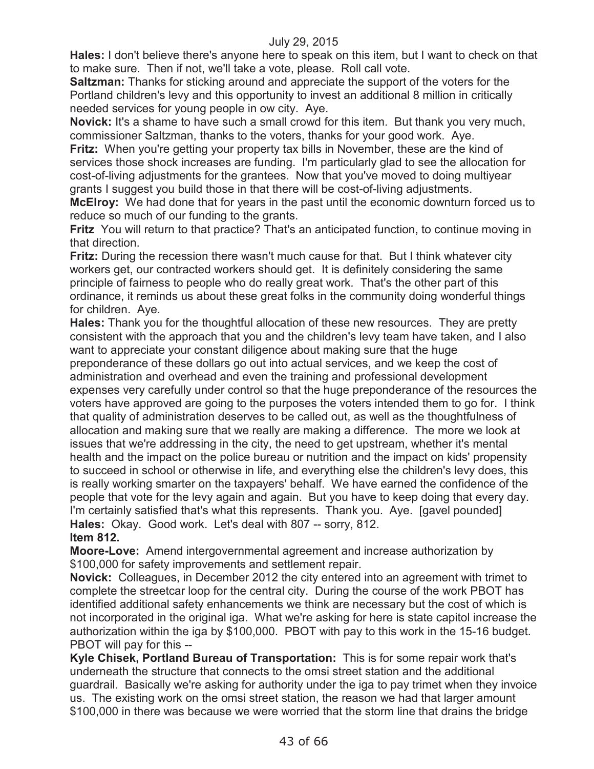**Hales:** I don't believe there's anyone here to speak on this item, but I want to check on that to make sure. Then if not, we'll take a vote, please. Roll call vote.

**Saltzman:** Thanks for sticking around and appreciate the support of the voters for the Portland children's levy and this opportunity to invest an additional 8 million in critically needed services for young people in ow city. Aye.

**Novick:** It's a shame to have such a small crowd for this item. But thank you very much, commissioner Saltzman, thanks to the voters, thanks for your good work. Aye.

**Fritz:** When you're getting your property tax bills in November, these are the kind of services those shock increases are funding. I'm particularly glad to see the allocation for cost-of-living adjustments for the grantees. Now that you've moved to doing multiyear grants I suggest you build those in that there will be cost-of-living adjustments.

**McElroy:** We had done that for years in the past until the economic downturn forced us to reduce so much of our funding to the grants.

**Fritz** You will return to that practice? That's an anticipated function, to continue moving in that direction.

**Fritz:** During the recession there wasn't much cause for that. But I think whatever city workers get, our contracted workers should get. It is definitely considering the same principle of fairness to people who do really great work. That's the other part of this ordinance, it reminds us about these great folks in the community doing wonderful things for children. Aye.

**Hales:** Thank you for the thoughtful allocation of these new resources. They are pretty consistent with the approach that you and the children's levy team have taken, and I also want to appreciate your constant diligence about making sure that the huge preponderance of these dollars go out into actual services, and we keep the cost of administration and overhead and even the training and professional development expenses very carefully under control so that the huge preponderance of the resources the voters have approved are going to the purposes the voters intended them to go for. I think that quality of administration deserves to be called out, as well as the thoughtfulness of allocation and making sure that we really are making a difference. The more we look at issues that we're addressing in the city, the need to get upstream, whether it's mental health and the impact on the police bureau or nutrition and the impact on kids' propensity to succeed in school or otherwise in life, and everything else the children's levy does, this is really working smarter on the taxpayers' behalf. We have earned the confidence of the people that vote for the levy again and again. But you have to keep doing that every day. I'm certainly satisfied that's what this represents. Thank you. Aye. [gavel pounded]

**Hales:** Okay. Good work. Let's deal with 807 -- sorry, 812.

**Item 812.**

**Moore-Love:** Amend intergovernmental agreement and increase authorization by $100,000 for safety improvements and settlement repair.

**Novick:** Colleagues, in December 2012 the city entered into an agreement with trimet to complete the streetcar loop for the central city. During the course of the work PBOT has identified additional safety enhancements we think are necessary but the cost of which is not incorporated in the original iga. What we're asking for here is state capitol increase the authorization within the iga by $100,000. PBOT with pay to this work in the 15-16 budget. PBOT will pay for this --

**Kyle Chisek, Portland Bureau of Transportation:** This is for some repair work that's underneath the structure that connects to the omsi street station and the additional guardrail. Basically we're asking for authority under the iga to pay trimet when they invoice us. The existing work on the omsi street station, the reason we had that larger amount $100,000 in there was because we were worried that the storm line that drains the bridge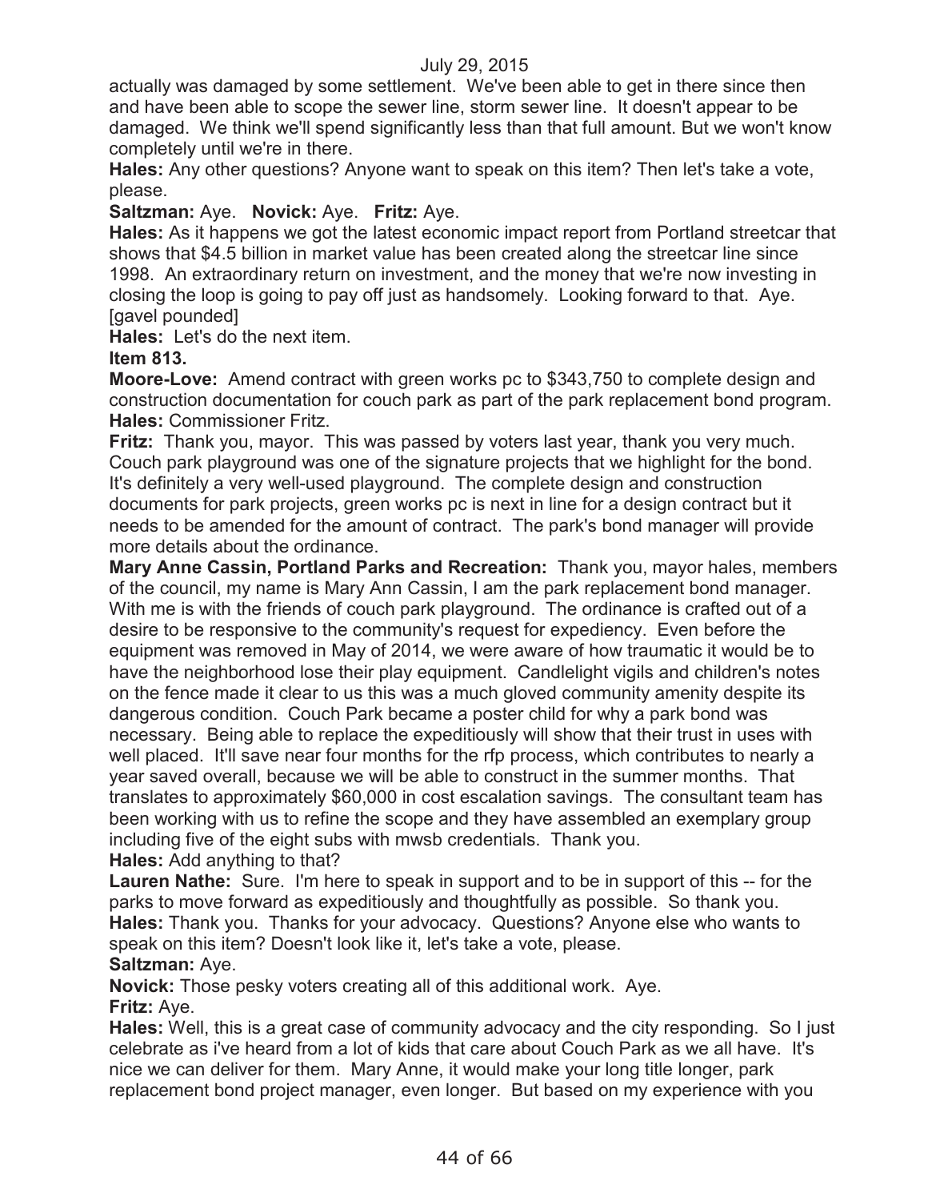actually was damaged by some settlement. We've been able to get in there since then and have been able to scope the sewer line, storm sewer line. It doesn't appear to be damaged. We think we'll spend significantly less than that full amount. But we won't know completely until we're in there.

**Hales:** Any other questions? Anyone want to speak on this item? Then let's take a vote, please.

**Saltzman:** Aye. **Novick:** Aye. **Fritz:** Aye.

**Hales:** As it happens we got the latest economic impact report from Portland streetcar that shows that $4.5 billion in market value has been created along the streetcar line since 1998. An extraordinary return on investment, and the money that we're now investing in closing the loop is going to pay off just as handsomely. Looking forward to that. Aye. [gavel pounded]

**Hales:** Let's do the next item.

**Item 813.**

**Moore-Love:** Amend contract with green works pc to $343,750 to complete design and construction documentation for couch park as part of the park replacement bond program.

**Hales:** Commissioner Fritz.

**Fritz:** Thank you, mayor. This was passed by voters last year, thank you very much. Couch park playground was one of the signature projects that we highlight for the bond. It's definitely a very well-used playground. The complete design and construction documents for park projects, green works pc is next in line for a design contract but it needs to be amended for the amount of contract. The park's bond manager will provide more details about the ordinance.

**Mary Anne Cassin, Portland Parks and Recreation:** Thank you, mayor hales, members of the council, my name is Mary Ann Cassin, I am the park replacement bond manager. With me is with the friends of couch park playground. The ordinance is crafted out of a desire to be responsive to the community's request for expediency. Even before the equipment was removed in May of 2014, we were aware of how traumatic it would be to have the neighborhood lose their play equipment. Candlelight vigils and children's notes on the fence made it clear to us this was a much gloved community amenity despite its dangerous condition. Couch Park became a poster child for why a park bond was necessary. Being able to replace the expeditiously will show that their trust in uses with well placed. It'll save near four months for the rfp process, which contributes to nearly a year saved overall, because we will be able to construct in the summer months. That translates to approximately $60,000 in cost escalation savings. The consultant team has been working with us to refine the scope and they have assembled an exemplary group including five of the eight subs with mwsb credentials. Thank you.

**Hales:** Add anything to that?

**Lauren Nathe:** Sure. I'm here to speak in support and to be in support of this -- for the parks to move forward as expeditiously and thoughtfully as possible. So thank you.

**Hales:** Thank you. Thanks for your advocacy. Questions? Anyone else who wants to speak on this item? Doesn't look like it, let's take a vote, please.

**Saltzman:** Aye.

**Novick:** Those pesky voters creating all of this additional work. Aye.

**Fritz:** Aye.

**Hales:** Well, this is a great case of community advocacy and the city responding. So I just celebrate as i've heard from a lot of kids that care about Couch Park as we all have. It's nice we can deliver for them. Mary Anne, it would make your long title longer, park replacement bond project manager, even longer. But based on my experience with you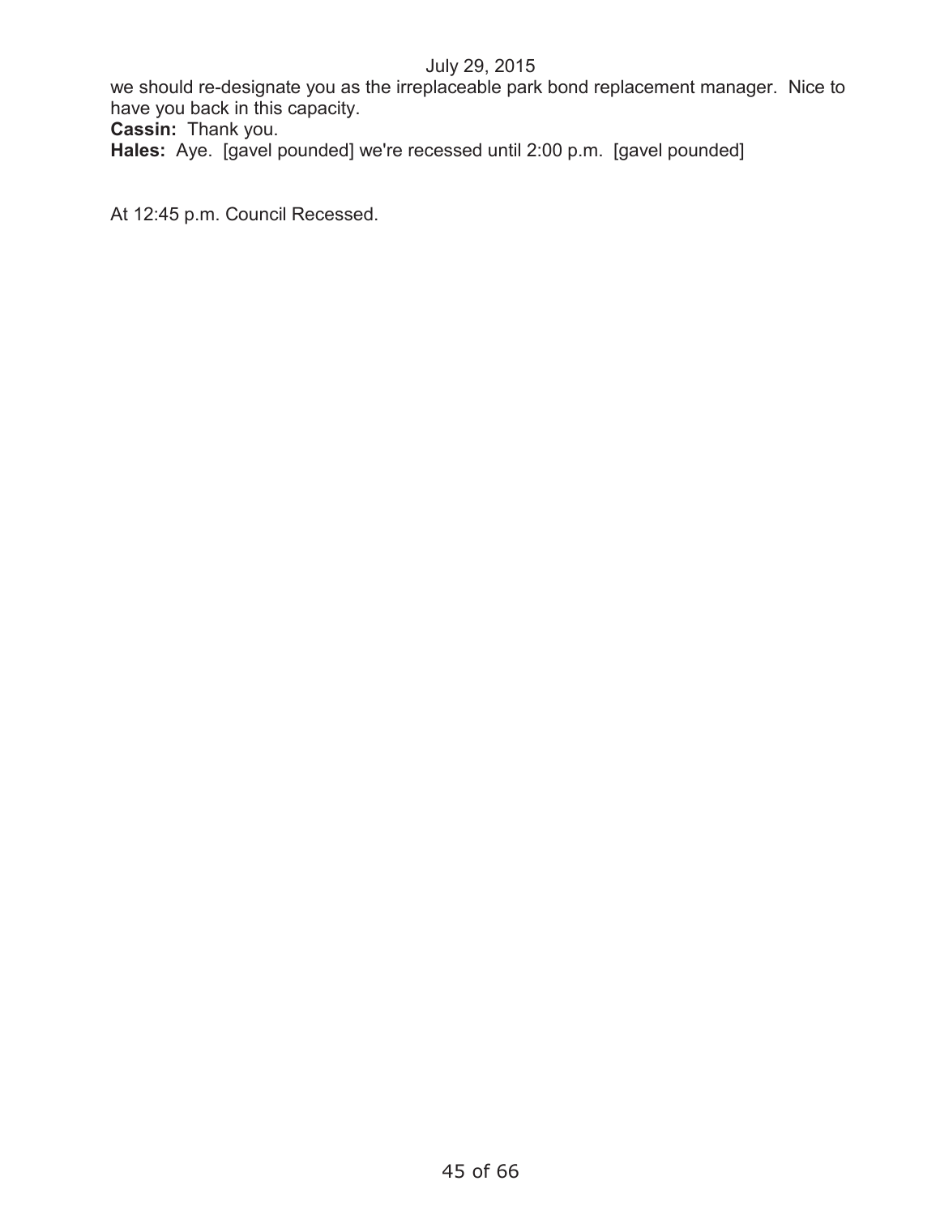we should re-designate you as the irreplaceable park bond replacement manager. Nice to have you back in this capacity.

**Cassin:** Thank you.

**Hales:** Aye. [gavel pounded] we're recessed until 2:00 p.m. [gavel pounded]

At 12:45 p.m. Council Recessed.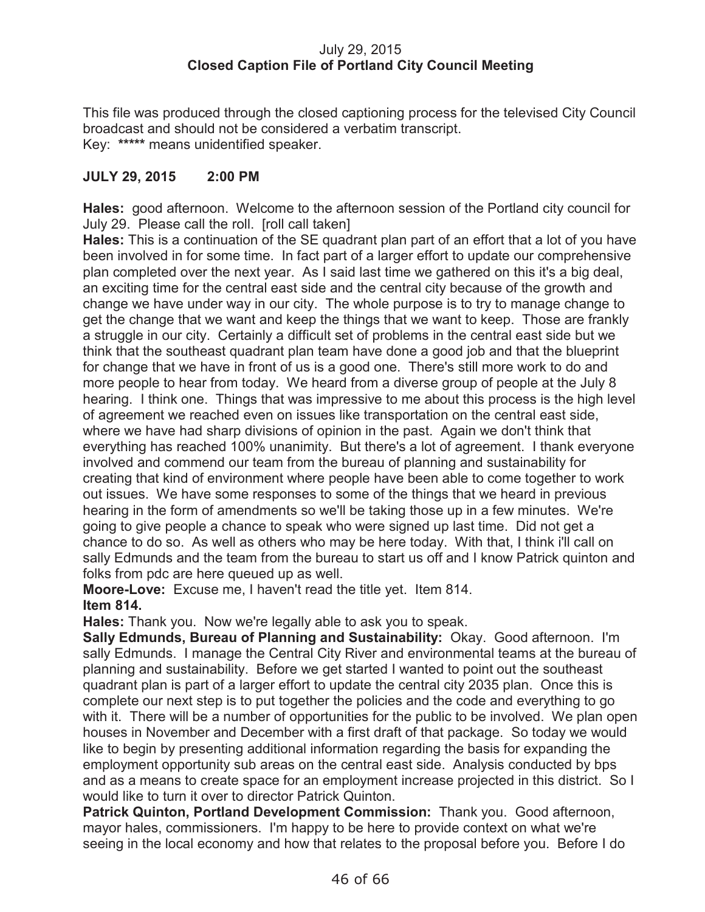July 29, 2015
**Closed Caption File of Portland City Council Meeting**

This file was produced through the closed captioning process for the televised City Council broadcast and should not be considered a verbatim transcript.
Key: ***** means unidentified speaker.

**JULY 29, 2015 2:00 PM**

**Hales:** good afternoon. Welcome to the afternoon session of the Portland city council for July 29. Please call the roll. [roll call taken]

**Hales:** This is a continuation of the SE quadrant plan part of an effort that a lot of you have been involved in for some time. In fact part of a larger effort to update our comprehensive plan completed over the next year. As I said last time we gathered on this it's a big deal, an exciting time for the central east side and the central city because of the growth and change we have under way in our city. The whole purpose is to try to manage change to get the change that we want and keep the things that we want to keep. Those are frankly a struggle in our city. Certainly a difficult set of problems in the central east side but we think that the southeast quadrant plan team have done a good job and that the blueprint for change that we have in front of us is a good one. There's still more work to do and more people to hear from today. We heard from a diverse group of people at the July 8 hearing. I think one. Things that was impressive to me about this process is the high level of agreement we reached even on issues like transportation on the central east side, where we have had sharp divisions of opinion in the past. Again we don't think that everything has reached 100% unanimity. But there's a lot of agreement. I thank everyone involved and commend our team from the bureau of planning and sustainability for creating that kind of environment where people have been able to come together to work out issues. We have some responses to some of the things that we heard in previous hearing in the form of amendments so we'll be taking those up in a few minutes. We're going to give people a chance to speak who were signed up last time. Did not get a chance to do so. As well as others who may be here today. With that, I think i'll call on sally Edmunds and the team from the bureau to start us off and I know Patrick quinton and folks from pdc are here queued up as well.

**Moore-Love:** Excuse me, I haven't read the title yet. Item 814.

**Item 814.**

**Hales:** Thank you. Now we're legally able to ask you to speak.

**Sally Edmunds, Bureau of Planning and Sustainability:** Okay. Good afternoon. I'm sally Edmunds. I manage the Central City River and environmental teams at the bureau of planning and sustainability. Before we get started I wanted to point out the southeast quadrant plan is part of a larger effort to update the central city 2035 plan. Once this is complete our next step is to put together the policies and the code and everything to go with it. There will be a number of opportunities for the public to be involved. We plan open houses in November and December with a first draft of that package. So today we would like to begin by presenting additional information regarding the basis for expanding the employment opportunity sub areas on the central east side. Analysis conducted by bps and as a means to create space for an employment increase projected in this district. So I would like to turn it over to director Patrick Quinton.

**Patrick Quinton, Portland Development Commission:** Thank you. Good afternoon, mayor hales, commissioners. I'm happy to be here to provide context on what we're seeing in the local economy and how that relates to the proposal before you. Before I do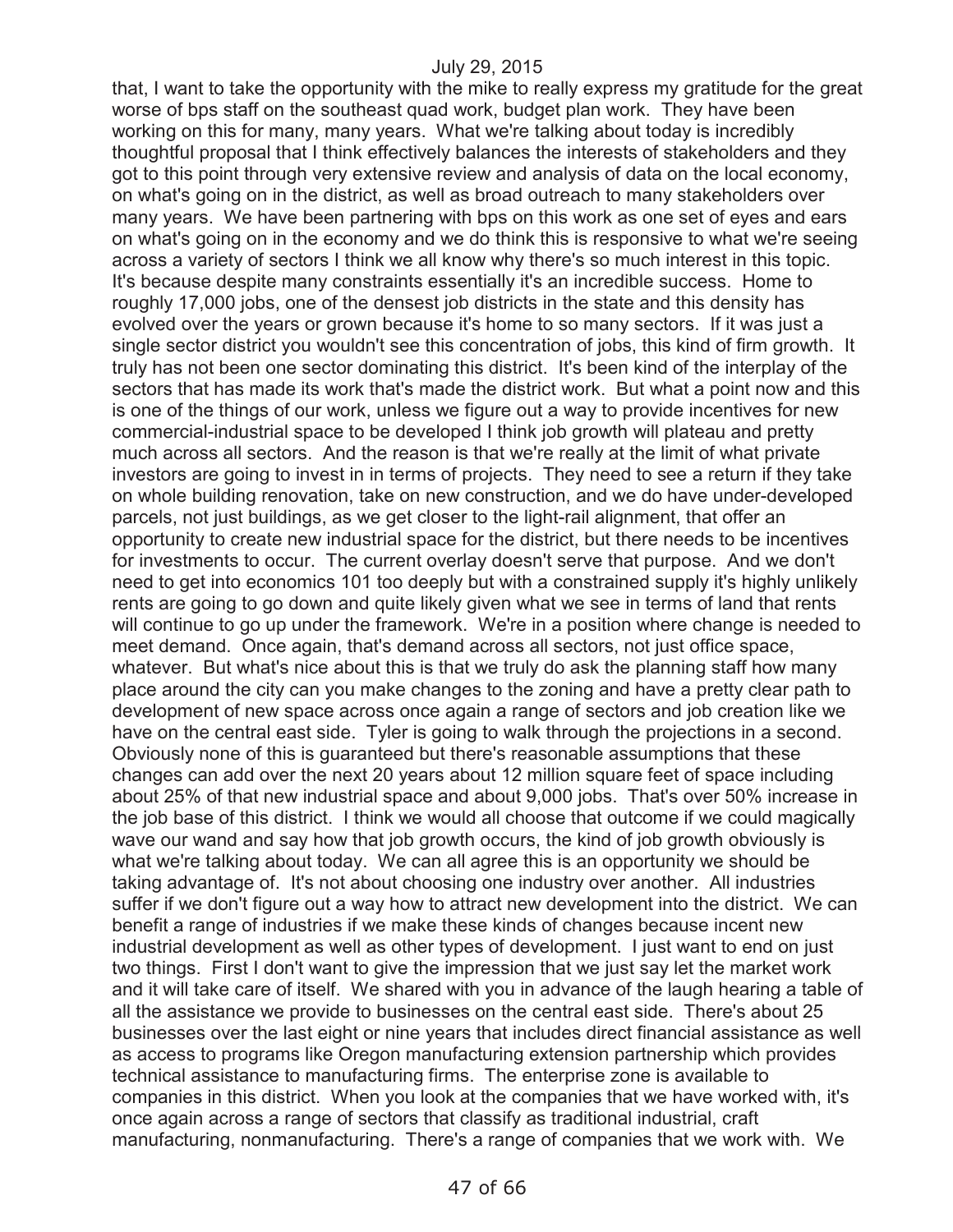that, I want to take the opportunity with the mike to really express my gratitude for the great worse of bps staff on the southeast quad work, budget plan work. They have been working on this for many, many years. What we're talking about today is incredibly thoughtful proposal that I think effectively balances the interests of stakeholders and they got to this point through very extensive review and analysis of data on the local economy, on what's going on in the district, as well as broad outreach to many stakeholders over many years. We have been partnering with bps on this work as one set of eyes and ears on what's going on in the economy and we do think this is responsive to what we're seeing across a variety of sectors I think we all know why there's so much interest in this topic. It's because despite many constraints essentially it's an incredible success. Home to roughly 17,000 jobs, one of the densest job districts in the state and this density has evolved over the years or grown because it's home to so many sectors. If it was just a single sector district you wouldn't see this concentration of jobs, this kind of firm growth. It truly has not been one sector dominating this district. It's been kind of the interplay of the sectors that has made its work that's made the district work. But what a point now and this is one of the things of our work, unless we figure out a way to provide incentives for new commercial-industrial space to be developed I think job growth will plateau and pretty much across all sectors. And the reason is that we're really at the limit of what private investors are going to invest in in terms of projects. They need to see a return if they take on whole building renovation, take on new construction, and we do have under-developed parcels, not just buildings, as we get closer to the light-rail alignment, that offer an opportunity to create new industrial space for the district, but there needs to be incentives for investments to occur. The current overlay doesn't serve that purpose. And we don't need to get into economics 101 too deeply but with a constrained supply it's highly unlikely rents are going to go down and quite likely given what we see in terms of land that rents will continue to go up under the framework. We're in a position where change is needed to meet demand. Once again, that's demand across all sectors, not just office space, whatever. But what's nice about this is that we truly do ask the planning staff how many place around the city can you make changes to the zoning and have a pretty clear path to development of new space across once again a range of sectors and job creation like we have on the central east side. Tyler is going to walk through the projections in a second. Obviously none of this is guaranteed but there's reasonable assumptions that these changes can add over the next 20 years about 12 million square feet of space including about 25% of that new industrial space and about 9,000 jobs. That's over 50% increase in the job base of this district. I think we would all choose that outcome if we could magically wave our wand and say how that job growth occurs, the kind of job growth obviously is what we're talking about today. We can all agree this is an opportunity we should be taking advantage of. It's not about choosing one industry over another. All industries suffer if we don't figure out a way how to attract new development into the district. We can benefit a range of industries if we make these kinds of changes because incent new industrial development as well as other types of development. I just want to end on just two things. First I don't want to give the impression that we just say let the market work and it will take care of itself. We shared with you in advance of the laugh hearing a table of all the assistance we provide to businesses on the central east side. There's about 25 businesses over the last eight or nine years that includes direct financial assistance as well as access to programs like Oregon manufacturing extension partnership which provides technical assistance to manufacturing firms. The enterprise zone is available to companies in this district. When you look at the companies that we have worked with, it's once again across a range of sectors that classify as traditional industrial, craft manufacturing, nonmanufacturing. There's a range of companies that we work with. We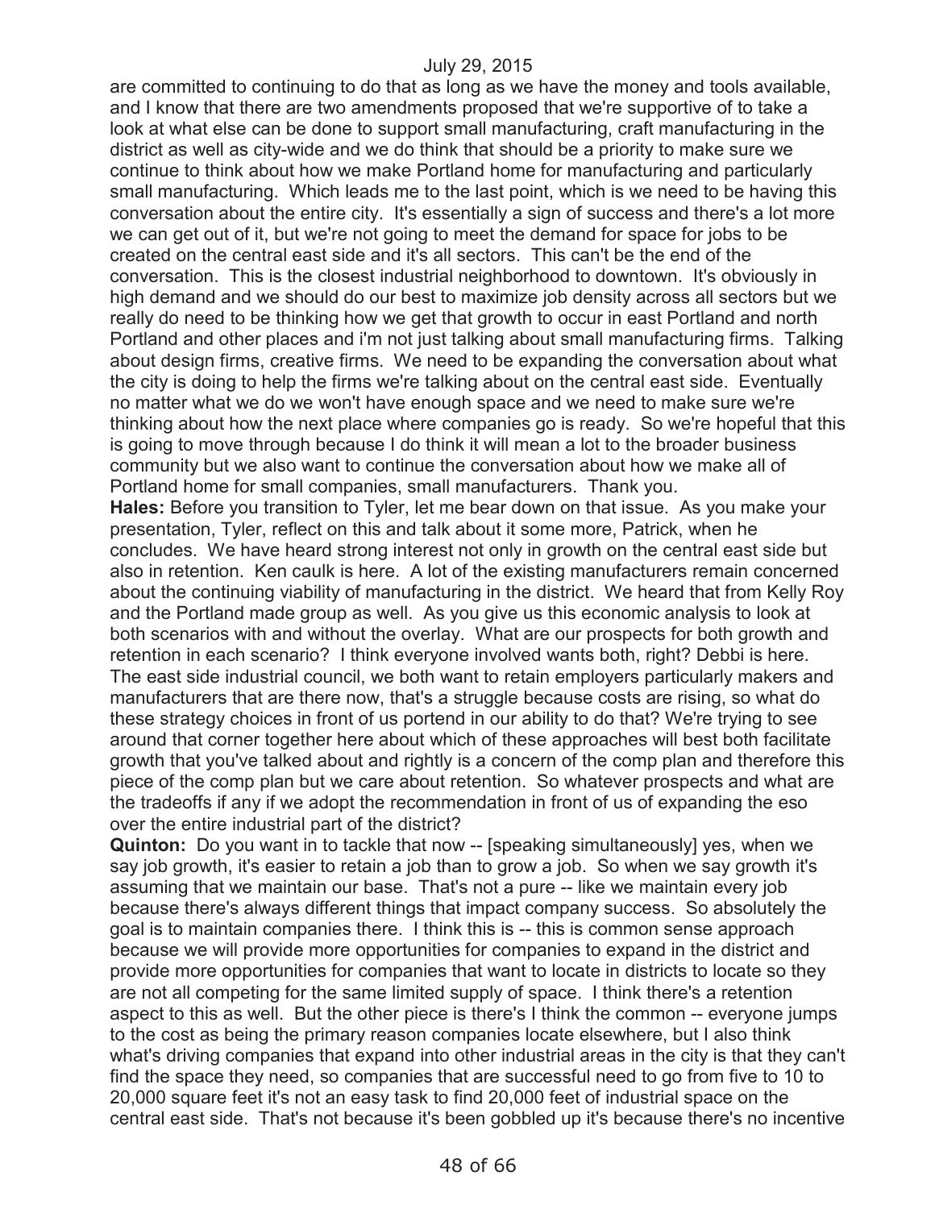are committed to continuing to do that as long as we have the money and tools available, and I know that there are two amendments proposed that we're supportive of to take a look at what else can be done to support small manufacturing, craft manufacturing in the district as well as city-wide and we do think that should be a priority to make sure we continue to think about how we make Portland home for manufacturing and particularly small manufacturing. Which leads me to the last point, which is we need to be having this conversation about the entire city. It's essentially a sign of success and there's a lot more we can get out of it, but we're not going to meet the demand for space for jobs to be created on the central east side and it's all sectors. This can't be the end of the conversation. This is the closest industrial neighborhood to downtown. It's obviously in high demand and we should do our best to maximize job density across all sectors but we really do need to be thinking how we get that growth to occur in east Portland and north Portland and other places and i'm not just talking about small manufacturing firms. Talking about design firms, creative firms. We need to be expanding the conversation about what the city is doing to help the firms we're talking about on the central east side. Eventually no matter what we do we won't have enough space and we need to make sure we're thinking about how the next place where companies go is ready. So we're hopeful that this is going to move through because I do think it will mean a lot to the broader business community but we also want to continue the conversation about how we make all of Portland home for small companies, small manufacturers. Thank you.

**Hales:** Before you transition to Tyler, let me bear down on that issue. As you make your presentation, Tyler, reflect on this and talk about it some more, Patrick, when he concludes. We have heard strong interest not only in growth on the central east side but also in retention. Ken caulk is here. A lot of the existing manufacturers remain concerned about the continuing viability of manufacturing in the district. We heard that from Kelly Roy and the Portland made group as well. As you give us this economic analysis to look at both scenarios with and without the overlay. What are our prospects for both growth and retention in each scenario? I think everyone involved wants both, right? Debbi is here. The east side industrial council, we both want to retain employers particularly makers and manufacturers that are there now, that's a struggle because costs are rising, so what do these strategy choices in front of us portend in our ability to do that? We're trying to see around that corner together here about which of these approaches will best both facilitate growth that you've talked about and rightly is a concern of the comp plan and therefore this piece of the comp plan but we care about retention. So whatever prospects and what are the tradeoffs if any if we adopt the recommendation in front of us of expanding the eso over the entire industrial part of the district?

**Quinton:** Do you want in to tackle that now -- [speaking simultaneously] yes, when we say job growth, it's easier to retain a job than to grow a job. So when we say growth it's assuming that we maintain our base. That's not a pure -- like we maintain every job because there's always different things that impact company success. So absolutely the goal is to maintain companies there. I think this is -- this is common sense approach because we will provide more opportunities for companies to expand in the district and provide more opportunities for companies that want to locate in districts to locate so they are not all competing for the same limited supply of space. I think there's a retention aspect to this as well. But the other piece is there's I think the common -- everyone jumps to the cost as being the primary reason companies locate elsewhere, but I also think what's driving companies that expand into other industrial areas in the city is that they can't find the space they need, so companies that are successful need to go from five to 10 to 20,000 square feet it's not an easy task to find 20,000 feet of industrial space on the central east side. That's not because it's been gobbled up it's because there's no incentive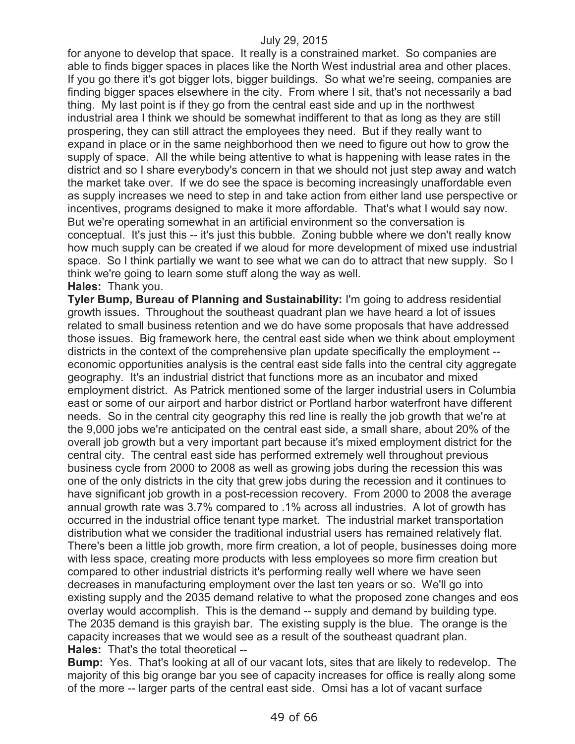for anyone to develop that space. It really is a constrained market. So companies are able to finds bigger spaces in places like the North West industrial area and other places. If you go there it's got bigger lots, bigger buildings. So what we're seeing, companies are finding bigger spaces elsewhere in the city. From where I sit, that's not necessarily a bad thing. My last point is if they go from the central east side and up in the northwest industrial area I think we should be somewhat indifferent to that as long as they are still prospering, they can still attract the employees they need. But if they really want to expand in place or in the same neighborhood then we need to figure out how to grow the supply of space. All the while being attentive to what is happening with lease rates in the district and so I share everybody's concern in that we should not just step away and watch the market take over. If we do see the space is becoming increasingly unaffordable even as supply increases we need to step in and take action from either land use perspective or incentives, programs designed to make it more affordable. That's what I would say now. But we're operating somewhat in an artificial environment so the conversation is conceptual. It's just this -- it's just this bubble. Zoning bubble where we don't really know how much supply can be created if we aloud for more development of mixed use industrial space. So I think partially we want to see what we can do to attract that new supply. So I think we're going to learn some stuff along the way as well.

**Hales:** Thank you.

**Tyler Bump, Bureau of Planning and Sustainability:** I'm going to address residential growth issues. Throughout the southeast quadrant plan we have heard a lot of issues related to small business retention and we do have some proposals that have addressed those issues. Big framework here, the central east side when we think about employment districts in the context of the comprehensive plan update specifically the employment -- economic opportunities analysis is the central east side falls into the central city aggregate geography. It's an industrial district that functions more as an incubator and mixed employment district. As Patrick mentioned some of the larger industrial users in Columbia east or some of our airport and harbor district or Portland harbor waterfront have different needs. So in the central city geography this red line is really the job growth that we're at the 9,000 jobs we're anticipated on the central east side, a small share, about 20% of the overall job growth but a very important part because it's mixed employment district for the central city. The central east side has performed extremely well throughout previous business cycle from 2000 to 2008 as well as growing jobs during the recession this was one of the only districts in the city that grew jobs during the recession and it continues to have significant job growth in a post-recession recovery. From 2000 to 2008 the average annual growth rate was 3.7% compared to .1% across all industries. A lot of growth has occurred in the industrial office tenant type market. The industrial market transportation distribution what we consider the traditional industrial users has remained relatively flat. There's been a little job growth, more firm creation, a lot of people, businesses doing more with less space, creating more products with less employees so more firm creation but compared to other industrial districts it's performing really well where we have seen decreases in manufacturing employment over the last ten years or so. We'll go into existing supply and the 2035 demand relative to what the proposed zone changes and eos overlay would accomplish. This is the demand -- supply and demand by building type. The 2035 demand is this grayish bar. The existing supply is the blue. The orange is the capacity increases that we would see as a result of the southeast quadrant plan.

**Hales:** That's the total theoretical --

**Bump:** Yes. That's looking at all of our vacant lots, sites that are likely to redevelop. The majority of this big orange bar you see of capacity increases for office is really along some of the more -- larger parts of the central east side. Omsi has a lot of vacant surface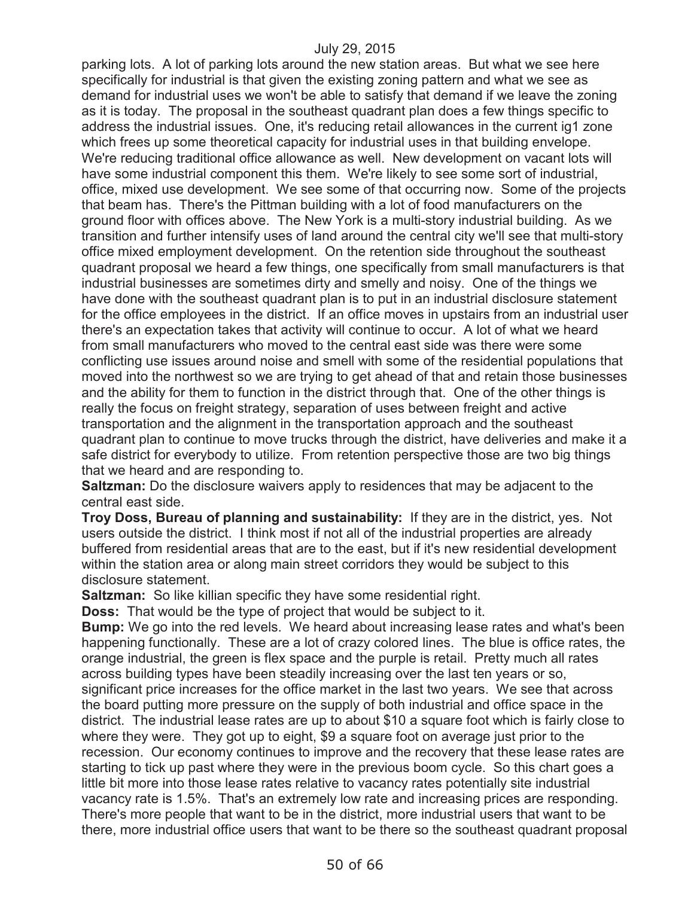parking lots. A lot of parking lots around the new station areas. But what we see here specifically for industrial is that given the existing zoning pattern and what we see as demand for industrial uses we won't be able to satisfy that demand if we leave the zoning as it is today. The proposal in the southeast quadrant plan does a few things specific to address the industrial issues. One, it's reducing retail allowances in the current ig1 zone which frees up some theoretical capacity for industrial uses in that building envelope. We're reducing traditional office allowance as well. New development on vacant lots will have some industrial component this them. We're likely to see some sort of industrial, office, mixed use development. We see some of that occurring now. Some of the projects that beam has. There's the Pittman building with a lot of food manufacturers on the ground floor with offices above. The New York is a multi-story industrial building. As we transition and further intensify uses of land around the central city we'll see that multi-story office mixed employment development. On the retention side throughout the southeast quadrant proposal we heard a few things, one specifically from small manufacturers is that industrial businesses are sometimes dirty and smelly and noisy. One of the things we have done with the southeast quadrant plan is to put in an industrial disclosure statement for the office employees in the district. If an office moves in upstairs from an industrial user there's an expectation takes that activity will continue to occur. A lot of what we heard from small manufacturers who moved to the central east side was there were some conflicting use issues around noise and smell with some of the residential populations that moved into the northwest so we are trying to get ahead of that and retain those businesses and the ability for them to function in the district through that. One of the other things is really the focus on freight strategy, separation of uses between freight and active transportation and the alignment in the transportation approach and the southeast quadrant plan to continue to move trucks through the district, have deliveries and make it a safe district for everybody to utilize. From retention perspective those are two big things that we heard and are responding to.

**Saltzman:** Do the disclosure waivers apply to residences that may be adjacent to the central east side.

**Troy Doss, Bureau of planning and sustainability:** If they are in the district, yes. Not users outside the district. I think most if not all of the industrial properties are already buffered from residential areas that are to the east, but if it's new residential development within the station area or along main street corridors they would be subject to this disclosure statement.

**Saltzman:** So like killian specific they have some residential right.

**Doss:** That would be the type of project that would be subject to it.

**Bump:** We go into the red levels. We heard about increasing lease rates and what's been happening functionally. These are a lot of crazy colored lines. The blue is office rates, the orange industrial, the green is flex space and the purple is retail. Pretty much all rates across building types have been steadily increasing over the last ten years or so, significant price increases for the office market in the last two years. We see that across the board putting more pressure on the supply of both industrial and office space in the district. The industrial lease rates are up to about $10 a square foot which is fairly close to where they were. They got up to eight, $9 a square foot on average just prior to the recession. Our economy continues to improve and the recovery that these lease rates are starting to tick up past where they were in the previous boom cycle. So this chart goes a little bit more into those lease rates relative to vacancy rates potentially site industrial vacancy rate is 1.5%. That's an extremely low rate and increasing prices are responding. There's more people that want to be in the district, more industrial users that want to be there, more industrial office users that want to be there so the southeast quadrant proposal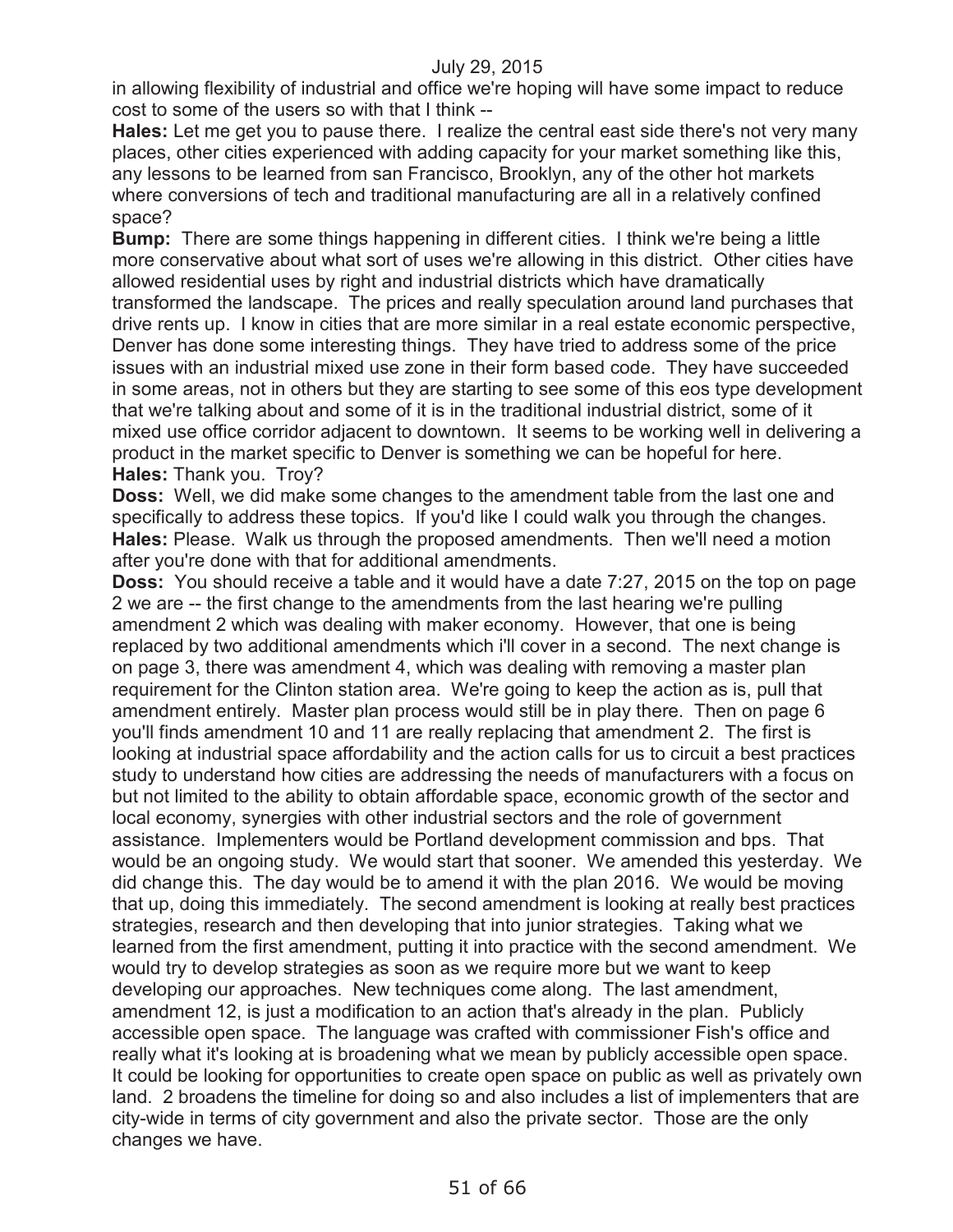in allowing flexibility of industrial and office we're hoping will have some impact to reduce cost to some of the users so with that I think --

**Hales:** Let me get you to pause there. I realize the central east side there's not very many places, other cities experienced with adding capacity for your market something like this, any lessons to be learned from san Francisco, Brooklyn, any of the other hot markets where conversions of tech and traditional manufacturing are all in a relatively confined space?

**Bump:** There are some things happening in different cities. I think we're being a little more conservative about what sort of uses we're allowing in this district. Other cities have allowed residential uses by right and industrial districts which have dramatically transformed the landscape. The prices and really speculation around land purchases that drive rents up. I know in cities that are more similar in a real estate economic perspective, Denver has done some interesting things. They have tried to address some of the price issues with an industrial mixed use zone in their form based code. They have succeeded in some areas, not in others but they are starting to see some of this eos type development that we're talking about and some of it is in the traditional industrial district, some of it mixed use office corridor adjacent to downtown. It seems to be working well in delivering a product in the market specific to Denver is something we can be hopeful for here.

**Hales:** Thank you. Troy?

**Doss:** Well, we did make some changes to the amendment table from the last one and specifically to address these topics. If you'd like I could walk you through the changes.

**Hales:** Please. Walk us through the proposed amendments. Then we'll need a motion after you're done with that for additional amendments.

**Doss:** You should receive a table and it would have a date 7:27, 2015 on the top on page 2 we are -- the first change to the amendments from the last hearing we're pulling amendment 2 which was dealing with maker economy. However, that one is being replaced by two additional amendments which i'll cover in a second. The next change is on page 3, there was amendment 4, which was dealing with removing a master plan requirement for the Clinton station area. We're going to keep the action as is, pull that amendment entirely. Master plan process would still be in play there. Then on page 6 you'll finds amendment 10 and 11 are really replacing that amendment 2. The first is looking at industrial space affordability and the action calls for us to circuit a best practices study to understand how cities are addressing the needs of manufacturers with a focus on but not limited to the ability to obtain affordable space, economic growth of the sector and local economy, synergies with other industrial sectors and the role of government assistance. Implementers would be Portland development commission and bps. That would be an ongoing study. We would start that sooner. We amended this yesterday. We did change this. The day would be to amend it with the plan 2016. We would be moving that up, doing this immediately. The second amendment is looking at really best practices strategies, research and then developing that into junior strategies. Taking what we learned from the first amendment, putting it into practice with the second amendment. We would try to develop strategies as soon as we require more but we want to keep developing our approaches. New techniques come along. The last amendment, amendment 12, is just a modification to an action that's already in the plan. Publicly accessible open space. The language was crafted with commissioner Fish's office and really what it's looking at is broadening what we mean by publicly accessible open space. It could be looking for opportunities to create open space on public as well as privately own land. 2 broadens the timeline for doing so and also includes a list of implementers that are city-wide in terms of city government and also the private sector. Those are the only changes we have.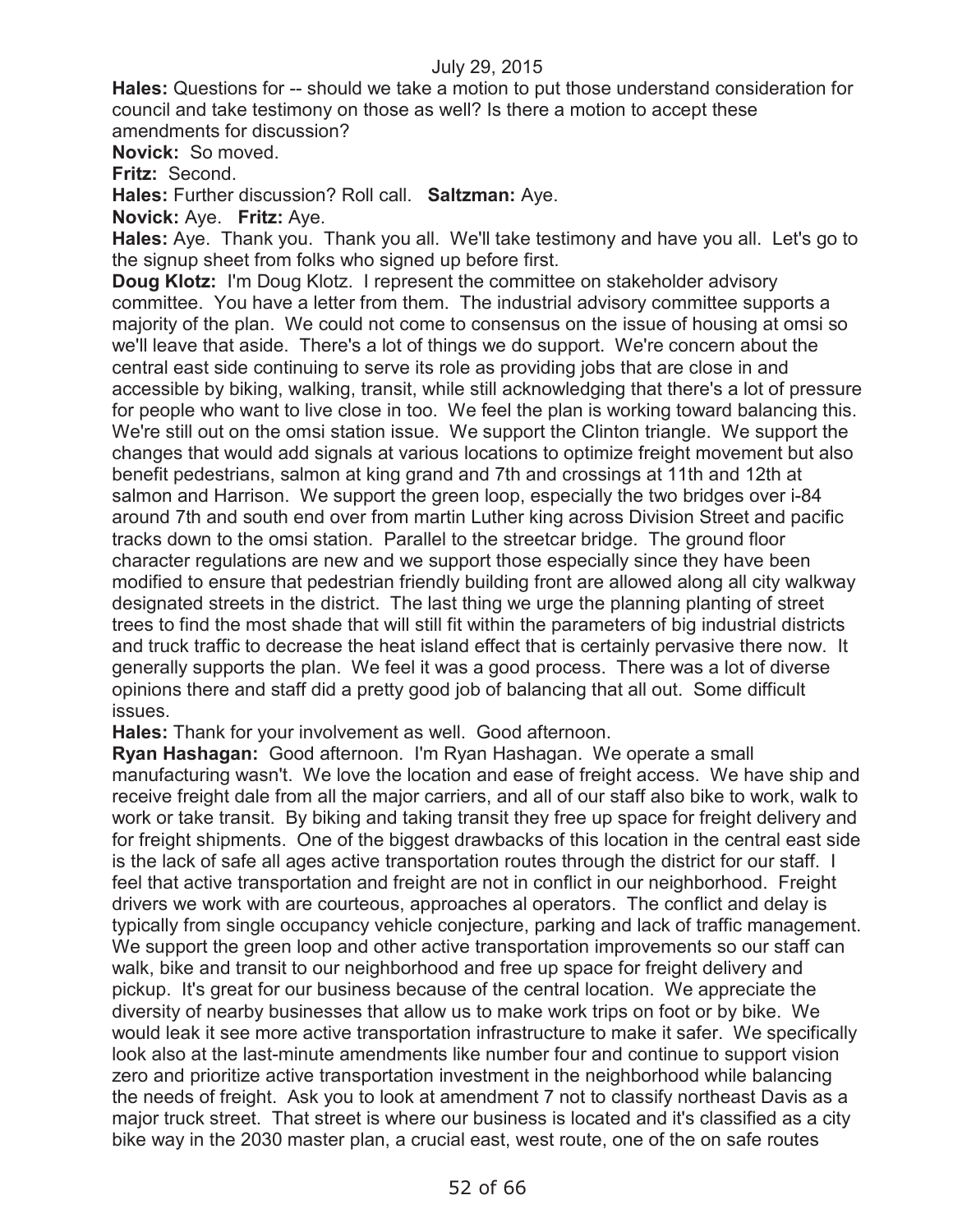**Hales:** Questions for -- should we take a motion to put those understand consideration for council and take testimony on those as well? Is there a motion to accept these amendments for discussion?

**Novick:** So moved.

**Fritz:** Second.

**Hales:** Further discussion? Roll call. **Saltzman:** Aye.

**Novick:** Aye. **Fritz:** Aye.

**Hales:** Aye. Thank you. Thank you all. We'll take testimony and have you all. Let's go to the signup sheet from folks who signed up before first.

**Doug Klotz:** I'm Doug Klotz. I represent the committee on stakeholder advisory committee. You have a letter from them. The industrial advisory committee supports a majority of the plan. We could not come to consensus on the issue of housing at omsi so we'll leave that aside. There's a lot of things we do support. We're concern about the central east side continuing to serve its role as providing jobs that are close in and accessible by biking, walking, transit, while still acknowledging that there's a lot of pressure for people who want to live close in too. We feel the plan is working toward balancing this. We're still out on the omsi station issue. We support the Clinton triangle. We support the changes that would add signals at various locations to optimize freight movement but also benefit pedestrians, salmon at king grand and 7th and crossings at 11th and 12th at salmon and Harrison. We support the green loop, especially the two bridges over i-84 around 7th and south end over from martin Luther king across Division Street and pacific tracks down to the omsi station. Parallel to the streetcar bridge. The ground floor character regulations are new and we support those especially since they have been modified to ensure that pedestrian friendly building front are allowed along all city walkway designated streets in the district. The last thing we urge the planning planting of street trees to find the most shade that will still fit within the parameters of big industrial districts and truck traffic to decrease the heat island effect that is certainly pervasive there now. It generally supports the plan. We feel it was a good process. There was a lot of diverse opinions there and staff did a pretty good job of balancing that all out. Some difficult issues.

**Hales:** Thank for your involvement as well. Good afternoon.

**Ryan Hashagan:** Good afternoon. I'm Ryan Hashagan. We operate a small manufacturing wasn't. We love the location and ease of freight access. We have ship and receive freight dale from all the major carriers, and all of our staff also bike to work, walk to work or take transit. By biking and taking transit they free up space for freight delivery and for freight shipments. One of the biggest drawbacks of this location in the central east side is the lack of safe all ages active transportation routes through the district for our staff. I feel that active transportation and freight are not in conflict in our neighborhood. Freight drivers we work with are courteous, approaches al operators. The conflict and delay is typically from single occupancy vehicle conjecture, parking and lack of traffic management. We support the green loop and other active transportation improvements so our staff can walk, bike and transit to our neighborhood and free up space for freight delivery and pickup. It's great for our business because of the central location. We appreciate the diversity of nearby businesses that allow us to make work trips on foot or by bike. We would leak it see more active transportation infrastructure to make it safer. We specifically look also at the last-minute amendments like number four and continue to support vision zero and prioritize active transportation investment in the neighborhood while balancing the needs of freight. Ask you to look at amendment 7 not to classify northeast Davis as a major truck street. That street is where our business is located and it's classified as a city bike way in the 2030 master plan, a crucial east, west route, one of the on safe routes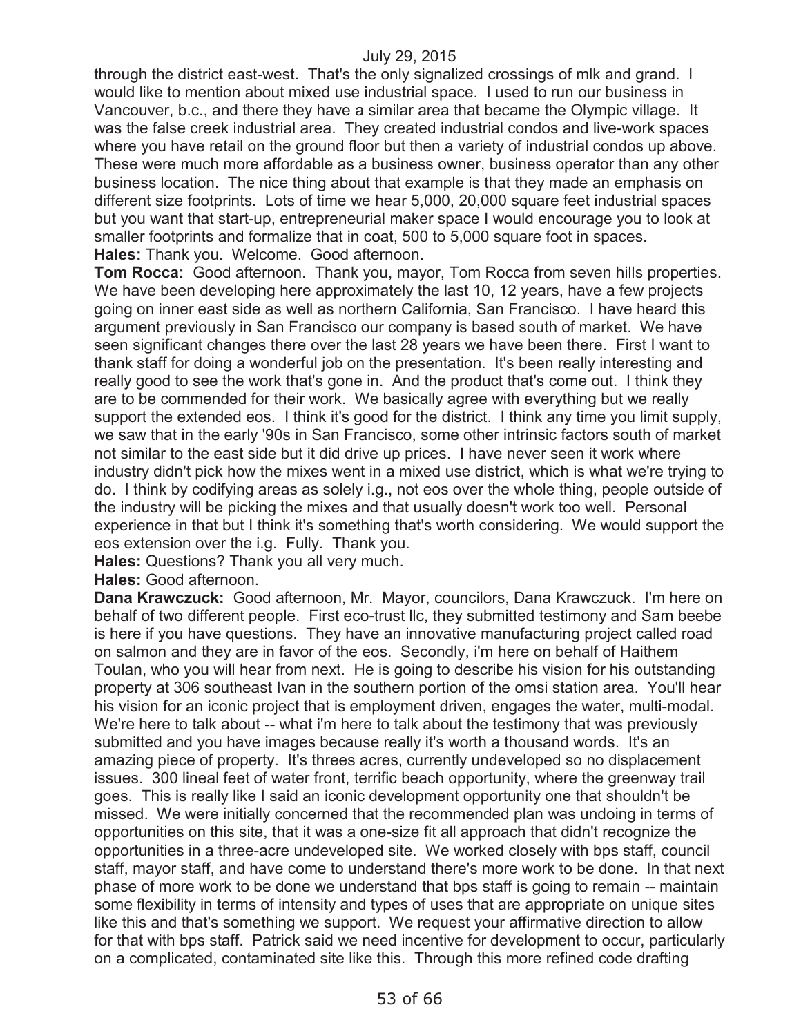through the district east-west. That's the only signalized crossings of mlk and grand. I would like to mention about mixed use industrial space. I used to run our business in Vancouver, b.c., and there they have a similar area that became the Olympic village. It was the false creek industrial area. They created industrial condos and live-work spaces where you have retail on the ground floor but then a variety of industrial condos up above. These were much more affordable as a business owner, business operator than any other business location. The nice thing about that example is that they made an emphasis on different size footprints. Lots of time we hear 5,000, 20,000 square feet industrial spaces but you want that start-up, entrepreneurial maker space I would encourage you to look at smaller footprints and formalize that in coat, 500 to 5,000 square foot in spaces.

**Hales:** Thank you. Welcome. Good afternoon.

**Tom Rocca:** Good afternoon. Thank you, mayor, Tom Rocca from seven hills properties. We have been developing here approximately the last 10, 12 years, have a few projects going on inner east side as well as northern California, San Francisco. I have heard this argument previously in San Francisco our company is based south of market. We have seen significant changes there over the last 28 years we have been there. First I want to thank staff for doing a wonderful job on the presentation. It's been really interesting and really good to see the work that's gone in. And the product that's come out. I think they are to be commended for their work. We basically agree with everything but we really support the extended eos. I think it's good for the district. I think any time you limit supply, we saw that in the early '90s in San Francisco, some other intrinsic factors south of market not similar to the east side but it did drive up prices. I have never seen it work where industry didn't pick how the mixes went in a mixed use district, which is what we're trying to do. I think by codifying areas as solely i.g., not eos over the whole thing, people outside of the industry will be picking the mixes and that usually doesn't work too well. Personal experience in that but I think it's something that's worth considering. We would support the eos extension over the i.g. Fully. Thank you.

**Hales:** Questions? Thank you all very much.

**Hales:** Good afternoon.

**Dana Krawczuck:** Good afternoon, Mr. Mayor, councilors, Dana Krawczuck. I'm here on behalf of two different people. First eco-trust llc, they submitted testimony and Sam beebe is here if you have questions. They have an innovative manufacturing project called road on salmon and they are in favor of the eos. Secondly, i'm here on behalf of Haithem Toulan, who you will hear from next. He is going to describe his vision for his outstanding property at 306 southeast Ivan in the southern portion of the omsi station area. You'll hear his vision for an iconic project that is employment driven, engages the water, multi-modal. We're here to talk about -- what i'm here to talk about the testimony that was previously submitted and you have images because really it's worth a thousand words. It's an amazing piece of property. It's threes acres, currently undeveloped so no displacement issues. 300 lineal feet of water front, terrific beach opportunity, where the greenway trail goes. This is really like I said an iconic development opportunity one that shouldn't be missed. We were initially concerned that the recommended plan was undoing in terms of opportunities on this site, that it was a one-size fit all approach that didn't recognize the opportunities in a three-acre undeveloped site. We worked closely with bps staff, council staff, mayor staff, and have come to understand there's more work to be done. In that next phase of more work to be done we understand that bps staff is going to remain -- maintain some flexibility in terms of intensity and types of uses that are appropriate on unique sites like this and that's something we support. We request your affirmative direction to allow for that with bps staff. Patrick said we need incentive for development to occur, particularly on a complicated, contaminated site like this. Through this more refined code drafting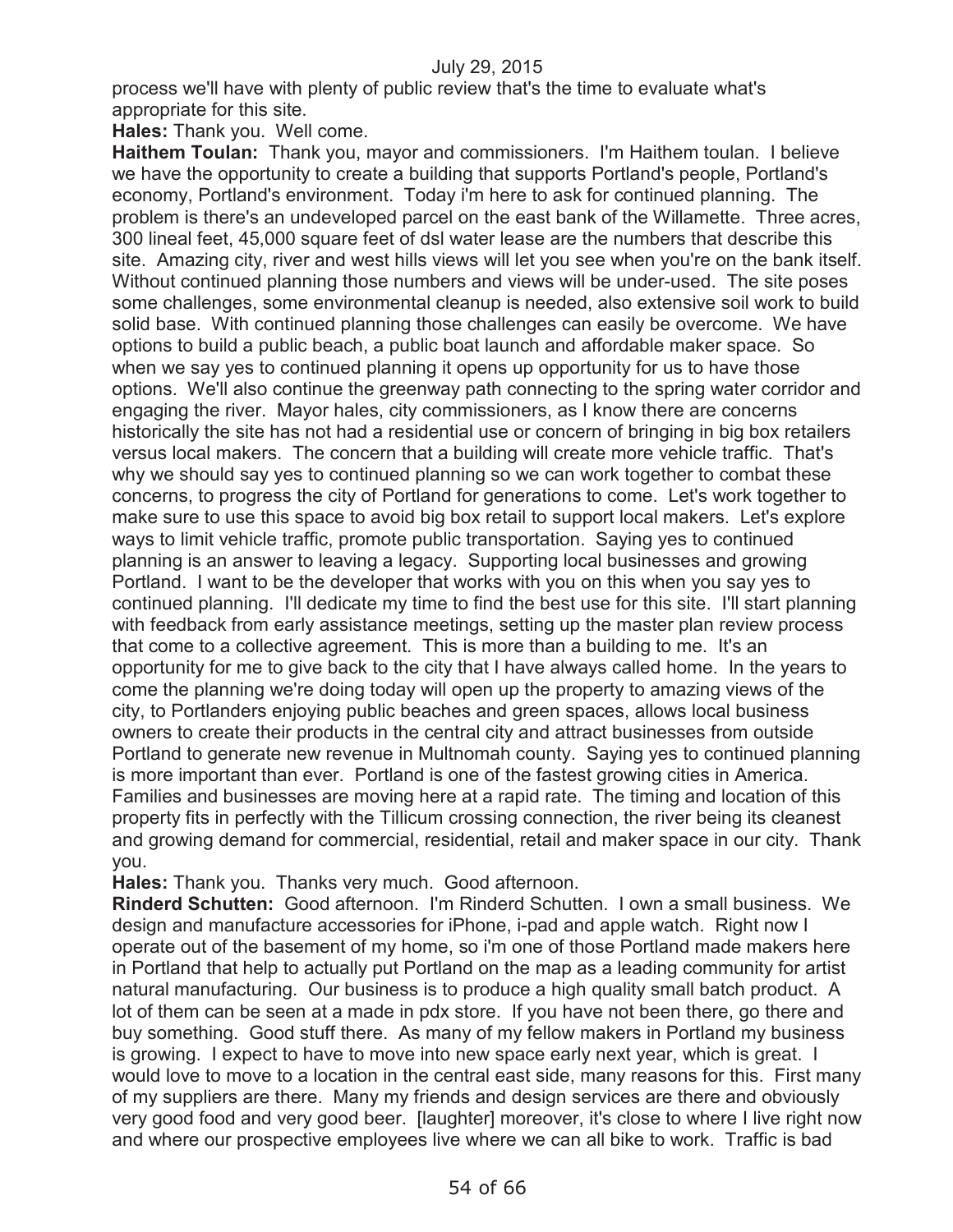process we'll have with plenty of public review that's the time to evaluate what's appropriate for this site.

**Hales:** Thank you. Well come.

**Haithem Toulan:** Thank you, mayor and commissioners. I'm Haithem toulan. I believe we have the opportunity to create a building that supports Portland's people, Portland's economy, Portland's environment. Today i'm here to ask for continued planning. The problem is there's an undeveloped parcel on the east bank of the Willamette. Three acres, 300 lineal feet, 45,000 square feet of dsl water lease are the numbers that describe this site. Amazing city, river and west hills views will let you see when you're on the bank itself. Without continued planning those numbers and views will be under-used. The site poses some challenges, some environmental cleanup is needed, also extensive soil work to build solid base. With continued planning those challenges can easily be overcome. We have options to build a public beach, a public boat launch and affordable maker space. So when we say yes to continued planning it opens up opportunity for us to have those options. We'll also continue the greenway path connecting to the spring water corridor and engaging the river. Mayor hales, city commissioners, as I know there are concerns historically the site has not had a residential use or concern of bringing in big box retailers versus local makers. The concern that a building will create more vehicle traffic. That's why we should say yes to continued planning so we can work together to combat these concerns, to progress the city of Portland for generations to come. Let's work together to make sure to use this space to avoid big box retail to support local makers. Let's explore ways to limit vehicle traffic, promote public transportation. Saying yes to continued planning is an answer to leaving a legacy. Supporting local businesses and growing Portland. I want to be the developer that works with you on this when you say yes to continued planning. I'll dedicate my time to find the best use for this site. I'll start planning with feedback from early assistance meetings, setting up the master plan review process that come to a collective agreement. This is more than a building to me. It's an opportunity for me to give back to the city that I have always called home. In the years to come the planning we're doing today will open up the property to amazing views of the city, to Portlanders enjoying public beaches and green spaces, allows local business owners to create their products in the central city and attract businesses from outside Portland to generate new revenue in Multnomah county. Saying yes to continued planning is more important than ever. Portland is one of the fastest growing cities in America. Families and businesses are moving here at a rapid rate. The timing and location of this property fits in perfectly with the Tillicum crossing connection, the river being its cleanest and growing demand for commercial, residential, retail and maker space in our city. Thank you.

**Hales:** Thank you. Thanks very much. Good afternoon.

**Rinderd Schutten:** Good afternoon. I'm Rinderd Schutten. I own a small business. We design and manufacture accessories for iPhone, i-pad and apple watch. Right now I operate out of the basement of my home, so i'm one of those Portland made makers here in Portland that help to actually put Portland on the map as a leading community for artist natural manufacturing. Our business is to produce a high quality small batch product. A lot of them can be seen at a made in pdx store. If you have not been there, go there and buy something. Good stuff there. As many of my fellow makers in Portland my business is growing. I expect to have to move into new space early next year, which is great. I would love to move to a location in the central east side, many reasons for this. First many of my suppliers are there. Many my friends and design services are there and obviously very good food and very good beer. [laughter] moreover, it's close to where I live right now and where our prospective employees live where we can all bike to work. Traffic is bad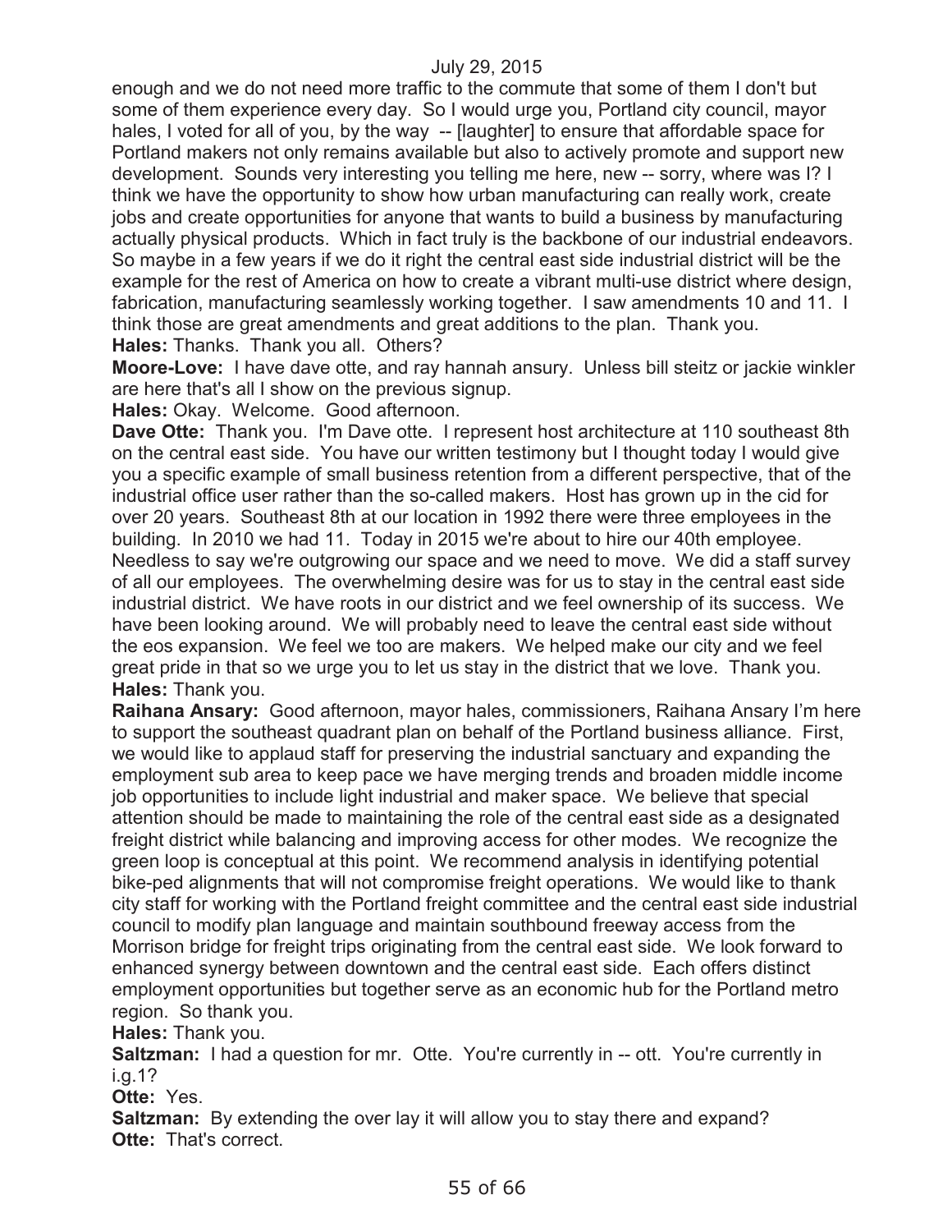enough and we do not need more traffic to the commute that some of them I don't but some of them experience every day. So I would urge you, Portland city council, mayor hales, I voted for all of you, by the way -- [laughter] to ensure that affordable space for Portland makers not only remains available but also to actively promote and support new development. Sounds very interesting you telling me here, new -- sorry, where was I? I think we have the opportunity to show how urban manufacturing can really work, create jobs and create opportunities for anyone that wants to build a business by manufacturing actually physical products. Which in fact truly is the backbone of our industrial endeavors. So maybe in a few years if we do it right the central east side industrial district will be the example for the rest of America on how to create a vibrant multi-use district where design, fabrication, manufacturing seamlessly working together. I saw amendments 10 and 11. I think those are great amendments and great additions to the plan. Thank you.

**Hales:** Thanks. Thank you all. Others?

**Moore-Love:** I have dave otte, and ray hannah ansury. Unless bill steitz or jackie winkler are here that's all I show on the previous signup.

**Hales:** Okay. Welcome. Good afternoon.

**Dave Otte:** Thank you. I'm Dave otte. I represent host architecture at 110 southeast 8th on the central east side. You have our written testimony but I thought today I would give you a specific example of small business retention from a different perspective, that of the industrial office user rather than the so-called makers. Host has grown up in the cid for over 20 years. Southeast 8th at our location in 1992 there were three employees in the building. In 2010 we had 11. Today in 2015 we're about to hire our 40th employee. Needless to say we're outgrowing our space and we need to move. We did a staff survey of all our employees. The overwhelming desire was for us to stay in the central east side industrial district. We have roots in our district and we feel ownership of its success. We have been looking around. We will probably need to leave the central east side without the eos expansion. We feel we too are makers. We helped make our city and we feel great pride in that so we urge you to let us stay in the district that we love. Thank you.

**Hales:** Thank you.

**Raihana Ansary:** Good afternoon, mayor hales, commissioners, Raihana Ansary I'm here to support the southeast quadrant plan on behalf of the Portland business alliance. First, we would like to applaud staff for preserving the industrial sanctuary and expanding the employment sub area to keep pace we have merging trends and broaden middle income job opportunities to include light industrial and maker space. We believe that special attention should be made to maintaining the role of the central east side as a designated freight district while balancing and improving access for other modes. We recognize the green loop is conceptual at this point. We recommend analysis in identifying potential bike-ped alignments that will not compromise freight operations. We would like to thank city staff for working with the Portland freight committee and the central east side industrial council to modify plan language and maintain southbound freeway access from the Morrison bridge for freight trips originating from the central east side. We look forward to enhanced synergy between downtown and the central east side. Each offers distinct employment opportunities but together serve as an economic hub for the Portland metro region. So thank you.

**Hales:** Thank you.

**Saltzman:** I had a question for mr. Otte. You're currently in -- ott. You're currently in i.g.1?

**Otte:** Yes.

**Saltzman:** By extending the over lay it will allow you to stay there and expand?

**Otte:** That's correct.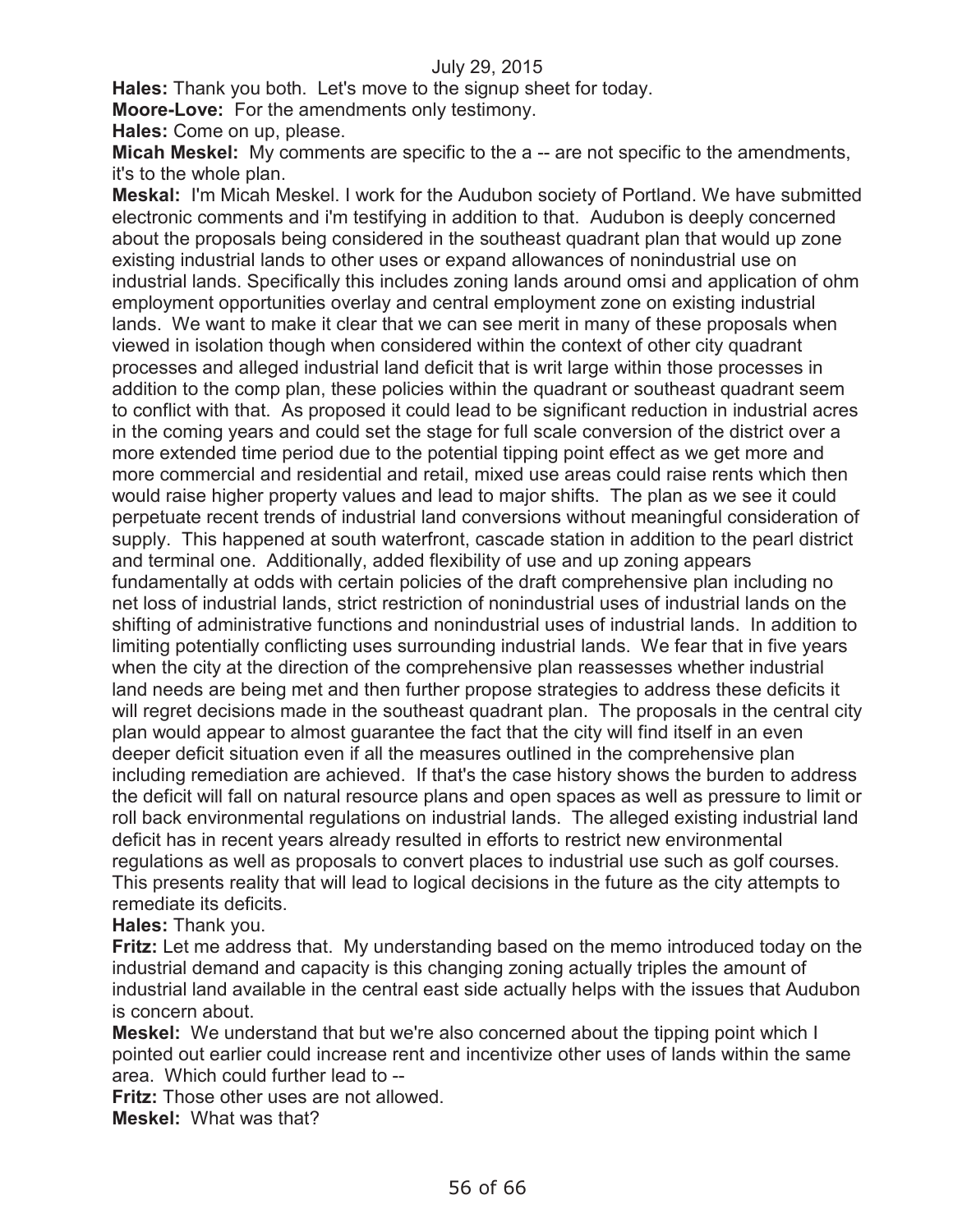**Hales:** Thank you both. Let's move to the signup sheet for today.

**Moore-Love:** For the amendments only testimony.

**Hales:** Come on up, please.

**Micah Meskel:** My comments are specific to the a -- are not specific to the amendments, it's to the whole plan.

**Meskal:** I'm Micah Meskel. I work for the Audubon society of Portland. We have submitted electronic comments and i'm testifying in addition to that. Audubon is deeply concerned about the proposals being considered in the southeast quadrant plan that would up zone existing industrial lands to other uses or expand allowances of nonindustrial use on industrial lands. Specifically this includes zoning lands around omsi and application of ohm employment opportunities overlay and central employment zone on existing industrial lands. We want to make it clear that we can see merit in many of these proposals when viewed in isolation though when considered within the context of other city quadrant processes and alleged industrial land deficit that is writ large within those processes in addition to the comp plan, these policies within the quadrant or southeast quadrant seem to conflict with that. As proposed it could lead to be significant reduction in industrial acres in the coming years and could set the stage for full scale conversion of the district over a more extended time period due to the potential tipping point effect as we get more and more commercial and residential and retail, mixed use areas could raise rents which then would raise higher property values and lead to major shifts. The plan as we see it could perpetuate recent trends of industrial land conversions without meaningful consideration of supply. This happened at south waterfront, cascade station in addition to the pearl district and terminal one. Additionally, added flexibility of use and up zoning appears fundamentally at odds with certain policies of the draft comprehensive plan including no net loss of industrial lands, strict restriction of nonindustrial uses of industrial lands on the shifting of administrative functions and nonindustrial uses of industrial lands. In addition to limiting potentially conflicting uses surrounding industrial lands. We fear that in five years when the city at the direction of the comprehensive plan reassesses whether industrial land needs are being met and then further propose strategies to address these deficits it will regret decisions made in the southeast quadrant plan. The proposals in the central city plan would appear to almost guarantee the fact that the city will find itself in an even deeper deficit situation even if all the measures outlined in the comprehensive plan including remediation are achieved. If that's the case history shows the burden to address the deficit will fall on natural resource plans and open spaces as well as pressure to limit or roll back environmental regulations on industrial lands. The alleged existing industrial land deficit has in recent years already resulted in efforts to restrict new environmental regulations as well as proposals to convert places to industrial use such as golf courses. This presents reality that will lead to logical decisions in the future as the city attempts to remediate its deficits.

**Hales:** Thank you.

**Fritz:** Let me address that. My understanding based on the memo introduced today on the industrial demand and capacity is this changing zoning actually triples the amount of industrial land available in the central east side actually helps with the issues that Audubon is concern about.

**Meskel:** We understand that but we're also concerned about the tipping point which I pointed out earlier could increase rent and incentivize other uses of lands within the same area. Which could further lead to --

**Fritz:** Those other uses are not allowed.

**Meskel:** What was that?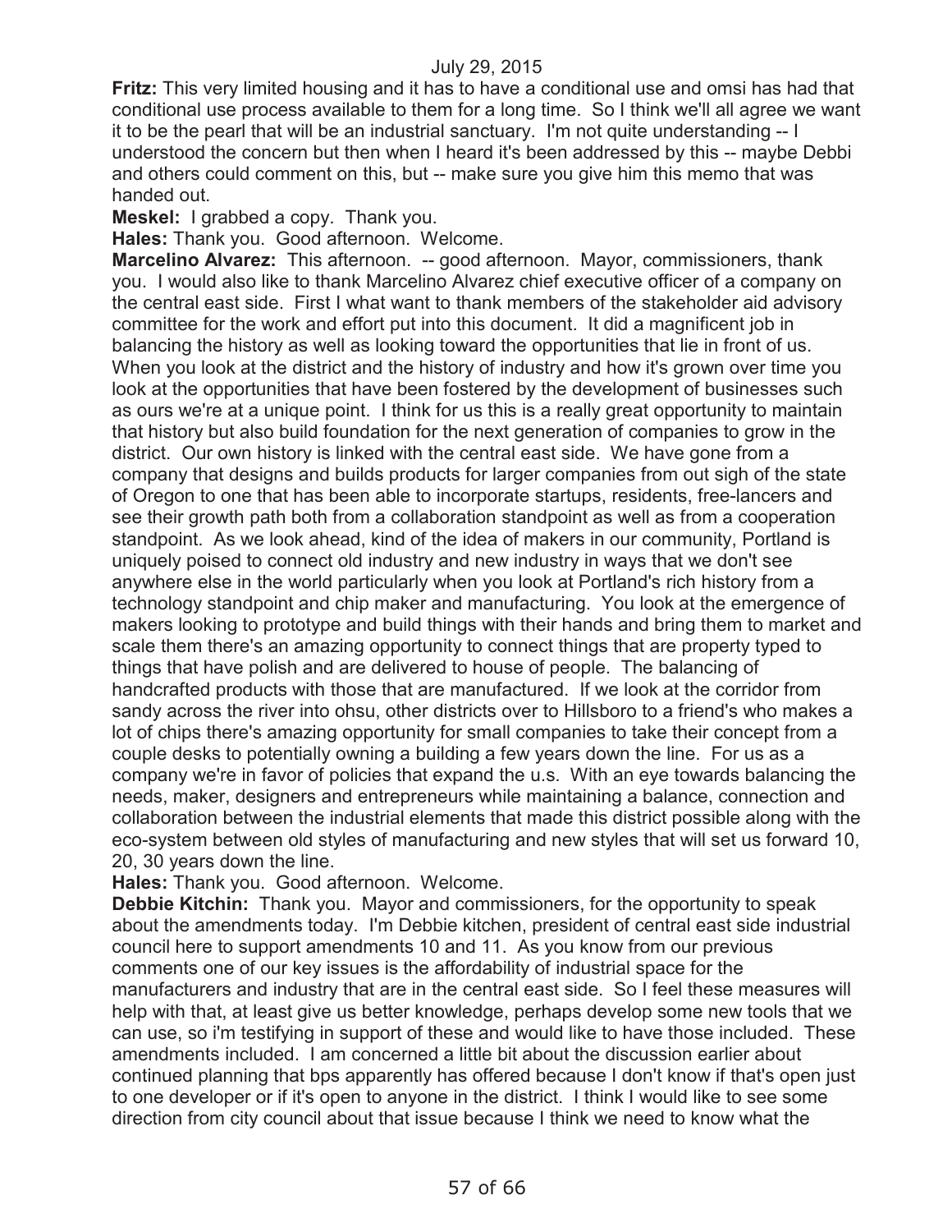**Fritz:** This very limited housing and it has to have a conditional use and omsi has had that conditional use process available to them for a long time. So I think we'll all agree we want it to be the pearl that will be an industrial sanctuary. I'm not quite understanding -- I understood the concern but then when I heard it's been addressed by this -- maybe Debbi and others could comment on this, but -- make sure you give him this memo that was handed out.

**Meskel:** I grabbed a copy. Thank you.

**Hales:** Thank you. Good afternoon. Welcome.

**Marcelino Alvarez:** This afternoon. -- good afternoon. Mayor, commissioners, thank you. I would also like to thank Marcelino Alvarez chief executive officer of a company on the central east side. First I what want to thank members of the stakeholder aid advisory committee for the work and effort put into this document. It did a magnificent job in balancing the history as well as looking toward the opportunities that lie in front of us. When you look at the district and the history of industry and how it's grown over time you look at the opportunities that have been fostered by the development of businesses such as ours we're at a unique point. I think for us this is a really great opportunity to maintain that history but also build foundation for the next generation of companies to grow in the district. Our own history is linked with the central east side. We have gone from a company that designs and builds products for larger companies from out sigh of the state of Oregon to one that has been able to incorporate startups, residents, free-lancers and see their growth path both from a collaboration standpoint as well as from a cooperation standpoint. As we look ahead, kind of the idea of makers in our community, Portland is uniquely poised to connect old industry and new industry in ways that we don't see anywhere else in the world particularly when you look at Portland's rich history from a technology standpoint and chip maker and manufacturing. You look at the emergence of makers looking to prototype and build things with their hands and bring them to market and scale them there's an amazing opportunity to connect things that are property typed to things that have polish and are delivered to house of people. The balancing of handcrafted products with those that are manufactured. If we look at the corridor from sandy across the river into ohsu, other districts over to Hillsboro to a friend's who makes a lot of chips there's amazing opportunity for small companies to take their concept from a couple desks to potentially owning a building a few years down the line. For us as a company we're in favor of policies that expand the u.s. With an eye towards balancing the needs, maker, designers and entrepreneurs while maintaining a balance, connection and collaboration between the industrial elements that made this district possible along with the eco-system between old styles of manufacturing and new styles that will set us forward 10, 20, 30 years down the line.

**Hales:** Thank you. Good afternoon. Welcome.

**Debbie Kitchin:** Thank you. Mayor and commissioners, for the opportunity to speak about the amendments today. I'm Debbie kitchen, president of central east side industrial council here to support amendments 10 and 11. As you know from our previous comments one of our key issues is the affordability of industrial space for the manufacturers and industry that are in the central east side. So I feel these measures will help with that, at least give us better knowledge, perhaps develop some new tools that we can use, so i'm testifying in support of these and would like to have those included. These amendments included. I am concerned a little bit about the discussion earlier about continued planning that bps apparently has offered because I don't know if that's open just to one developer or if it's open to anyone in the district. I think I would like to see some direction from city council about that issue because I think we need to know what the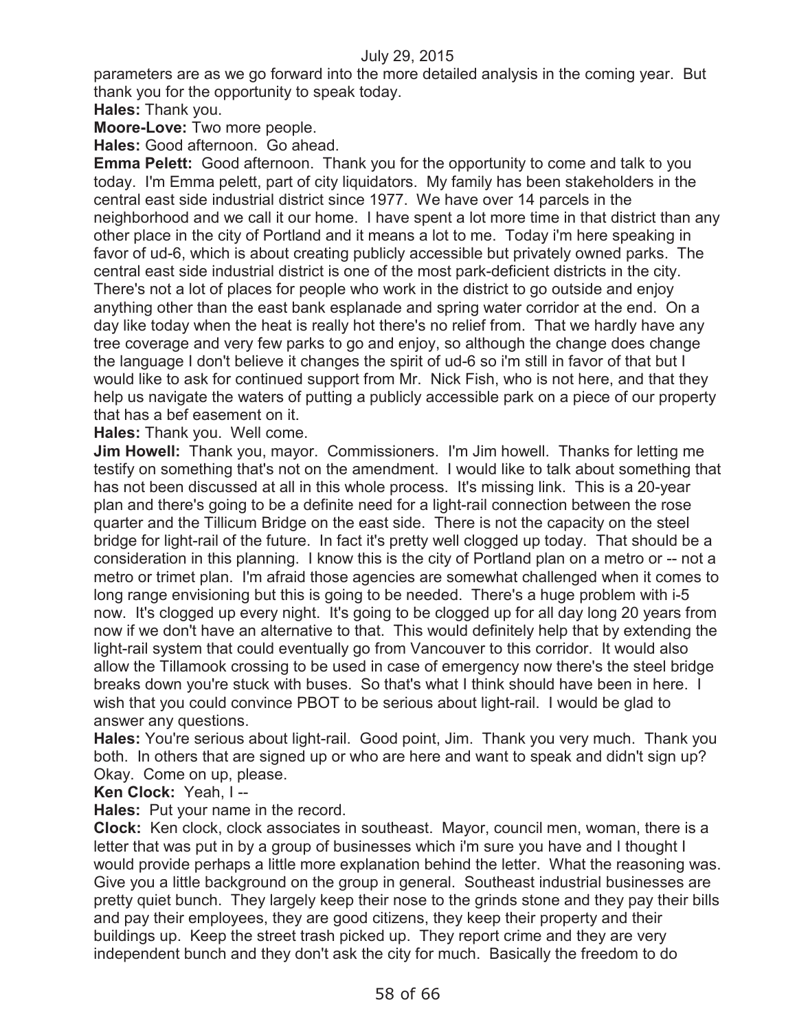parameters are as we go forward into the more detailed analysis in the coming year. But thank you for the opportunity to speak today.

**Hales:** Thank you.

**Moore-Love:** Two more people.

**Hales:** Good afternoon. Go ahead.

**Emma Pelett:** Good afternoon. Thank you for the opportunity to come and talk to you today. I'm Emma pelett, part of city liquidators. My family has been stakeholders in the central east side industrial district since 1977. We have over 14 parcels in the neighborhood and we call it our home. I have spent a lot more time in that district than any other place in the city of Portland and it means a lot to me. Today i'm here speaking in favor of ud-6, which is about creating publicly accessible but privately owned parks. The central east side industrial district is one of the most park-deficient districts in the city. There's not a lot of places for people who work in the district to go outside and enjoy anything other than the east bank esplanade and spring water corridor at the end. On a day like today when the heat is really hot there's no relief from. That we hardly have any tree coverage and very few parks to go and enjoy, so although the change does change the language I don't believe it changes the spirit of ud-6 so i'm still in favor of that but I would like to ask for continued support from Mr. Nick Fish, who is not here, and that they help us navigate the waters of putting a publicly accessible park on a piece of our property that has a bef easement on it.

**Hales:** Thank you. Well come.

**Jim Howell:** Thank you, mayor. Commissioners. I'm Jim howell. Thanks for letting me testify on something that's not on the amendment. I would like to talk about something that has not been discussed at all in this whole process. It's missing link. This is a 20-year plan and there's going to be a definite need for a light-rail connection between the rose quarter and the Tillicum Bridge on the east side. There is not the capacity on the steel bridge for light-rail of the future. In fact it's pretty well clogged up today. That should be a consideration in this planning. I know this is the city of Portland plan on a metro or -- not a metro or trimet plan. I'm afraid those agencies are somewhat challenged when it comes to long range envisioning but this is going to be needed. There's a huge problem with i-5 now. It's clogged up every night. It's going to be clogged up for all day long 20 years from now if we don't have an alternative to that. This would definitely help that by extending the light-rail system that could eventually go from Vancouver to this corridor. It would also allow the Tillamook crossing to be used in case of emergency now there's the steel bridge breaks down you're stuck with buses. So that's what I think should have been in here. I wish that you could convince PBOT to be serious about light-rail. I would be glad to answer any questions.

**Hales:** You're serious about light-rail. Good point, Jim. Thank you very much. Thank you both. In others that are signed up or who are here and want to speak and didn't sign up? Okay. Come on up, please.

**Ken Clock:** Yeah, I --

**Hales:** Put your name in the record.

**Clock:** Ken clock, clock associates in southeast. Mayor, council men, woman, there is a letter that was put in by a group of businesses which i'm sure you have and I thought I would provide perhaps a little more explanation behind the letter. What the reasoning was. Give you a little background on the group in general. Southeast industrial businesses are pretty quiet bunch. They largely keep their nose to the grinds stone and they pay their bills and pay their employees, they are good citizens, they keep their property and their buildings up. Keep the street trash picked up. They report crime and they are very independent bunch and they don't ask the city for much. Basically the freedom to do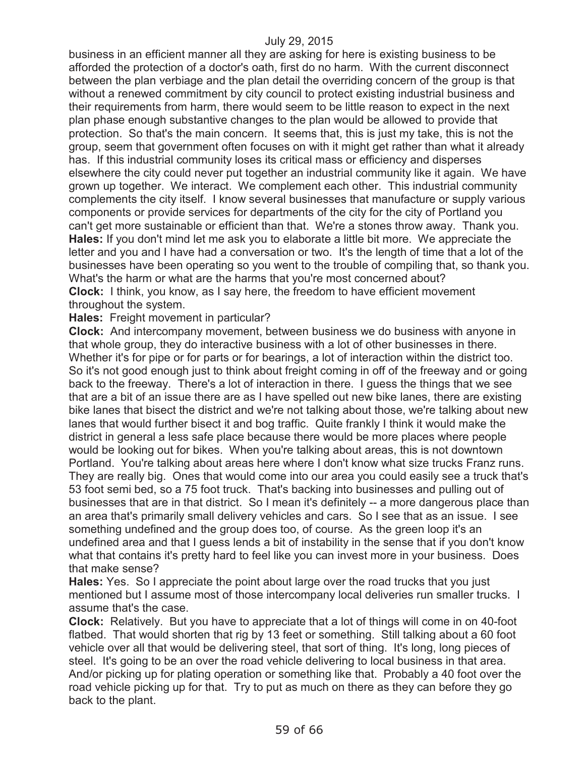business in an efficient manner all they are asking for here is existing business to be afforded the protection of a doctor's oath, first do no harm. With the current disconnect between the plan verbiage and the plan detail the overriding concern of the group is that without a renewed commitment by city council to protect existing industrial business and their requirements from harm, there would seem to be little reason to expect in the next plan phase enough substantive changes to the plan would be allowed to provide that protection. So that's the main concern. It seems that, this is just my take, this is not the group, seem that government often focuses on with it might get rather than what it already has. If this industrial community loses its critical mass or efficiency and disperses elsewhere the city could never put together an industrial community like it again. We have grown up together. We interact. We complement each other. This industrial community complements the city itself. I know several businesses that manufacture or supply various components or provide services for departments of the city for the city of Portland you can't get more sustainable or efficient than that. We're a stones throw away. Thank you.

**Hales:** If you don't mind let me ask you to elaborate a little bit more. We appreciate the letter and you and I have had a conversation or two. It's the length of time that a lot of the businesses have been operating so you went to the trouble of compiling that, so thank you. What's the harm or what are the harms that you're most concerned about?

**Clock:** I think, you know, as I say here, the freedom to have efficient movement throughout the system.

**Hales:** Freight movement in particular?

**Clock:** And intercompany movement, between business we do business with anyone in that whole group, they do interactive business with a lot of other businesses in there. Whether it's for pipe or for parts or for bearings, a lot of interaction within the district too. So it's not good enough just to think about freight coming in off of the freeway and or going back to the freeway. There's a lot of interaction in there. I guess the things that we see that are a bit of an issue there are as I have spelled out new bike lanes, there are existing bike lanes that bisect the district and we're not talking about those, we're talking about new lanes that would further bisect it and bog traffic. Quite frankly I think it would make the district in general a less safe place because there would be more places where people would be looking out for bikes. When you're talking about areas, this is not downtown Portland. You're talking about areas here where I don't know what size trucks Franz runs. They are really big. Ones that would come into our area you could easily see a truck that's 53 foot semi bed, so a 75 foot truck. That's backing into businesses and pulling out of businesses that are in that district. So I mean it's definitely -- a more dangerous place than an area that's primarily small delivery vehicles and cars. So I see that as an issue. I see something undefined and the group does too, of course. As the green loop it's an undefined area and that I guess lends a bit of instability in the sense that if you don't know what that contains it's pretty hard to feel like you can invest more in your business. Does that make sense?

**Hales:** Yes. So I appreciate the point about large over the road trucks that you just mentioned but I assume most of those intercompany local deliveries run smaller trucks. I assume that's the case.

**Clock:** Relatively. But you have to appreciate that a lot of things will come in on 40-foot flatbed. That would shorten that rig by 13 feet or something. Still talking about a 60 foot vehicle over all that would be delivering steel, that sort of thing. It's long, long pieces of steel. It's going to be an over the road vehicle delivering to local business in that area. And/or picking up for plating operation or something like that. Probably a 40 foot over the road vehicle picking up for that. Try to put as much on there as they can before they go back to the plant.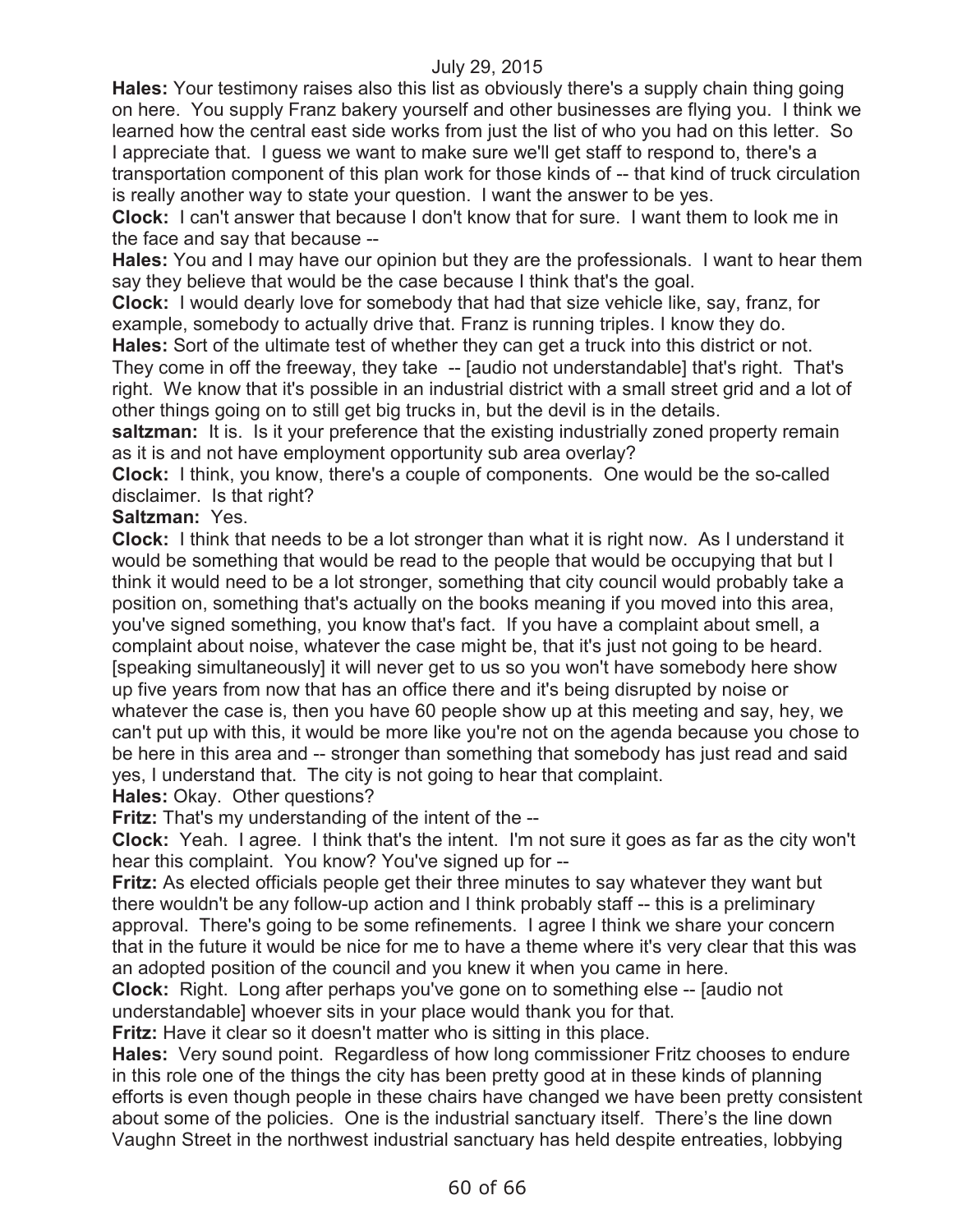**Hales:** Your testimony raises also this list as obviously there's a supply chain thing going on here. You supply Franz bakery yourself and other businesses are flying you. I think we learned how the central east side works from just the list of who you had on this letter. So I appreciate that. I guess we want to make sure we'll get staff to respond to, there's a transportation component of this plan work for those kinds of -- that kind of truck circulation is really another way to state your question. I want the answer to be yes.

**Clock:** I can't answer that because I don't know that for sure. I want them to look me in the face and say that because --

**Hales:** You and I may have our opinion but they are the professionals. I want to hear them say they believe that would be the case because I think that's the goal.

**Clock:** I would dearly love for somebody that had that size vehicle like, say, franz, for example, somebody to actually drive that. Franz is running triples. I know they do.

**Hales:** Sort of the ultimate test of whether they can get a truck into this district or not. They come in off the freeway, they take -- [audio not understandable] that's right. That's right. We know that it's possible in an industrial district with a small street grid and a lot of other things going on to still get big trucks in, but the devil is in the details.

**saltzman:** It is. Is it your preference that the existing industrially zoned property remain as it is and not have employment opportunity sub area overlay?

**Clock:** I think, you know, there's a couple of components. One would be the so-called disclaimer. Is that right?

**Saltzman:** Yes.

**Clock:** I think that needs to be a lot stronger than what it is right now. As I understand it would be something that would be read to the people that would be occupying that but I think it would need to be a lot stronger, something that city council would probably take a position on, something that's actually on the books meaning if you moved into this area, you've signed something, you know that's fact. If you have a complaint about smell, a complaint about noise, whatever the case might be, that it's just not going to be heard. [speaking simultaneously] it will never get to us so you won't have somebody here show up five years from now that has an office there and it's being disrupted by noise or whatever the case is, then you have 60 people show up at this meeting and say, hey, we can't put up with this, it would be more like you're not on the agenda because you chose to be here in this area and -- stronger than something that somebody has just read and said yes, I understand that. The city is not going to hear that complaint.

**Hales:** Okay. Other questions?

**Fritz:** That's my understanding of the intent of the --

**Clock:** Yeah. I agree. I think that's the intent. I'm not sure it goes as far as the city won't hear this complaint. You know? You've signed up for --

**Fritz:** As elected officials people get their three minutes to say whatever they want but there wouldn't be any follow-up action and I think probably staff -- this is a preliminary approval. There's going to be some refinements. I agree I think we share your concern that in the future it would be nice for me to have a theme where it's very clear that this was an adopted position of the council and you knew it when you came in here.

**Clock:** Right. Long after perhaps you've gone on to something else -- [audio not understandable] whoever sits in your place would thank you for that.

**Fritz:** Have it clear so it doesn't matter who is sitting in this place.

**Hales:** Very sound point. Regardless of how long commissioner Fritz chooses to endure in this role one of the things the city has been pretty good at in these kinds of planning efforts is even though people in these chairs have changed we have been pretty consistent about some of the policies. One is the industrial sanctuary itself. There's the line down Vaughn Street in the northwest industrial sanctuary has held despite entreaties, lobbying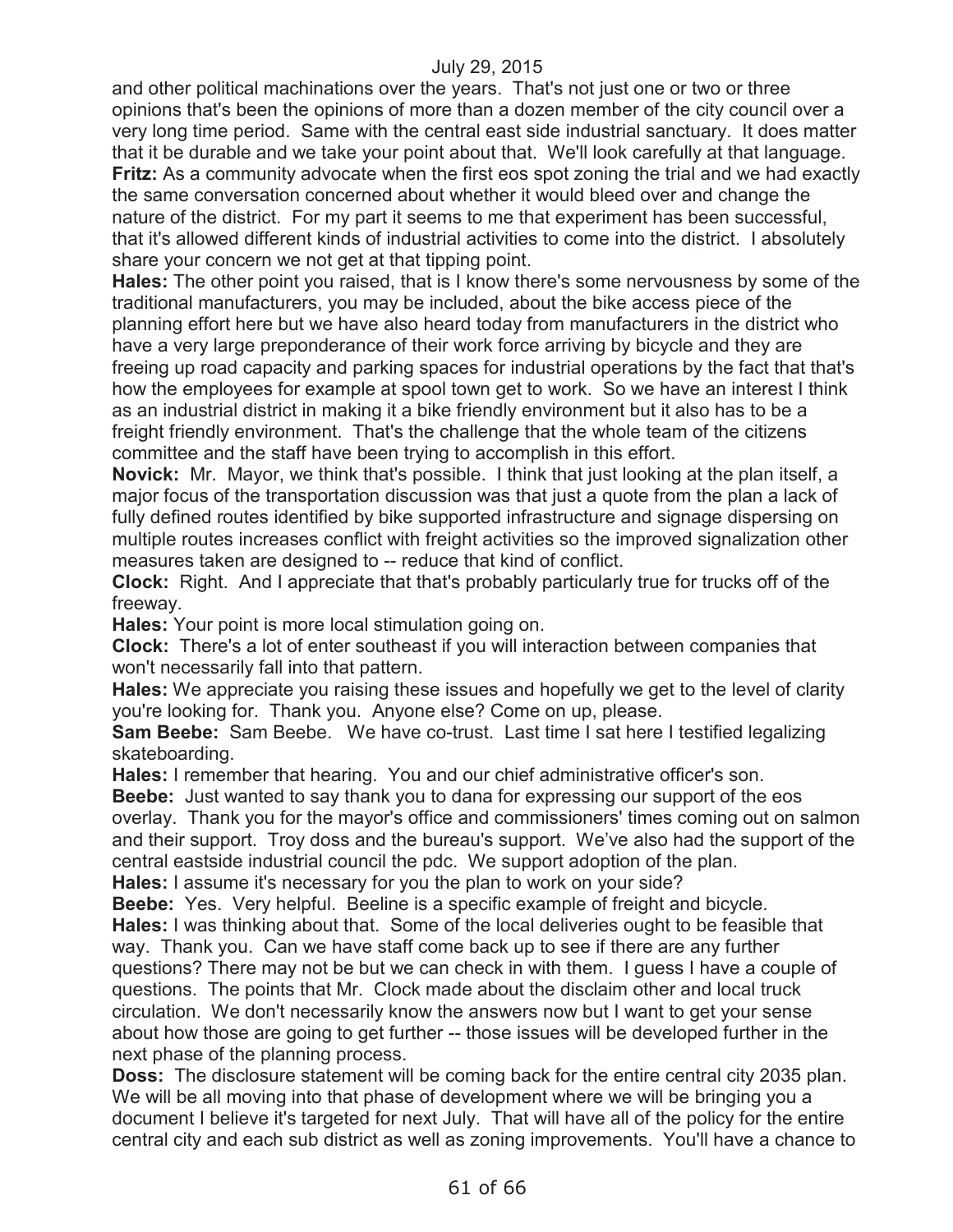and other political machinations over the years. That's not just one or two or three opinions that's been the opinions of more than a dozen member of the city council over a very long time period. Same with the central east side industrial sanctuary. It does matter that it be durable and we take your point about that. We'll look carefully at that language.

**Fritz:** As a community advocate when the first eos spot zoning the trial and we had exactly the same conversation concerned about whether it would bleed over and change the nature of the district. For my part it seems to me that experiment has been successful, that it's allowed different kinds of industrial activities to come into the district. I absolutely share your concern we not get at that tipping point.

**Hales:** The other point you raised, that is I know there's some nervousness by some of the traditional manufacturers, you may be included, about the bike access piece of the planning effort here but we have also heard today from manufacturers in the district who have a very large preponderance of their work force arriving by bicycle and they are freeing up road capacity and parking spaces for industrial operations by the fact that that's how the employees for example at spool town get to work. So we have an interest I think as an industrial district in making it a bike friendly environment but it also has to be a freight friendly environment. That's the challenge that the whole team of the citizens committee and the staff have been trying to accomplish in this effort.

**Novick:** Mr. Mayor, we think that's possible. I think that just looking at the plan itself, a major focus of the transportation discussion was that just a quote from the plan a lack of fully defined routes identified by bike supported infrastructure and signage dispersing on multiple routes increases conflict with freight activities so the improved signalization other measures taken are designed to -- reduce that kind of conflict.

**Clock:** Right. And I appreciate that that's probably particularly true for trucks off of the freeway.

**Hales:** Your point is more local stimulation going on.

**Clock:** There's a lot of enter southeast if you will interaction between companies that won't necessarily fall into that pattern.

**Hales:** We appreciate you raising these issues and hopefully we get to the level of clarity you're looking for. Thank you. Anyone else? Come on up, please.

**Sam Beebe:** Sam Beebe. We have co-trust. Last time I sat here I testified legalizing skateboarding.

**Hales:** I remember that hearing. You and our chief administrative officer's son.

**Beebe:** Just wanted to say thank you to dana for expressing our support of the eos overlay. Thank you for the mayor's office and commissioners' times coming out on salmon and their support. Troy doss and the bureau's support. We've also had the support of the central eastside industrial council the pdc. We support adoption of the plan.

**Hales:** I assume it's necessary for you the plan to work on your side?

**Beebe:** Yes. Very helpful. Beeline is a specific example of freight and bicycle.

**Hales:** I was thinking about that. Some of the local deliveries ought to be feasible that way. Thank you. Can we have staff come back up to see if there are any further questions? There may not be but we can check in with them. I guess I have a couple of questions. The points that Mr. Clock made about the disclaim other and local truck circulation. We don't necessarily know the answers now but I want to get your sense about how those are going to get further -- those issues will be developed further in the next phase of the planning process.

**Doss:** The disclosure statement will be coming back for the entire central city 2035 plan. We will be all moving into that phase of development where we will be bringing you a document I believe it's targeted for next July. That will have all of the policy for the entire central city and each sub district as well as zoning improvements. You'll have a chance to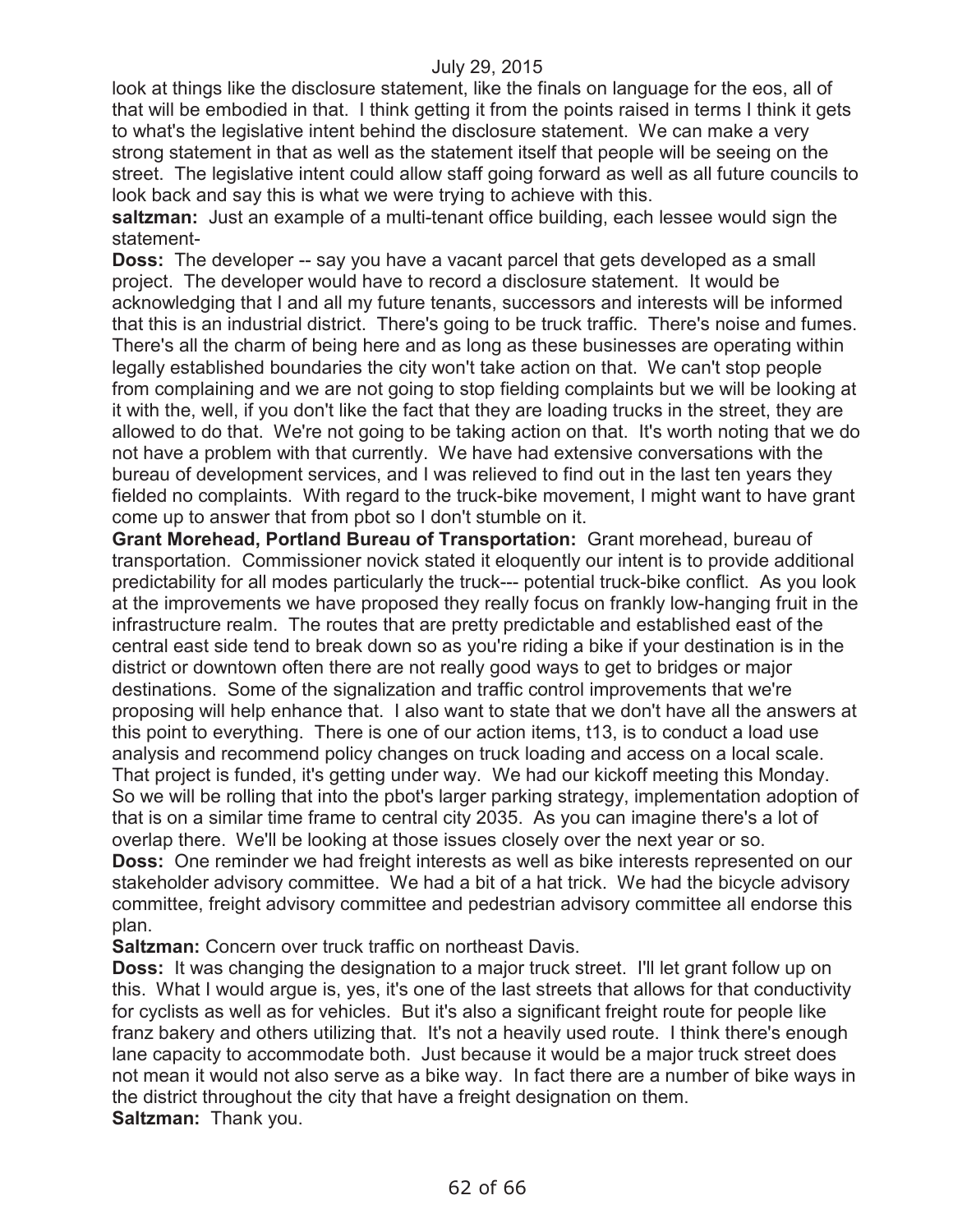look at things like the disclosure statement, like the finals on language for the eos, all of that will be embodied in that. I think getting it from the points raised in terms I think it gets to what's the legislative intent behind the disclosure statement. We can make a very strong statement in that as well as the statement itself that people will be seeing on the street. The legislative intent could allow staff going forward as well as all future councils to look back and say this is what we were trying to achieve with this.

**saltzman:** Just an example of a multi-tenant office building, each lessee would sign the statement-

**Doss:** The developer -- say you have a vacant parcel that gets developed as a small project. The developer would have to record a disclosure statement. It would be acknowledging that I and all my future tenants, successors and interests will be informed that this is an industrial district. There's going to be truck traffic. There's noise and fumes. There's all the charm of being here and as long as these businesses are operating within legally established boundaries the city won't take action on that. We can't stop people from complaining and we are not going to stop fielding complaints but we will be looking at it with the, well, if you don't like the fact that they are loading trucks in the street, they are allowed to do that. We're not going to be taking action on that. It's worth noting that we do not have a problem with that currently. We have had extensive conversations with the bureau of development services, and I was relieved to find out in the last ten years they fielded no complaints. With regard to the truck-bike movement, I might want to have grant come up to answer that from pbot so I don't stumble on it.

**Grant Morehead, Portland Bureau of Transportation:** Grant morehead, bureau of transportation. Commissioner novick stated it eloquently our intent is to provide additional predictability for all modes particularly the truck--- potential truck-bike conflict. As you look at the improvements we have proposed they really focus on frankly low-hanging fruit in the infrastructure realm. The routes that are pretty predictable and established east of the central east side tend to break down so as you're riding a bike if your destination is in the district or downtown often there are not really good ways to get to bridges or major destinations. Some of the signalization and traffic control improvements that we're proposing will help enhance that. I also want to state that we don't have all the answers at this point to everything. There is one of our action items, t13, is to conduct a load use analysis and recommend policy changes on truck loading and access on a local scale. That project is funded, it's getting under way. We had our kickoff meeting this Monday. So we will be rolling that into the pbot's larger parking strategy, implementation adoption of that is on a similar time frame to central city 2035. As you can imagine there's a lot of overlap there. We'll be looking at those issues closely over the next year or so.

**Doss:** One reminder we had freight interests as well as bike interests represented on our stakeholder advisory committee. We had a bit of a hat trick. We had the bicycle advisory committee, freight advisory committee and pedestrian advisory committee all endorse this plan.

**Saltzman:** Concern over truck traffic on northeast Davis.

**Doss:** It was changing the designation to a major truck street. I'll let grant follow up on this. What I would argue is, yes, it's one of the last streets that allows for that conductivity for cyclists as well as for vehicles. But it's also a significant freight route for people like franz bakery and others utilizing that. It's not a heavily used route. I think there's enough lane capacity to accommodate both. Just because it would be a major truck street does not mean it would not also serve as a bike way. In fact there are a number of bike ways in the district throughout the city that have a freight designation on them.

**Saltzman:** Thank you.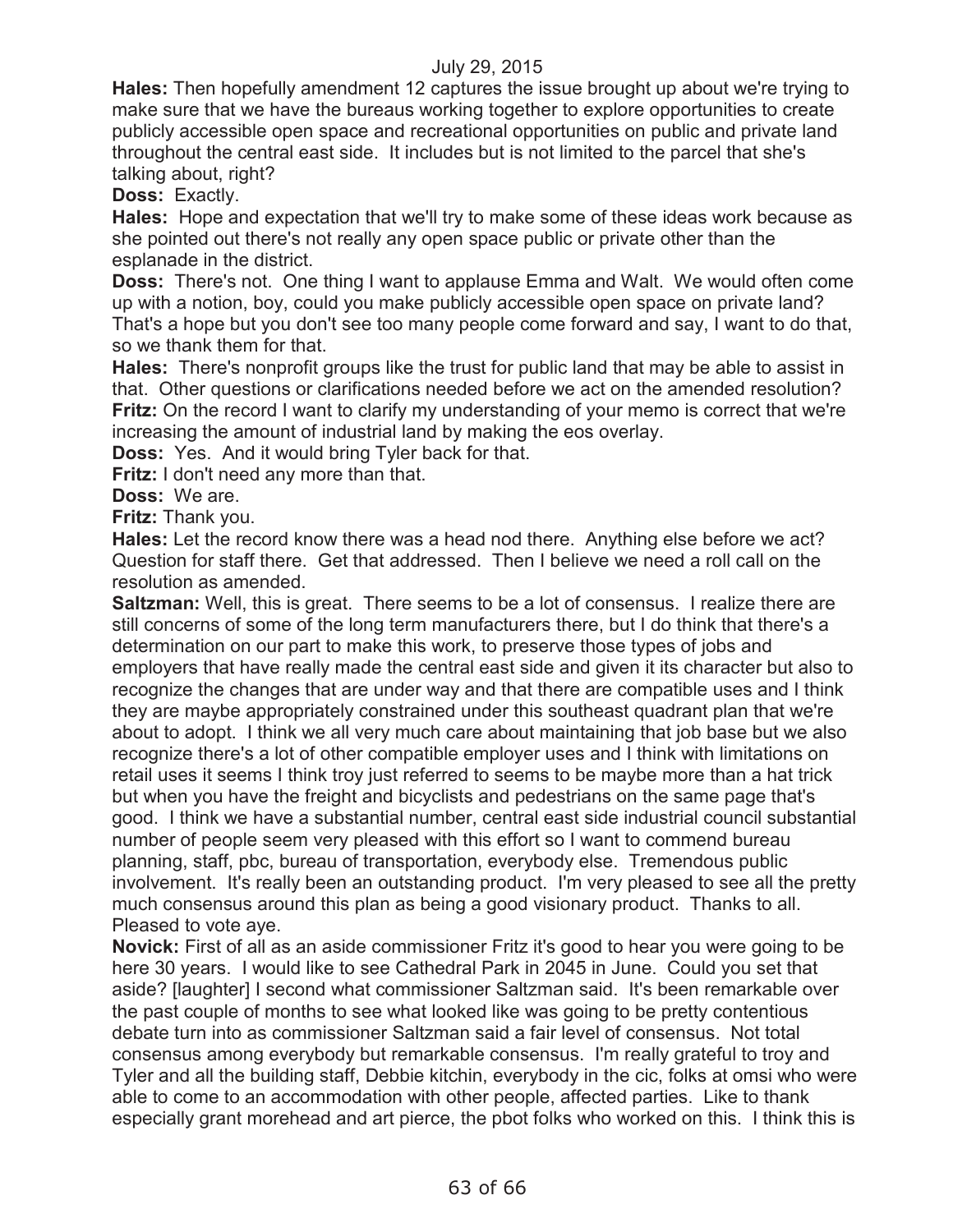**Hales:** Then hopefully amendment 12 captures the issue brought up about we're trying to make sure that we have the bureaus working together to explore opportunities to create publicly accessible open space and recreational opportunities on public and private land throughout the central east side. It includes but is not limited to the parcel that she's talking about, right?

**Doss:** Exactly.

**Hales:** Hope and expectation that we'll try to make some of these ideas work because as she pointed out there's not really any open space public or private other than the esplanade in the district.

**Doss:** There's not. One thing I want to applause Emma and Walt. We would often come up with a notion, boy, could you make publicly accessible open space on private land? That's a hope but you don't see too many people come forward and say, I want to do that, so we thank them for that.

**Hales:** There's nonprofit groups like the trust for public land that may be able to assist in that. Other questions or clarifications needed before we act on the amended resolution?

**Fritz:** On the record I want to clarify my understanding of your memo is correct that we're increasing the amount of industrial land by making the eos overlay.

**Doss:** Yes. And it would bring Tyler back for that.

**Fritz:** I don't need any more than that.

**Doss:** We are.

**Fritz:** Thank you.

**Hales:** Let the record know there was a head nod there. Anything else before we act? Question for staff there. Get that addressed. Then I believe we need a roll call on the resolution as amended.

**Saltzman:** Well, this is great. There seems to be a lot of consensus. I realize there are still concerns of some of the long term manufacturers there, but I do think that there's a determination on our part to make this work, to preserve those types of jobs and employers that have really made the central east side and given it its character but also to recognize the changes that are under way and that there are compatible uses and I think they are maybe appropriately constrained under this southeast quadrant plan that we're about to adopt. I think we all very much care about maintaining that job base but we also recognize there's a lot of other compatible employer uses and I think with limitations on retail uses it seems I think troy just referred to seems to be maybe more than a hat trick but when you have the freight and bicyclists and pedestrians on the same page that's good. I think we have a substantial number, central east side industrial council substantial number of people seem very pleased with this effort so I want to commend bureau planning, staff, pbc, bureau of transportation, everybody else. Tremendous public involvement. It's really been an outstanding product. I'm very pleased to see all the pretty much consensus around this plan as being a good visionary product. Thanks to all. Pleased to vote aye.

**Novick:** First of all as an aside commissioner Fritz it's good to hear you were going to be here 30 years. I would like to see Cathedral Park in 2045 in June. Could you set that aside? [laughter] I second what commissioner Saltzman said. It's been remarkable over the past couple of months to see what looked like was going to be pretty contentious debate turn into as commissioner Saltzman said a fair level of consensus. Not total consensus among everybody but remarkable consensus. I'm really grateful to troy and Tyler and all the building staff, Debbie kitchin, everybody in the cic, folks at omsi who were able to come to an accommodation with other people, affected parties. Like to thank especially grant morehead and art pierce, the pbot folks who worked on this. I think this is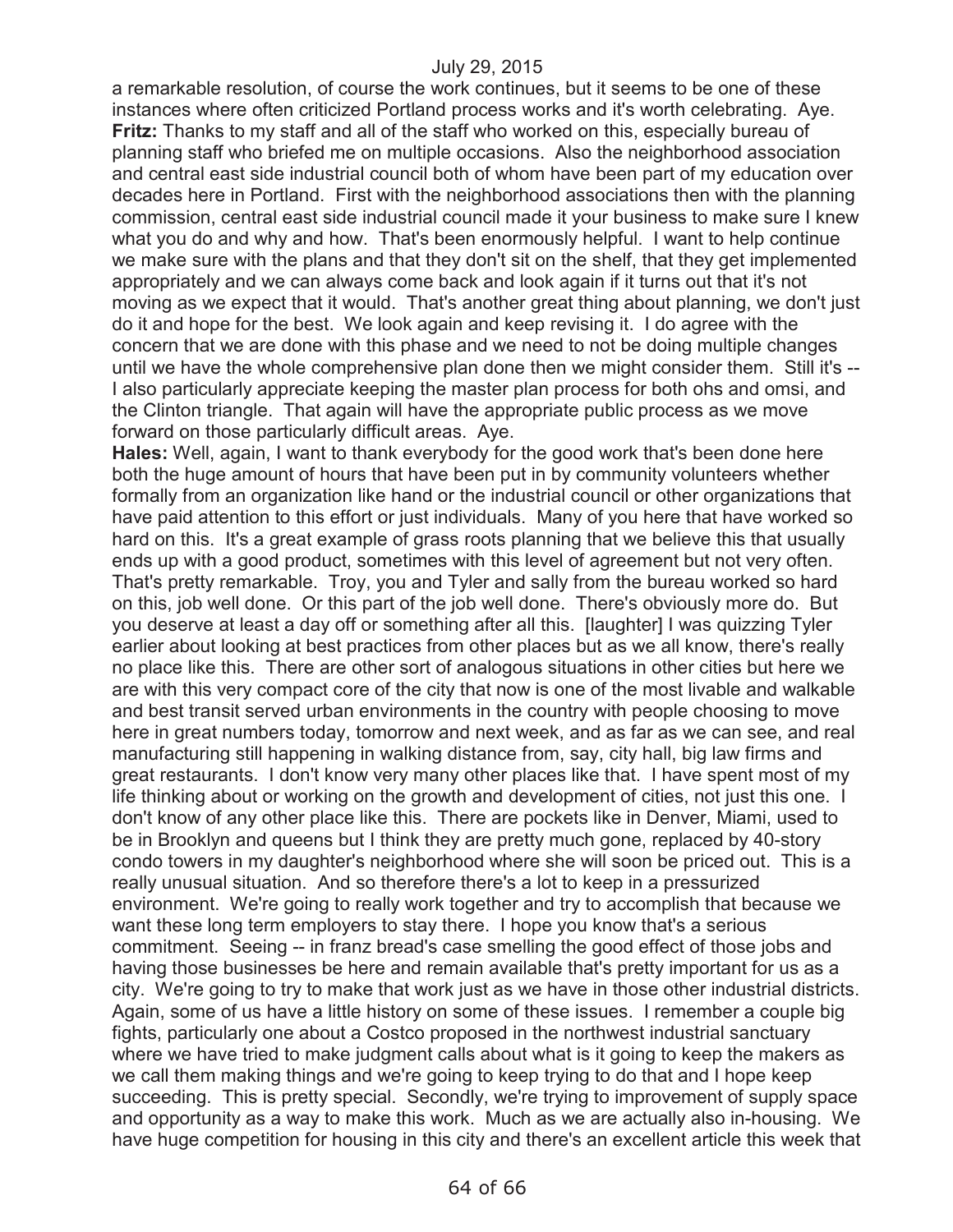a remarkable resolution, of course the work continues, but it seems to be one of these instances where often criticized Portland process works and it's worth celebrating. Aye.

**Fritz:** Thanks to my staff and all of the staff who worked on this, especially bureau of planning staff who briefed me on multiple occasions. Also the neighborhood association and central east side industrial council both of whom have been part of my education over decades here in Portland. First with the neighborhood associations then with the planning commission, central east side industrial council made it your business to make sure I knew what you do and why and how. That's been enormously helpful. I want to help continue we make sure with the plans and that they don't sit on the shelf, that they get implemented appropriately and we can always come back and look again if it turns out that it's not moving as we expect that it would. That's another great thing about planning, we don't just do it and hope for the best. We look again and keep revising it. I do agree with the concern that we are done with this phase and we need to not be doing multiple changes until we have the whole comprehensive plan done then we might consider them. Still it's -- I also particularly appreciate keeping the master plan process for both ohs and omsi, and the Clinton triangle. That again will have the appropriate public process as we move forward on those particularly difficult areas. Aye.

**Hales:** Well, again, I want to thank everybody for the good work that's been done here both the huge amount of hours that have been put in by community volunteers whether formally from an organization like hand or the industrial council or other organizations that have paid attention to this effort or just individuals. Many of you here that have worked so hard on this. It's a great example of grass roots planning that we believe this that usually ends up with a good product, sometimes with this level of agreement but not very often. That's pretty remarkable. Troy, you and Tyler and sally from the bureau worked so hard on this, job well done. Or this part of the job well done. There's obviously more do. But you deserve at least a day off or something after all this. [laughter] I was quizzing Tyler earlier about looking at best practices from other places but as we all know, there's really no place like this. There are other sort of analogous situations in other cities but here we are with this very compact core of the city that now is one of the most livable and walkable and best transit served urban environments in the country with people choosing to move here in great numbers today, tomorrow and next week, and as far as we can see, and real manufacturing still happening in walking distance from, say, city hall, big law firms and great restaurants. I don't know very many other places like that. I have spent most of my life thinking about or working on the growth and development of cities, not just this one. I don't know of any other place like this. There are pockets like in Denver, Miami, used to be in Brooklyn and queens but I think they are pretty much gone, replaced by 40-story condo towers in my daughter's neighborhood where she will soon be priced out. This is a really unusual situation. And so therefore there's a lot to keep in a pressurized environment. We're going to really work together and try to accomplish that because we want these long term employers to stay there. I hope you know that's a serious commitment. Seeing -- in franz bread's case smelling the good effect of those jobs and having those businesses be here and remain available that's pretty important for us as a city. We're going to try to make that work just as we have in those other industrial districts. Again, some of us have a little history on some of these issues. I remember a couple big fights, particularly one about a Costco proposed in the northwest industrial sanctuary where we have tried to make judgment calls about what is it going to keep the makers as we call them making things and we're going to keep trying to do that and I hope keep succeeding. This is pretty special. Secondly, we're trying to improvement of supply space and opportunity as a way to make this work. Much as we are actually also in-housing. We have huge competition for housing in this city and there's an excellent article this week that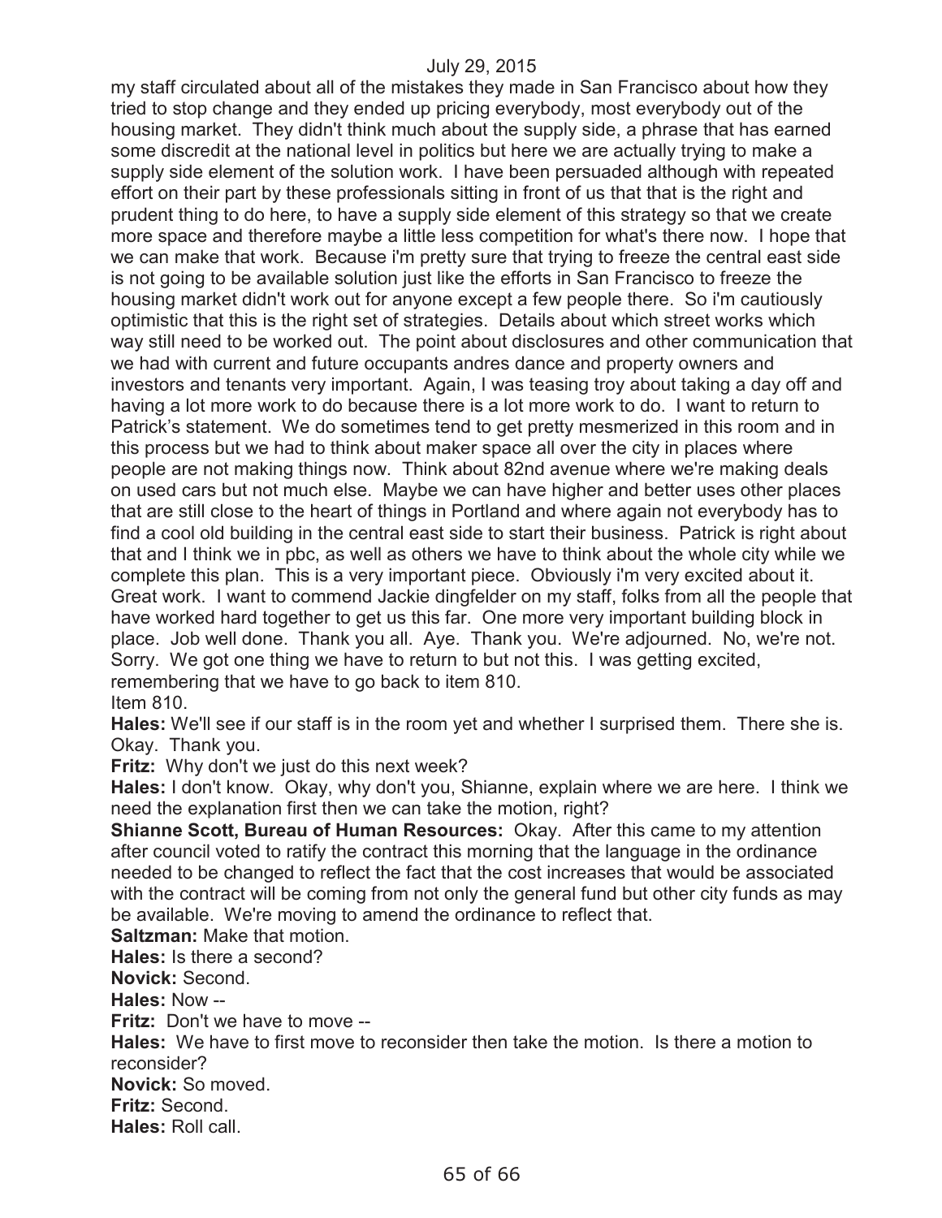my staff circulated about all of the mistakes they made in San Francisco about how they tried to stop change and they ended up pricing everybody, most everybody out of the housing market. They didn't think much about the supply side, a phrase that has earned some discredit at the national level in politics but here we are actually trying to make a supply side element of the solution work. I have been persuaded although with repeated effort on their part by these professionals sitting in front of us that that is the right and prudent thing to do here, to have a supply side element of this strategy so that we create more space and therefore maybe a little less competition for what's there now. I hope that we can make that work. Because i'm pretty sure that trying to freeze the central east side is not going to be available solution just like the efforts in San Francisco to freeze the housing market didn't work out for anyone except a few people there. So i'm cautiously optimistic that this is the right set of strategies. Details about which street works which way still need to be worked out. The point about disclosures and other communication that we had with current and future occupants andres dance and property owners and investors and tenants very important. Again, I was teasing troy about taking a day off and having a lot more work to do because there is a lot more work to do. I want to return to Patrick's statement. We do sometimes tend to get pretty mesmerized in this room and in this process but we had to think about maker space all over the city in places where people are not making things now. Think about 82nd avenue where we're making deals on used cars but not much else. Maybe we can have higher and better uses other places that are still close to the heart of things in Portland and where again not everybody has to find a cool old building in the central east side to start their business. Patrick is right about that and I think we in pbc, as well as others we have to think about the whole city while we complete this plan. This is a very important piece. Obviously i'm very excited about it. Great work. I want to commend Jackie dingfelder on my staff, folks from all the people that have worked hard together to get us this far. One more very important building block in place. Job well done. Thank you all. Aye. Thank you. We're adjourned. No, we're not. Sorry. We got one thing we have to return to but not this. I was getting excited, remembering that we have to go back to item 810.

Item 810.

**Hales:** We'll see if our staff is in the room yet and whether I surprised them. There she is. Okay. Thank you.

**Fritz:** Why don't we just do this next week?

**Hales:** I don't know. Okay, why don't you, Shianne, explain where we are here. I think we need the explanation first then we can take the motion, right?

**Shianne Scott, Bureau of Human Resources:** Okay. After this came to my attention after council voted to ratify the contract this morning that the language in the ordinance needed to be changed to reflect the fact that the cost increases that would be associated with the contract will be coming from not only the general fund but other city funds as may be available. We're moving to amend the ordinance to reflect that.

**Saltzman:** Make that motion.

**Hales:** Is there a second?

**Novick:** Second.

**Hales:** Now --

**Fritz:** Don't we have to move --

**Hales:** We have to first move to reconsider then take the motion. Is there a motion to reconsider?

**Novick:** So moved.

**Fritz:** Second.

**Hales:** Roll call.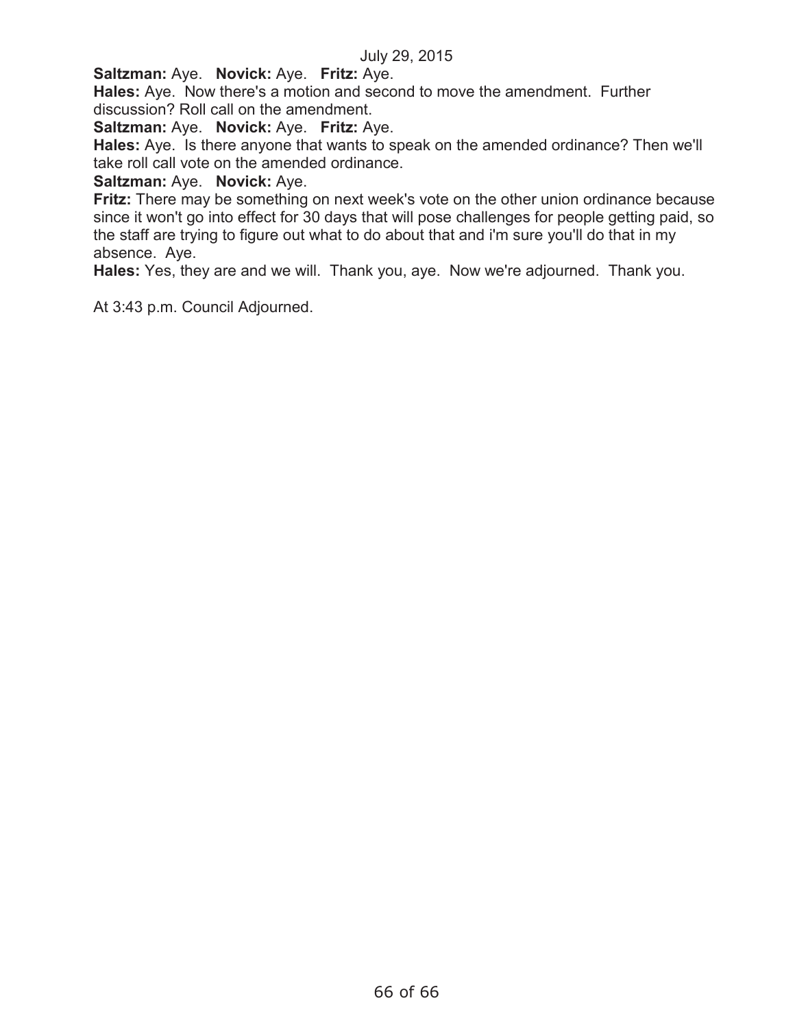**Saltzman:** Aye. **Novick:** Aye. **Fritz:** Aye.

**Hales:** Aye. Now there's a motion and second to move the amendment. Further discussion? Roll call on the amendment.

**Saltzman:** Aye. **Novick:** Aye. **Fritz:** Aye.

**Hales:** Aye. Is there anyone that wants to speak on the amended ordinance? Then we'll take roll call vote on the amended ordinance.

**Saltzman:** Aye. **Novick:** Aye.

**Fritz:** There may be something on next week's vote on the other union ordinance because since it won't go into effect for 30 days that will pose challenges for people getting paid, so the staff are trying to figure out what to do about that and i'm sure you'll do that in my absence. Aye.

**Hales:** Yes, they are and we will. Thank you, aye. Now we're adjourned. Thank you.

At 3:43 p.m. Council Adjourned.